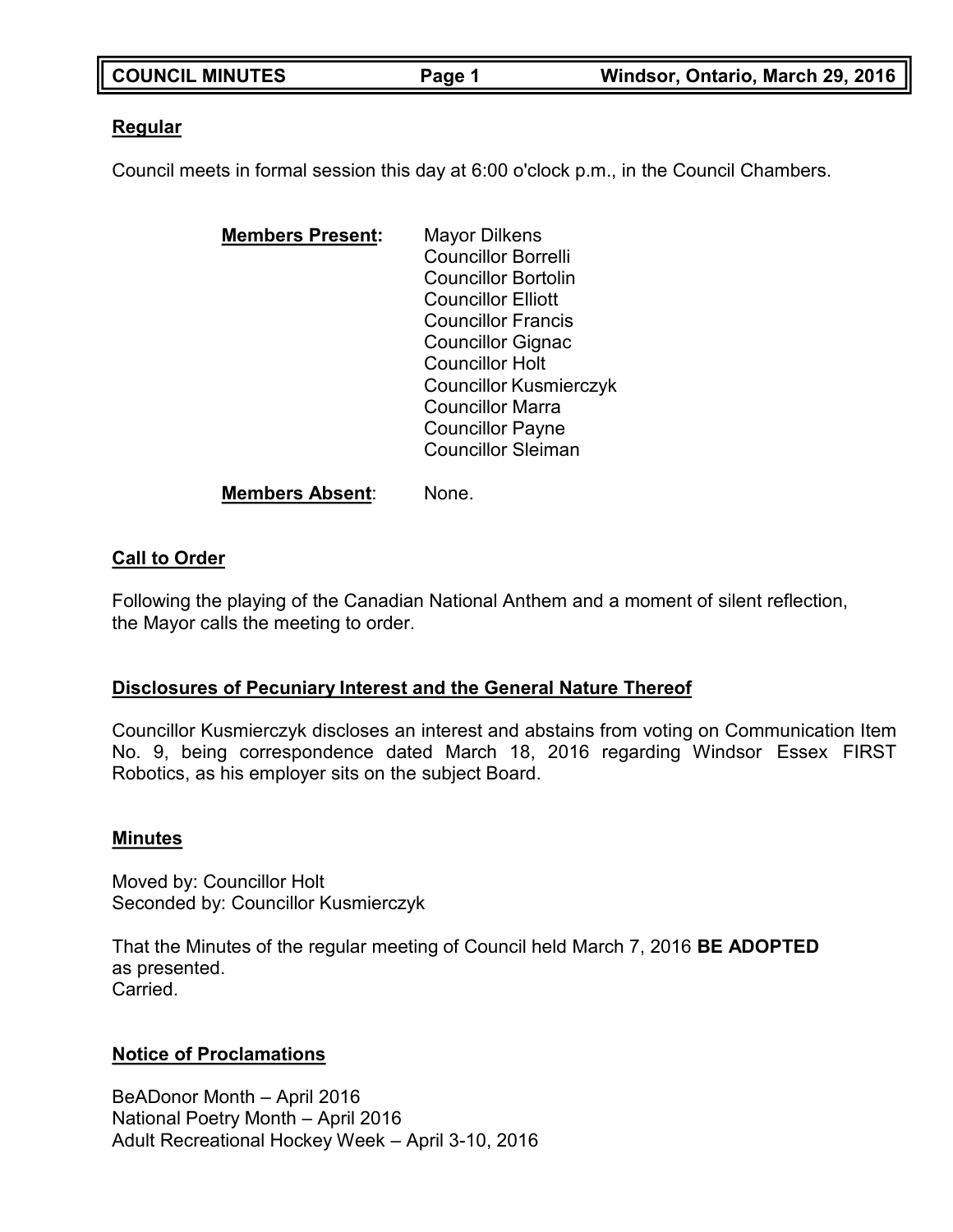## Regular

Council meets in formal session this day at 6:00 o'clock p.m., in the Council Chambers.

**Members Present:**
Mayor Dilkens
Councillor Borrelli
Councillor Bortolin
Councillor Elliott
Councillor Francis
Councillor Gignac
Councillor Holt
Councillor Kusmierczyk
Councillor Marra
Councillor Payne
Councillor Sleiman

**Members Absent**: None.

## Call to Order

Following the playing of the Canadian National Anthem and a moment of silent reflection, the Mayor calls the meeting to order.

## Disclosures of Pecuniary Interest and the General Nature Thereof

Councillor Kusmierczyk discloses an interest and abstains from voting on Communication Item No. 9, being correspondence dated March 18, 2016 regarding Windsor Essex FIRST Robotics, as his employer sits on the subject Board.

## Minutes

Moved by: Councillor Holt
Seconded by: Councillor Kusmierczyk

That the Minutes of the regular meeting of Council held March 7, 2016 **BE ADOPTED** as presented.
Carried.

## Notice of Proclamations

BeADonor Month – April 2016
National Poetry Month – April 2016
Adult Recreational Hockey Week – April 3-10, 2016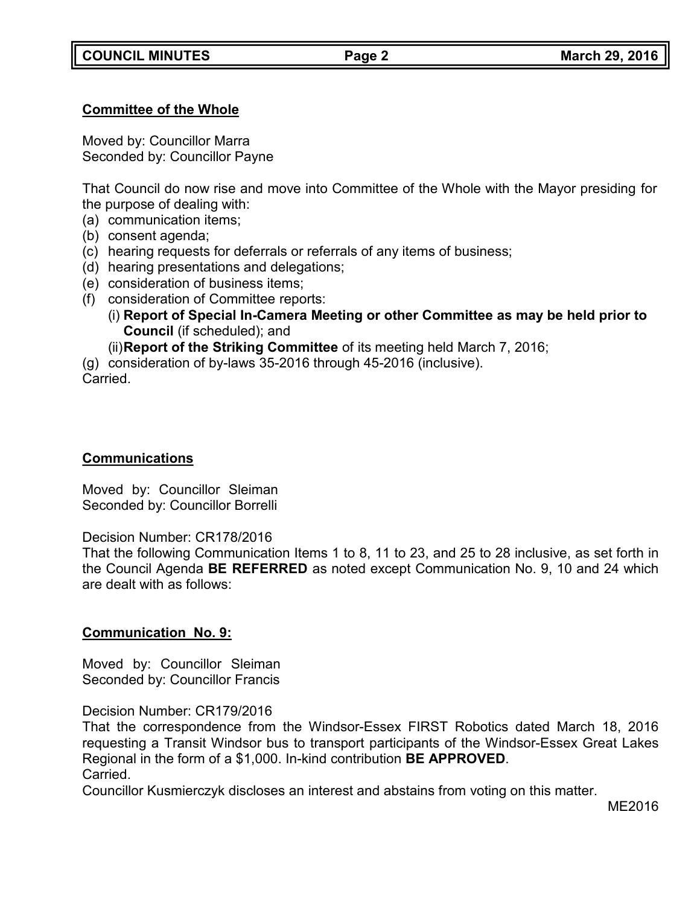## Committee of the Whole

Moved by: Councillor Marra
Seconded by: Councillor Payne

That Council do now rise and move into Committee of the Whole with the Mayor presiding for the purpose of dealing with:

(a) communication items;
(b) consent agenda;
(c) hearing requests for deferrals or referrals of any items of business;
(d) hearing presentations and delegations;
(e) consideration of business items;
(f) consideration of Committee reports:
   (i) **Report of Special In-Camera Meeting or other Committee as may be held prior to Council** (if scheduled); and
   (ii) **Report of the Striking Committee** of its meeting held March 7, 2016;
(g) consideration of by-laws 35-2016 through 45-2016 (inclusive).

Carried.

## Communications

Moved by: Councillor Sleiman
Seconded by: Councillor Borrelli

Decision Number: CR178/2016
That the following Communication Items 1 to 8, 11 to 23, and 25 to 28 inclusive, as set forth in the Council Agenda **BE REFERRED** as noted except Communication No. 9, 10 and 24 which are dealt with as follows:

## Communication No. 9:

Moved by: Councillor Sleiman
Seconded by: Councillor Francis

Decision Number: CR179/2016
That the correspondence from the Windsor-Essex FIRST Robotics dated March 18, 2016 requesting a Transit Windsor bus to transport participants of the Windsor-Essex Great Lakes Regional in the form of a $1,000. In-kind contribution **BE APPROVED**.
Carried.
Councillor Kusmierczyk discloses an interest and abstains from voting on this matter.

ME2016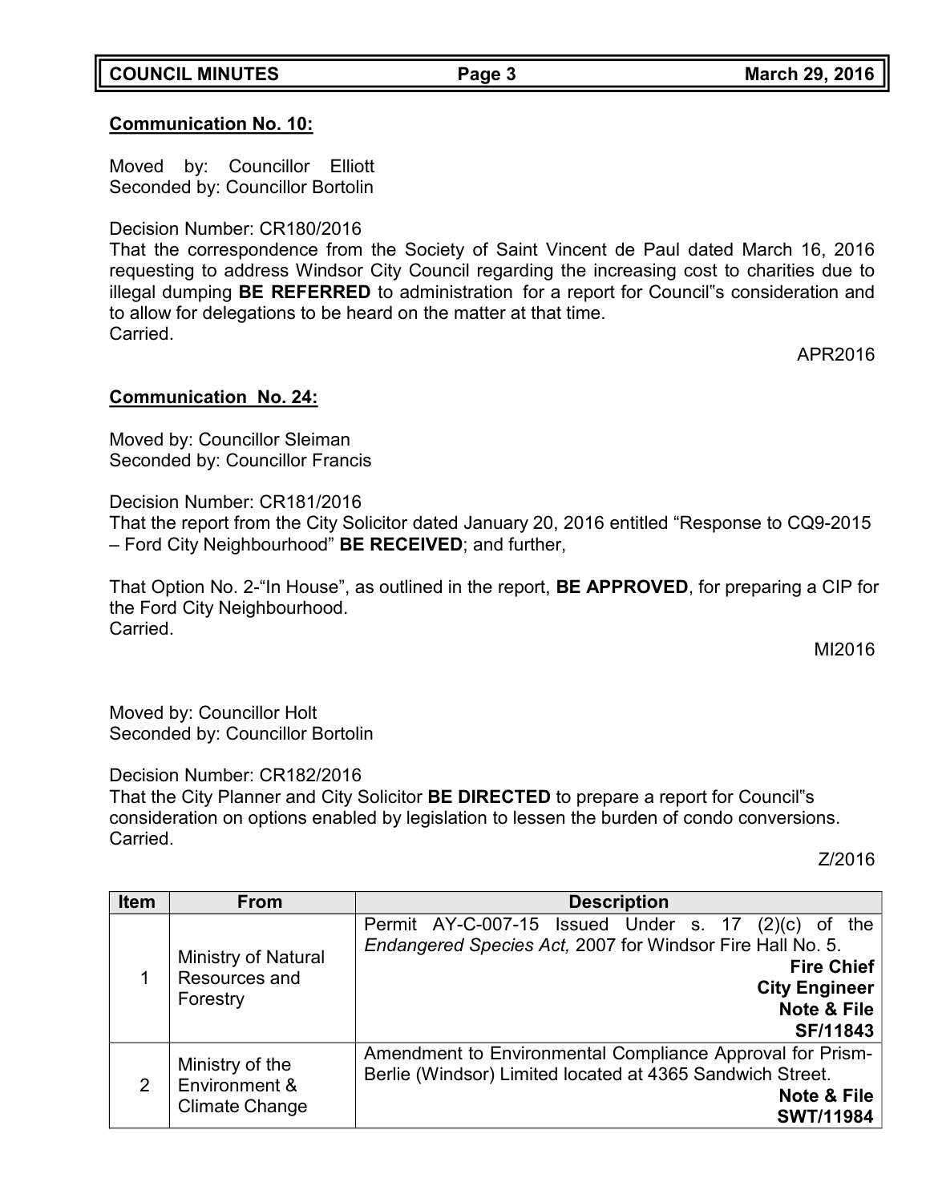**Communication No. 10:**

Moved by: Councillor Elliott
Seconded by: Councillor Bortolin

Decision Number: CR180/2016
That the correspondence from the Society of Saint Vincent de Paul dated March 16, 2016 requesting to address Windsor City Council regarding the increasing cost to charities due to illegal dumping **BE REFERRED** to administration for a report for Council"s consideration and to allow for delegations to be heard on the matter at that time.
Carried.

APR2016

**Communication No. 24:**

Moved by: Councillor Sleiman
Seconded by: Councillor Francis

Decision Number: CR181/2016
That the report from the City Solicitor dated January 20, 2016 entitled "Response to CQ9-2015 – Ford City Neighbourhood" **BE RECEIVED**; and further,

That Option No. 2-"In House", as outlined in the report, **BE APPROVED**, for preparing a CIP for the Ford City Neighbourhood.
Carried.

MI2016

Moved by: Councillor Holt
Seconded by: Councillor Bortolin

Decision Number: CR182/2016
That the City Planner and City Solicitor **BE DIRECTED** to prepare a report for Council"s consideration on options enabled by legislation to lessen the burden of condo conversions.
Carried.

Z/2016

| Item | From | Description |
|---|---|---|
| 1 | Ministry of Natural Resources and Forestry | Permit AY-C-007-15 Issued Under s. 17 (2)(c) of the *Endangered Species Act,* 2007 for Windsor Fire Hall No. 5. **Fire Chief** **City Engineer** **Note & File** **SF/11843** |
| 2 | Ministry of the Environment & Climate Change | Amendment to Environmental Compliance Approval for Prism-Berlie (Windsor) Limited located at 4365 Sandwich Street. **Note & File** **SWT/11984** |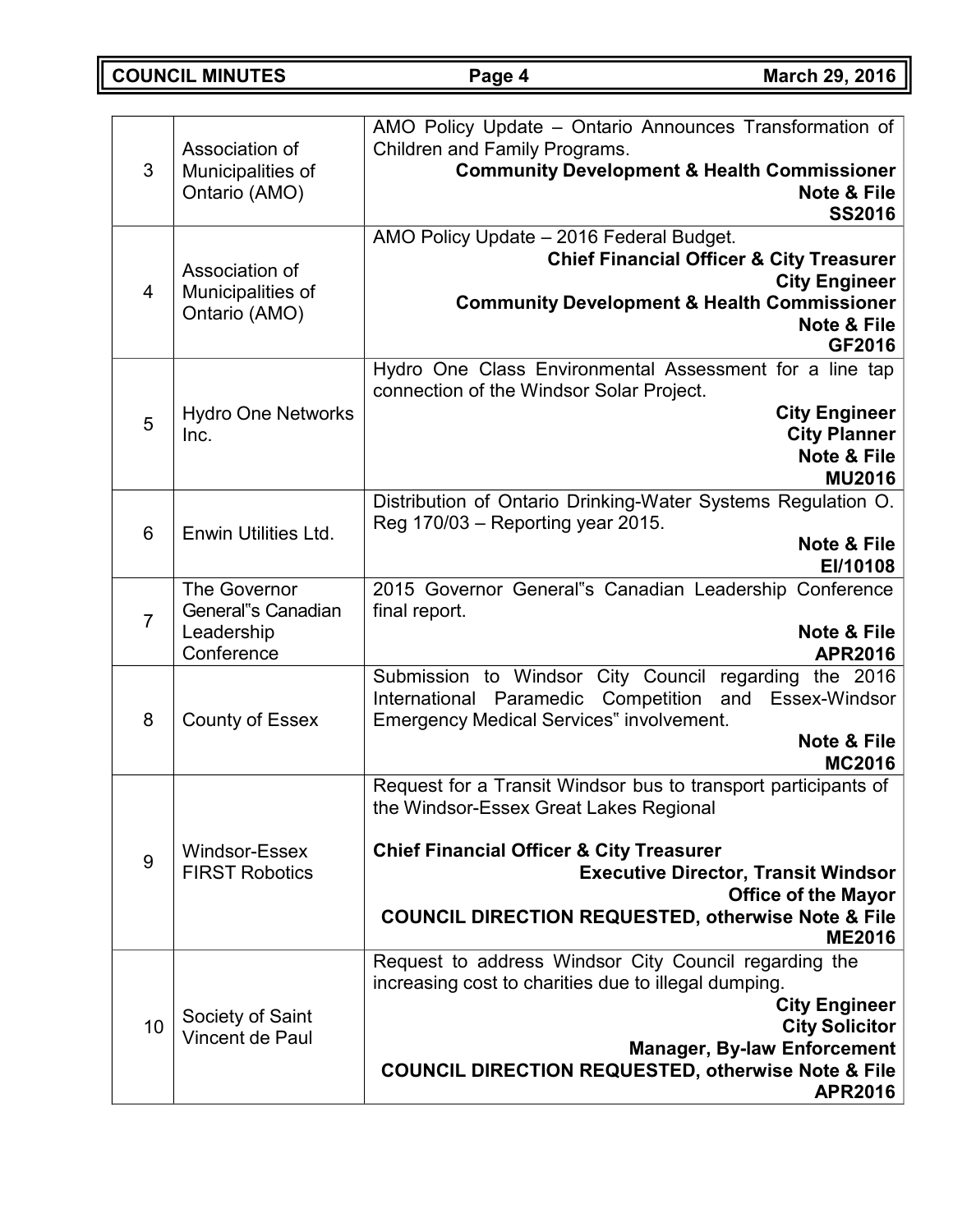| | | |
|---|---|---|
| 3 | Association of Municipalities of Ontario (AMO) | AMO Policy Update – Ontario Announces Transformation of Children and Family Programs.<br>**Community Development & Health Commissioner**<br>**Note & File**<br>**SS2016** |
| 4 | Association of Municipalities of Ontario (AMO) | AMO Policy Update – 2016 Federal Budget.<br>**Chief Financial Officer & City Treasurer**<br>**City Engineer**<br>**Community Development & Health Commissioner**<br>**Note & File**<br>**GF2016** |
| 5 | Hydro One Networks Inc. | Hydro One Class Environmental Assessment for a line tap connection of the Windsor Solar Project.<br>**City Engineer**<br>**City Planner**<br>**Note & File**<br>**MU2016** |
| 6 | Enwin Utilities Ltd. | Distribution of Ontario Drinking-Water Systems Regulation O. Reg 170/03 – Reporting year 2015.<br>**Note & File**<br>**EI/10108** |
| 7 | The Governor General"s Canadian Leadership Conference | 2015 Governor General"s Canadian Leadership Conference final report.<br>**Note & File**<br>**APR2016** |
| 8 | County of Essex | Submission to Windsor City Council regarding the 2016 International Paramedic Competition and Essex-Windsor Emergency Medical Services" involvement.<br>**Note & File**<br>**MC2016** |
| 9 | Windsor-Essex FIRST Robotics | Request for a Transit Windsor bus to transport participants of the Windsor-Essex Great Lakes Regional<br><br>**Chief Financial Officer & City Treasurer**<br>**Executive Director, Transit Windsor**<br>**Office of the Mayor**<br>**COUNCIL DIRECTION REQUESTED, otherwise Note & File**<br>**ME2016** |
| 10 | Society of Saint Vincent de Paul | Request to address Windsor City Council regarding the increasing cost to charities due to illegal dumping.<br>**City Engineer**<br>**City Solicitor**<br>**Manager, By-law Enforcement**<br>**COUNCIL DIRECTION REQUESTED, otherwise Note & File**<br>**APR2016** |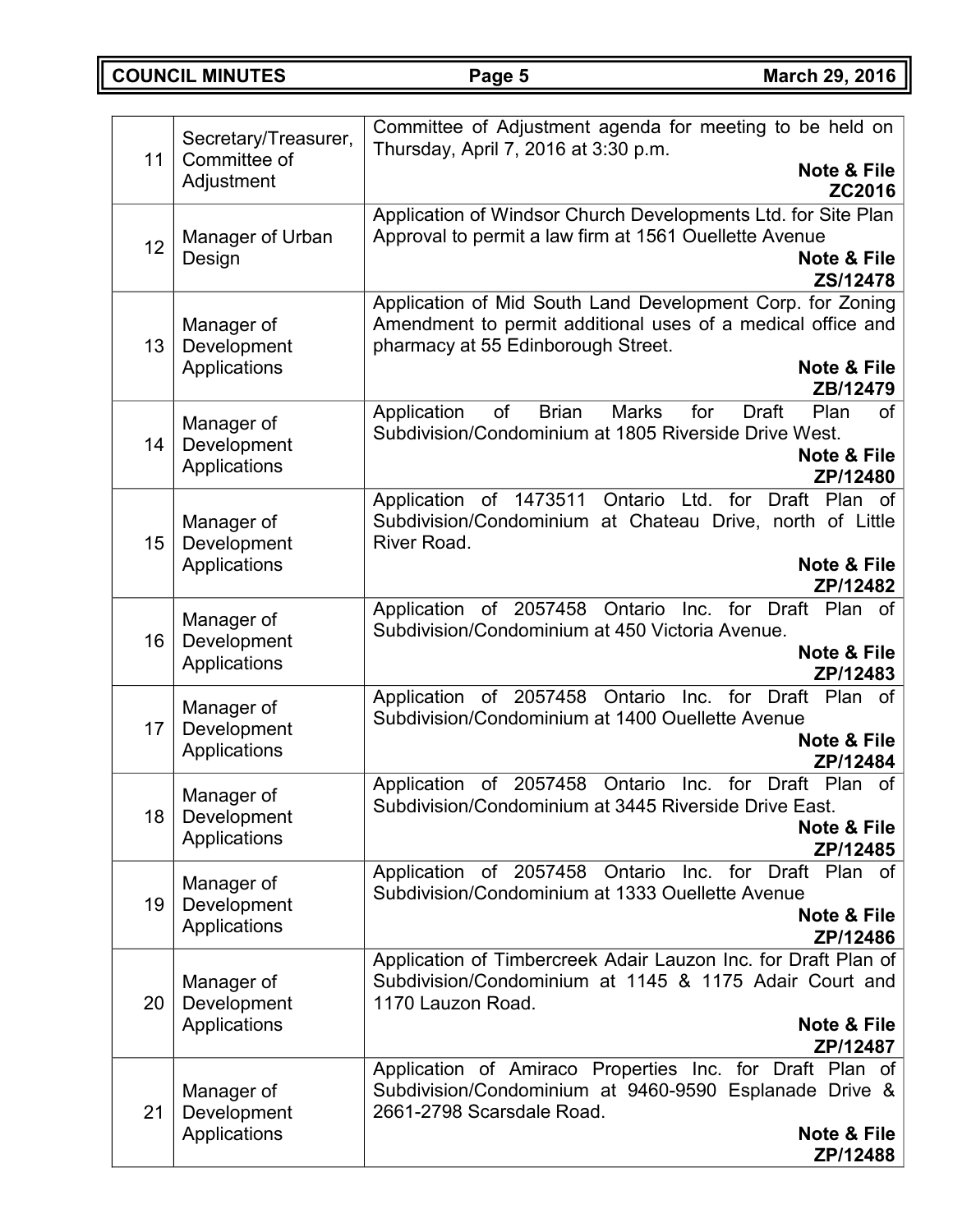| | | |
|---|---|---|
| 11 | Secretary/Treasurer, Committee of Adjustment | Committee of Adjustment agenda for meeting to be held on Thursday, April 7, 2016 at 3:30 p.m.<br>**Note & File**<br>**ZC2016** |
| 12 | Manager of Urban Design | Application of Windsor Church Developments Ltd. for Site Plan Approval to permit a law firm at 1561 Ouellette Avenue<br>**Note & File**<br>**ZS/12478** |
| 13 | Manager of Development Applications | Application of Mid South Land Development Corp. for Zoning Amendment to permit additional uses of a medical office and pharmacy at 55 Edinborough Street.<br>**Note & File**<br>**ZB/12479** |
| 14 | Manager of Development Applications | Application of Brian Marks for Draft Plan of Subdivision/Condominium at 1805 Riverside Drive West.<br>**Note & File**<br>**ZP/12480** |
| 15 | Manager of Development Applications | Application of 1473511 Ontario Ltd. for Draft Plan of Subdivision/Condominium at Chateau Drive, north of Little River Road.<br>**Note & File**<br>**ZP/12482** |
| 16 | Manager of Development Applications | Application of 2057458 Ontario Inc. for Draft Plan of Subdivision/Condominium at 450 Victoria Avenue.<br>**Note & File**<br>**ZP/12483** |
| 17 | Manager of Development Applications | Application of 2057458 Ontario Inc. for Draft Plan of Subdivision/Condominium at 1400 Ouellette Avenue<br>**Note & File**<br>**ZP/12484** |
| 18 | Manager of Development Applications | Application of 2057458 Ontario Inc. for Draft Plan of Subdivision/Condominium at 3445 Riverside Drive East.<br>**Note & File**<br>**ZP/12485** |
| 19 | Manager of Development Applications | Application of 2057458 Ontario Inc. for Draft Plan of Subdivision/Condominium at 1333 Ouellette Avenue<br>**Note & File**<br>**ZP/12486** |
| 20 | Manager of Development Applications | Application of Timbercreek Adair Lauzon Inc. for Draft Plan of Subdivision/Condominium at 1145 & 1175 Adair Court and 1170 Lauzon Road.<br>**Note & File**<br>**ZP/12487** |
| 21 | Manager of Development Applications | Application of Amiraco Properties Inc. for Draft Plan of Subdivision/Condominium at 9460-9590 Esplanade Drive & 2661-2798 Scarsdale Road.<br>**Note & File**<br>**ZP/12488** |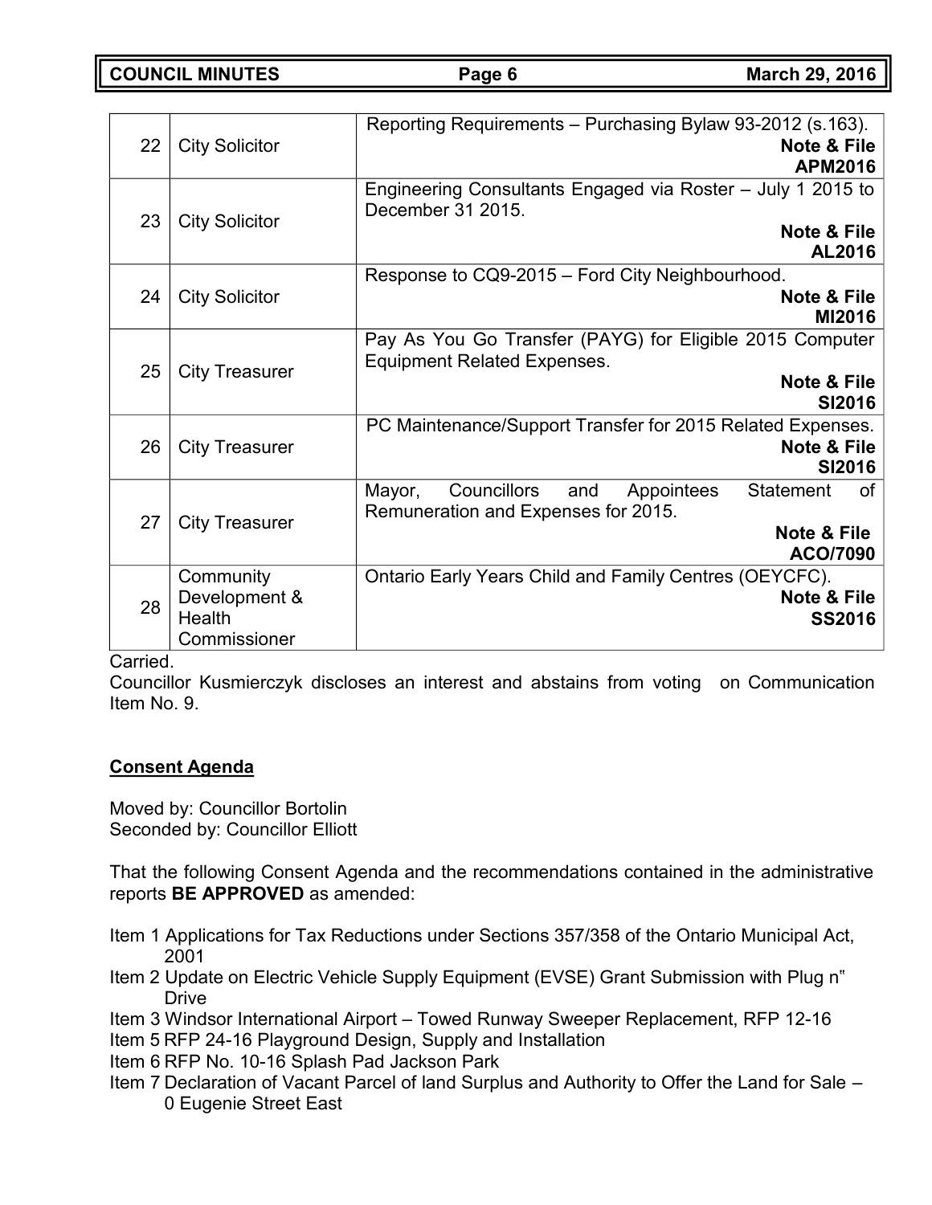| 22 | City Solicitor | Reporting Requirements – Purchasing Bylaw 93-2012 (s.163). **Note & File** **APM2016** |
|---|---|---|
| 23 | City Solicitor | Engineering Consultants Engaged via Roster – July 1 2015 to December 31 2015. **Note & File** **AL2016** |
| 24 | City Solicitor | Response to CQ9-2015 – Ford City Neighbourhood. **Note & File** **MI2016** |
| 25 | City Treasurer | Pay As You Go Transfer (PAYG) for Eligible 2015 Computer Equipment Related Expenses. **Note & File** **SI2016** |
| 26 | City Treasurer | PC Maintenance/Support Transfer for 2015 Related Expenses. **Note & File** **SI2016** |
| 27 | City Treasurer | Mayor, Councillors and Appointees Statement of Remuneration and Expenses for 2015. **Note & File** **ACO/7090** |
| 28 | Community Development & Health Commissioner | Ontario Early Years Child and Family Centres (OEYCFC). **Note & File** **SS2016** |

Carried.

Councillor Kusmierczyk discloses an interest and abstains from voting on Communication Item No. 9.

**Consent Agenda**

Moved by: Councillor Bortolin
Seconded by: Councillor Elliott

That the following Consent Agenda and the recommendations contained in the administrative reports **BE APPROVED** as amended:

Item 1 Applications for Tax Reductions under Sections 357/358 of the Ontario Municipal Act, 2001
Item 2 Update on Electric Vehicle Supply Equipment (EVSE) Grant Submission with Plug n" Drive
Item 3 Windsor International Airport – Towed Runway Sweeper Replacement, RFP 12-16
Item 5 RFP 24-16 Playground Design, Supply and Installation
Item 6 RFP No. 10-16 Splash Pad Jackson Park
Item 7 Declaration of Vacant Parcel of land Surplus and Authority to Offer the Land for Sale – 0 Eugenie Street East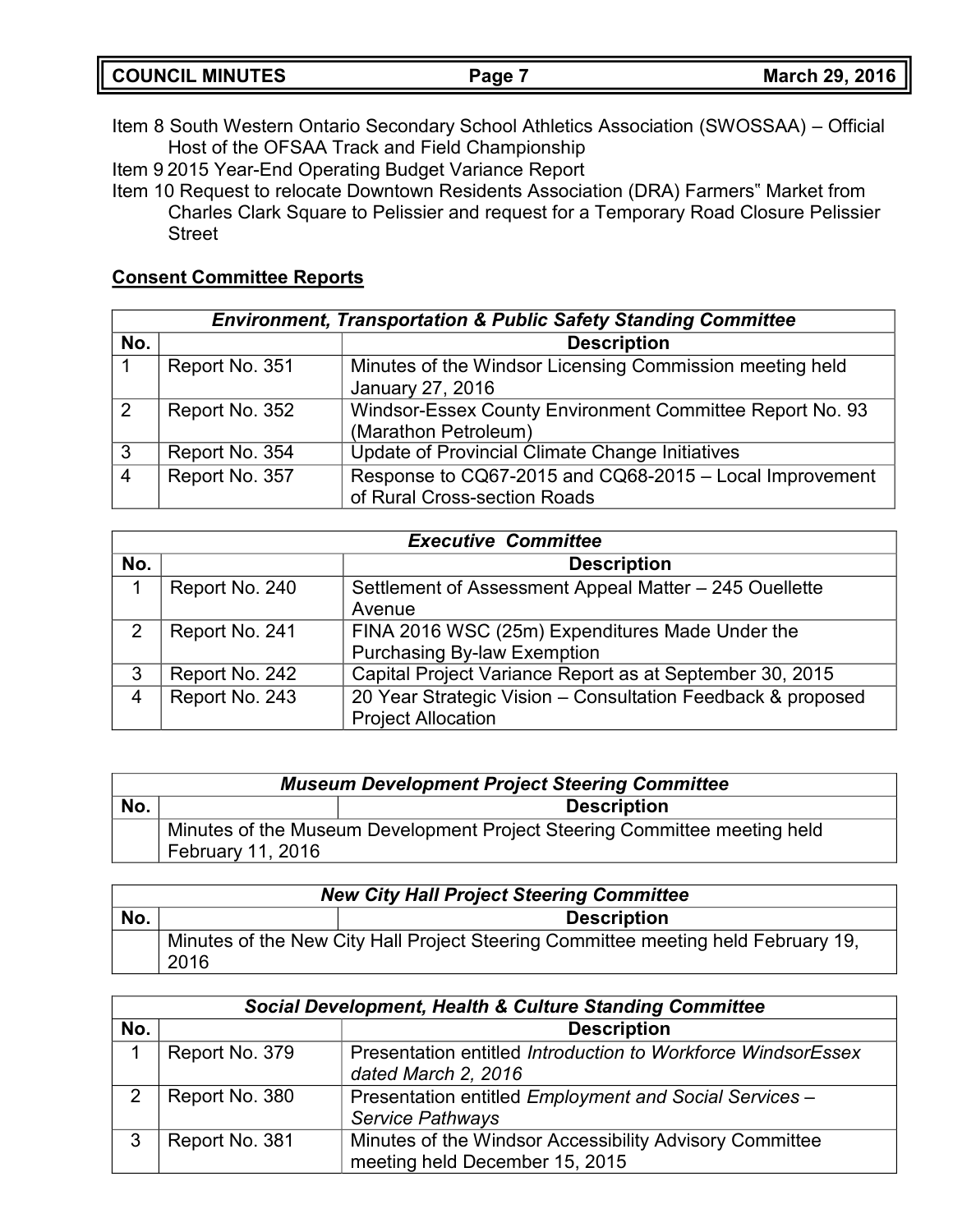Item 8 South Western Ontario Secondary School Athletics Association (SWOSSAA) – Official Host of the OFSAA Track and Field Championship
Item 9 2015 Year-End Operating Budget Variance Report
Item 10 Request to relocate Downtown Residents Association (DRA) Farmers" Market from Charles Clark Square to Pelissier and request for a Temporary Road Closure Pelissier Street

**Consent Committee Reports**

| ***Environment, Transportation & Public Safety Standing Committee*** | | |
|---|---|---|
| **No.** | | **Description** |
| 1 | Report No. 351 | Minutes of the Windsor Licensing Commission meeting held January 27, 2016 |
| 2 | Report No. 352 | Windsor-Essex County Environment Committee Report No. 93 (Marathon Petroleum) |
| 3 | Report No. 354 | Update of Provincial Climate Change Initiatives |
| 4 | Report No. 357 | Response to CQ67-2015 and CQ68-2015 – Local Improvement of Rural Cross-section Roads |

| ***Executive Committee*** | | |
|---|---|---|
| **No.** | | **Description** |
| 1 | Report No. 240 | Settlement of Assessment Appeal Matter – 245 Ouellette Avenue |
| 2 | Report No. 241 | FINA 2016 WSC (25m) Expenditures Made Under the Purchasing By-law Exemption |
| 3 | Report No. 242 | Capital Project Variance Report as at September 30, 2015 |
| 4 | Report No. 243 | 20 Year Strategic Vision – Consultation Feedback & proposed Project Allocation |

| ***Museum Development Project Steering Committee*** | |
|---|---|
| **No.** | **Description** |
| | Minutes of the Museum Development Project Steering Committee meeting held February 11, 2016 |

| ***New City Hall Project Steering Committee*** | |
|---|---|
| **No.** | **Description** |
| | Minutes of the New City Hall Project Steering Committee meeting held February 19, 2016 |

| ***Social Development, Health & Culture Standing Committee*** | | |
|---|---|---|
| **No.** | | **Description** |
| 1 | Report No. 379 | Presentation entitled *Introduction to Workforce WindsorEssex dated March 2, 2016* |
| 2 | Report No. 380 | Presentation entitled *Employment and Social Services – Service Pathways* |
| 3 | Report No. 381 | Minutes of the Windsor Accessibility Advisory Committee meeting held December 15, 2015 |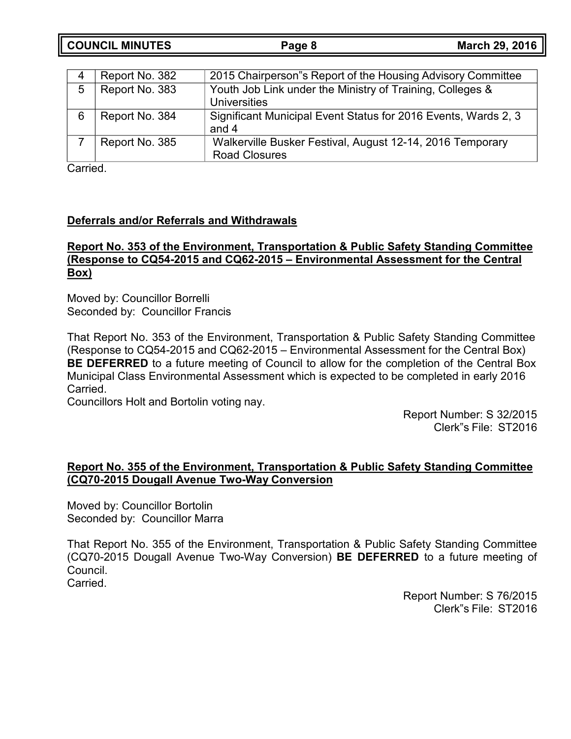| 4 | Report No. 382 | 2015 Chairperson"s Report of the Housing Advisory Committee |
|---|---|---|
| 5 | Report No. 383 | Youth Job Link under the Ministry of Training, Colleges & Universities |
| 6 | Report No. 384 | Significant Municipal Event Status for 2016 Events, Wards 2, 3 and 4 |
| 7 | Report No. 385 | Walkerville Busker Festival, August 12-14, 2016 Temporary Road Closures |

Carried.

**Deferrals and/or Referrals and Withdrawals**

**Report No. 353 of the Environment, Transportation & Public Safety Standing Committee (Response to CQ54-2015 and CQ62-2015 – Environmental Assessment for the Central Box)**

Moved by: Councillor Borrelli
Seconded by: Councillor Francis

That Report No. 353 of the Environment, Transportation & Public Safety Standing Committee (Response to CQ54-2015 and CQ62-2015 – Environmental Assessment for the Central Box) **BE DEFERRED** to a future meeting of Council to allow for the completion of the Central Box Municipal Class Environmental Assessment which is expected to be completed in early 2016
Carried.
Councillors Holt and Bortolin voting nay.

Report Number: S 32/2015
Clerk"s File: ST2016

**Report No. 355 of the Environment, Transportation & Public Safety Standing Committee (CQ70-2015 Dougall Avenue Two-Way Conversion**

Moved by: Councillor Bortolin
Seconded by: Councillor Marra

That Report No. 355 of the Environment, Transportation & Public Safety Standing Committee (CQ70-2015 Dougall Avenue Two-Way Conversion) **BE DEFERRED** to a future meeting of Council.
Carried.

Report Number: S 76/2015
Clerk"s File: ST2016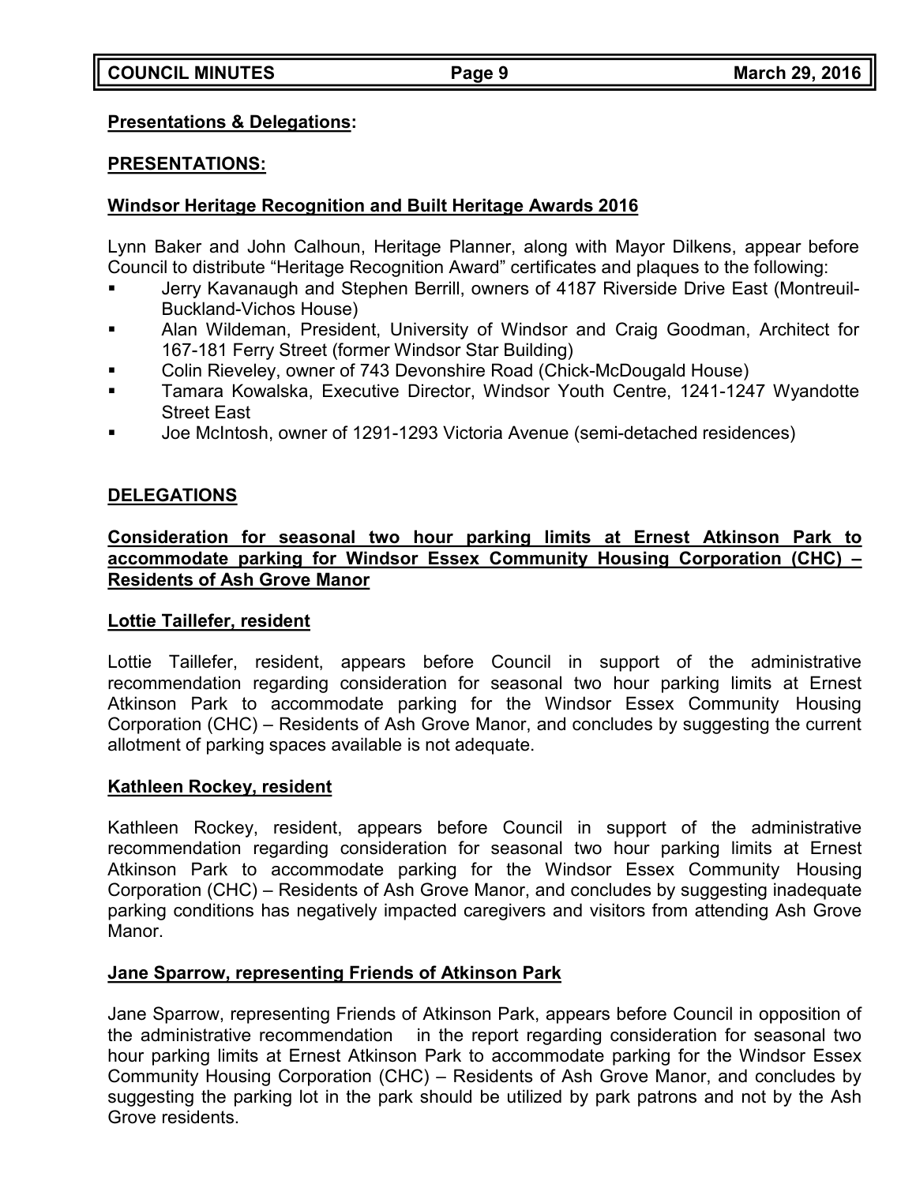**Presentations & Delegations:**

**PRESENTATIONS:**

**Windsor Heritage Recognition and Built Heritage Awards 2016**

Lynn Baker and John Calhoun, Heritage Planner, along with Mayor Dilkens, appear before Council to distribute "Heritage Recognition Award" certificates and plaques to the following:

- Jerry Kavanaugh and Stephen Berrill, owners of 4187 Riverside Drive East (Montreuil-Buckland-Vichos House)
- Alan Wildeman, President, University of Windsor and Craig Goodman, Architect for 167-181 Ferry Street (former Windsor Star Building)
- Colin Rieveley, owner of 743 Devonshire Road (Chick-McDougald House)
- Tamara Kowalska, Executive Director, Windsor Youth Centre, 1241-1247 Wyandotte Street East
- Joe McIntosh, owner of 1291-1293 Victoria Avenue (semi-detached residences)

**DELEGATIONS**

**Consideration for seasonal two hour parking limits at Ernest Atkinson Park to accommodate parking for Windsor Essex Community Housing Corporation (CHC) – Residents of Ash Grove Manor**

**Lottie Taillefer, resident**

Lottie Taillefer, resident, appears before Council in support of the administrative recommendation regarding consideration for seasonal two hour parking limits at Ernest Atkinson Park to accommodate parking for the Windsor Essex Community Housing Corporation (CHC) – Residents of Ash Grove Manor, and concludes by suggesting the current allotment of parking spaces available is not adequate.

**Kathleen Rockey, resident**

Kathleen Rockey, resident, appears before Council in support of the administrative recommendation regarding consideration for seasonal two hour parking limits at Ernest Atkinson Park to accommodate parking for the Windsor Essex Community Housing Corporation (CHC) – Residents of Ash Grove Manor, and concludes by suggesting inadequate parking conditions has negatively impacted caregivers and visitors from attending Ash Grove Manor.

**Jane Sparrow, representing Friends of Atkinson Park**

Jane Sparrow, representing Friends of Atkinson Park, appears before Council in opposition of the administrative recommendation in the report regarding consideration for seasonal two hour parking limits at Ernest Atkinson Park to accommodate parking for the Windsor Essex Community Housing Corporation (CHC) – Residents of Ash Grove Manor, and concludes by suggesting the parking lot in the park should be utilized by park patrons and not by the Ash Grove residents.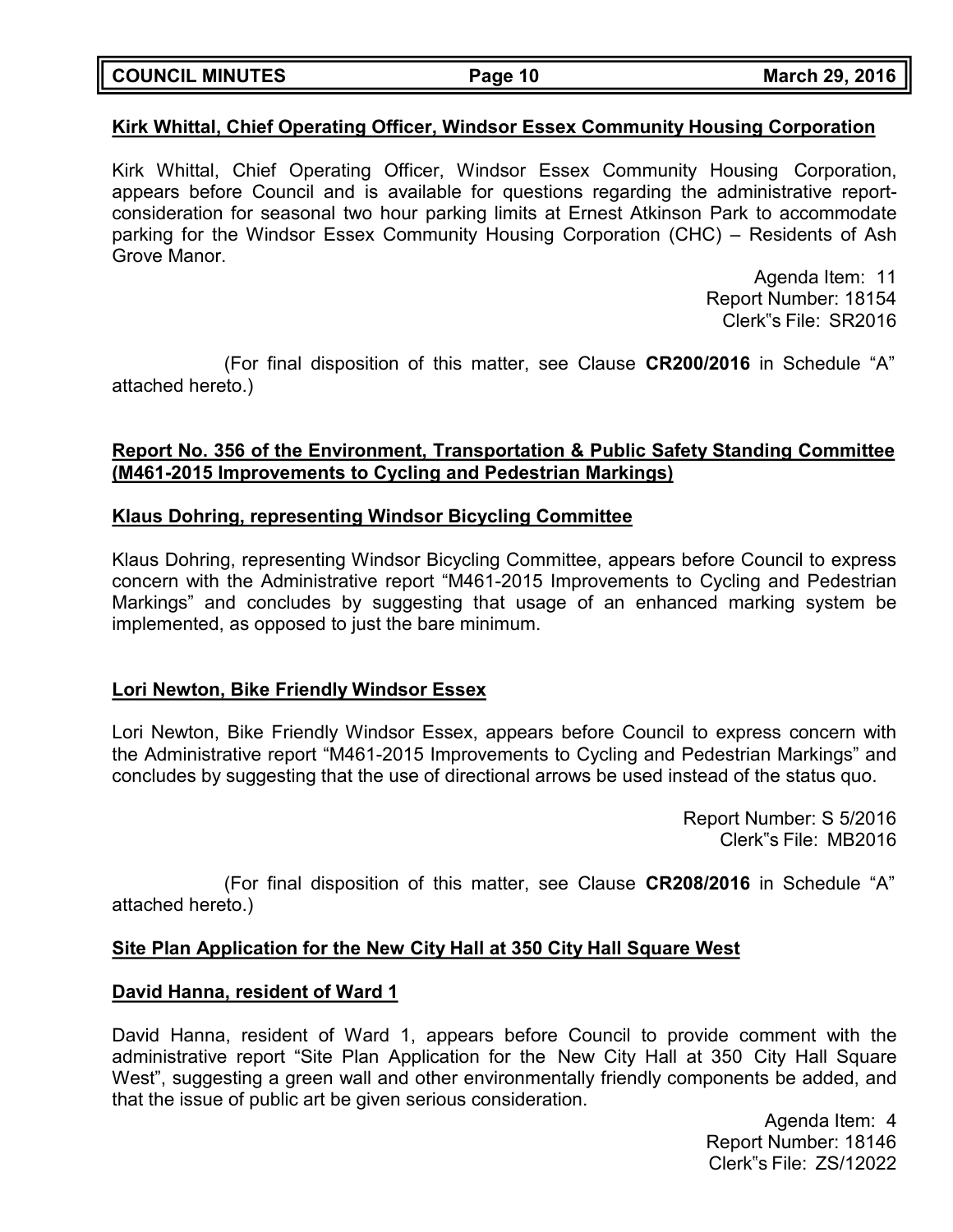**Kirk Whittal, Chief Operating Officer, Windsor Essex Community Housing Corporation**

Kirk Whittal, Chief Operating Officer, Windsor Essex Community Housing Corporation, appears before Council and is available for questions regarding the administrative report-consideration for seasonal two hour parking limits at Ernest Atkinson Park to accommodate parking for the Windsor Essex Community Housing Corporation (CHC) – Residents of Ash Grove Manor.

Agenda Item: 11
Report Number: 18154
Clerk"s File: SR2016

(For final disposition of this matter, see Clause **CR200/2016** in Schedule "A" attached hereto.)

**Report No. 356 of the Environment, Transportation & Public Safety Standing Committee (M461-2015 Improvements to Cycling and Pedestrian Markings)**

**Klaus Dohring, representing Windsor Bicycling Committee**

Klaus Dohring, representing Windsor Bicycling Committee, appears before Council to express concern with the Administrative report "M461-2015 Improvements to Cycling and Pedestrian Markings" and concludes by suggesting that usage of an enhanced marking system be implemented, as opposed to just the bare minimum.

**Lori Newton, Bike Friendly Windsor Essex**

Lori Newton, Bike Friendly Windsor Essex, appears before Council to express concern with the Administrative report "M461-2015 Improvements to Cycling and Pedestrian Markings" and concludes by suggesting that the use of directional arrows be used instead of the status quo.

Report Number: S 5/2016
Clerk"s File: MB2016

(For final disposition of this matter, see Clause **CR208/2016** in Schedule "A" attached hereto.)

**Site Plan Application for the New City Hall at 350 City Hall Square West**

**David Hanna, resident of Ward 1**

David Hanna, resident of Ward 1, appears before Council to provide comment with the administrative report "Site Plan Application for the New City Hall at 350 City Hall Square West", suggesting a green wall and other environmentally friendly components be added, and that the issue of public art be given serious consideration.

Agenda Item: 4
Report Number: 18146
Clerk"s File: ZS/12022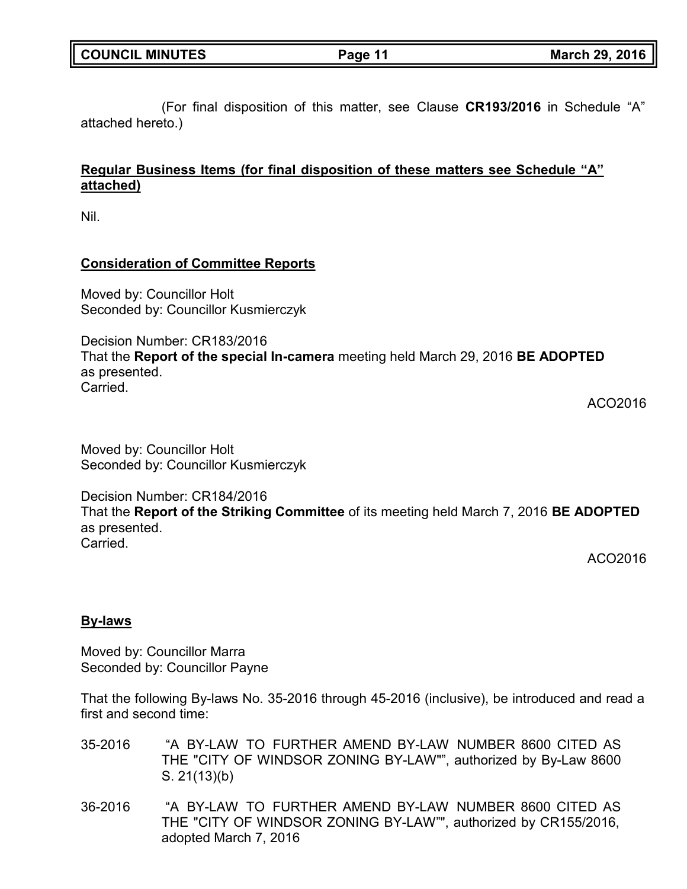(For final disposition of this matter, see Clause **CR193/2016** in Schedule "A" attached hereto.)

**Regular Business Items (for final disposition of these matters see Schedule "A" attached)**

Nil.

**Consideration of Committee Reports**

Moved by: Councillor Holt
Seconded by: Councillor Kusmierczyk

Decision Number: CR183/2016
That the **Report of the special In-camera** meeting held March 29, 2016 **BE ADOPTED** as presented.
Carried.

ACO2016

Moved by: Councillor Holt
Seconded by: Councillor Kusmierczyk

Decision Number: CR184/2016
That the **Report of the Striking Committee** of its meeting held March 7, 2016 **BE ADOPTED** as presented.
Carried.

ACO2016

**By-laws**

Moved by: Councillor Marra
Seconded by: Councillor Payne

That the following By-laws No. 35-2016 through 45-2016 (inclusive), be introduced and read a first and second time:

35-2016 "A BY-LAW TO FURTHER AMEND BY-LAW NUMBER 8600 CITED AS THE "CITY OF WINDSOR ZONING BY-LAW"", authorized by By-Law 8600 S. 21(13)(b)

36-2016 "A BY-LAW TO FURTHER AMEND BY-LAW NUMBER 8600 CITED AS THE "CITY OF WINDSOR ZONING BY-LAW"", authorized by CR155/2016, adopted March 7, 2016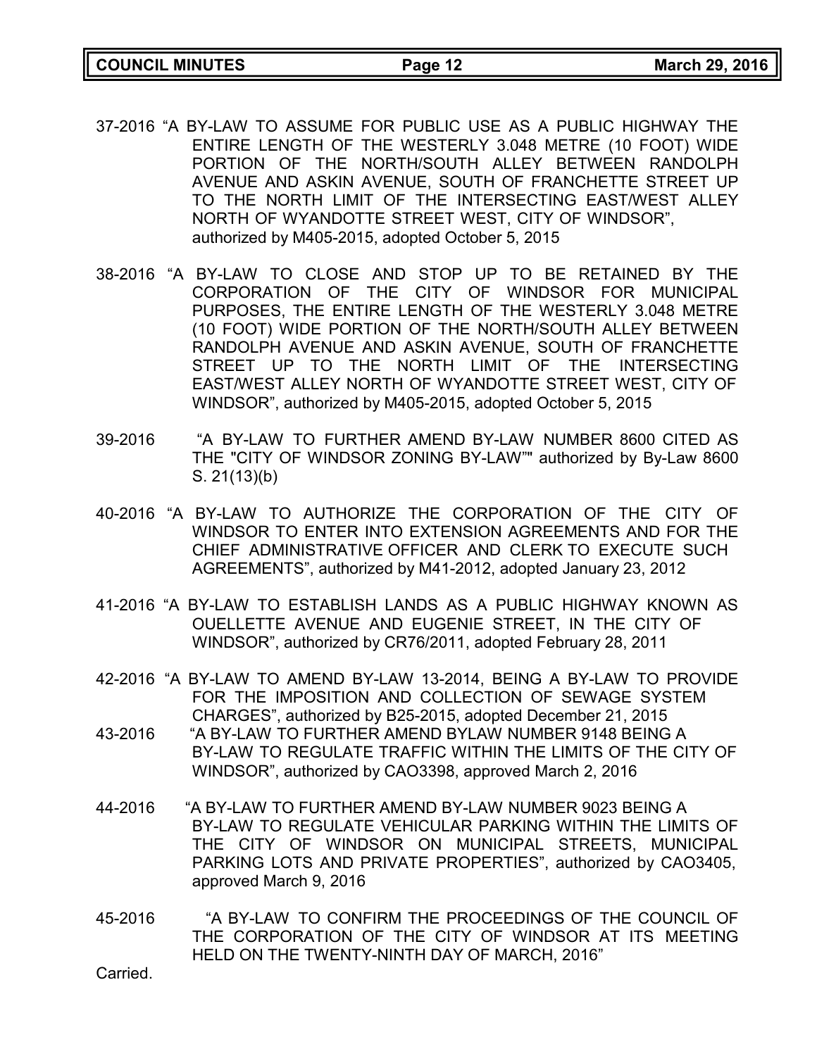37-2016 "A BY-LAW TO ASSUME FOR PUBLIC USE AS A PUBLIC HIGHWAY THE ENTIRE LENGTH OF THE WESTERLY 3.048 METRE (10 FOOT) WIDE PORTION OF THE NORTH/SOUTH ALLEY BETWEEN RANDOLPH AVENUE AND ASKIN AVENUE, SOUTH OF FRANCHETTE STREET UP TO THE NORTH LIMIT OF THE INTERSECTING EAST/WEST ALLEY NORTH OF WYANDOTTE STREET WEST, CITY OF WINDSOR", authorized by M405-2015, adopted October 5, 2015

38-2016 "A BY-LAW TO CLOSE AND STOP UP TO BE RETAINED BY THE CORPORATION OF THE CITY OF WINDSOR FOR MUNICIPAL PURPOSES, THE ENTIRE LENGTH OF THE WESTERLY 3.048 METRE (10 FOOT) WIDE PORTION OF THE NORTH/SOUTH ALLEY BETWEEN RANDOLPH AVENUE AND ASKIN AVENUE, SOUTH OF FRANCHETTE STREET UP TO THE NORTH LIMIT OF THE INTERSECTING EAST/WEST ALLEY NORTH OF WYANDOTTE STREET WEST, CITY OF WINDSOR", authorized by M405-2015, adopted October 5, 2015

39-2016 "A BY-LAW TO FURTHER AMEND BY-LAW NUMBER 8600 CITED AS THE "CITY OF WINDSOR ZONING BY-LAW"" authorized by By-Law 8600 S. 21(13)(b)

40-2016 "A BY-LAW TO AUTHORIZE THE CORPORATION OF THE CITY OF WINDSOR TO ENTER INTO EXTENSION AGREEMENTS AND FOR THE CHIEF ADMINISTRATIVE OFFICER AND CLERK TO EXECUTE SUCH AGREEMENTS", authorized by M41-2012, adopted January 23, 2012

41-2016 "A BY-LAW TO ESTABLISH LANDS AS A PUBLIC HIGHWAY KNOWN AS OUELLETTE AVENUE AND EUGENIE STREET, IN THE CITY OF WINDSOR", authorized by CR76/2011, adopted February 28, 2011

42-2016 "A BY-LAW TO AMEND BY-LAW 13-2014, BEING A BY-LAW TO PROVIDE FOR THE IMPOSITION AND COLLECTION OF SEWAGE SYSTEM CHARGES", authorized by B25-2015, adopted December 21, 2015

43-2016 "A BY-LAW TO FURTHER AMEND BYLAW NUMBER 9148 BEING A BY-LAW TO REGULATE TRAFFIC WITHIN THE LIMITS OF THE CITY OF WINDSOR", authorized by CAO3398, approved March 2, 2016

44-2016 "A BY-LAW TO FURTHER AMEND BY-LAW NUMBER 9023 BEING A BY-LAW TO REGULATE VEHICULAR PARKING WITHIN THE LIMITS OF THE CITY OF WINDSOR ON MUNICIPAL STREETS, MUNICIPAL PARKING LOTS AND PRIVATE PROPERTIES", authorized by CAO3405, approved March 9, 2016

45-2016 "A BY-LAW TO CONFIRM THE PROCEEDINGS OF THE COUNCIL OF THE CORPORATION OF THE CITY OF WINDSOR AT ITS MEETING HELD ON THE TWENTY-NINTH DAY OF MARCH, 2016"

Carried.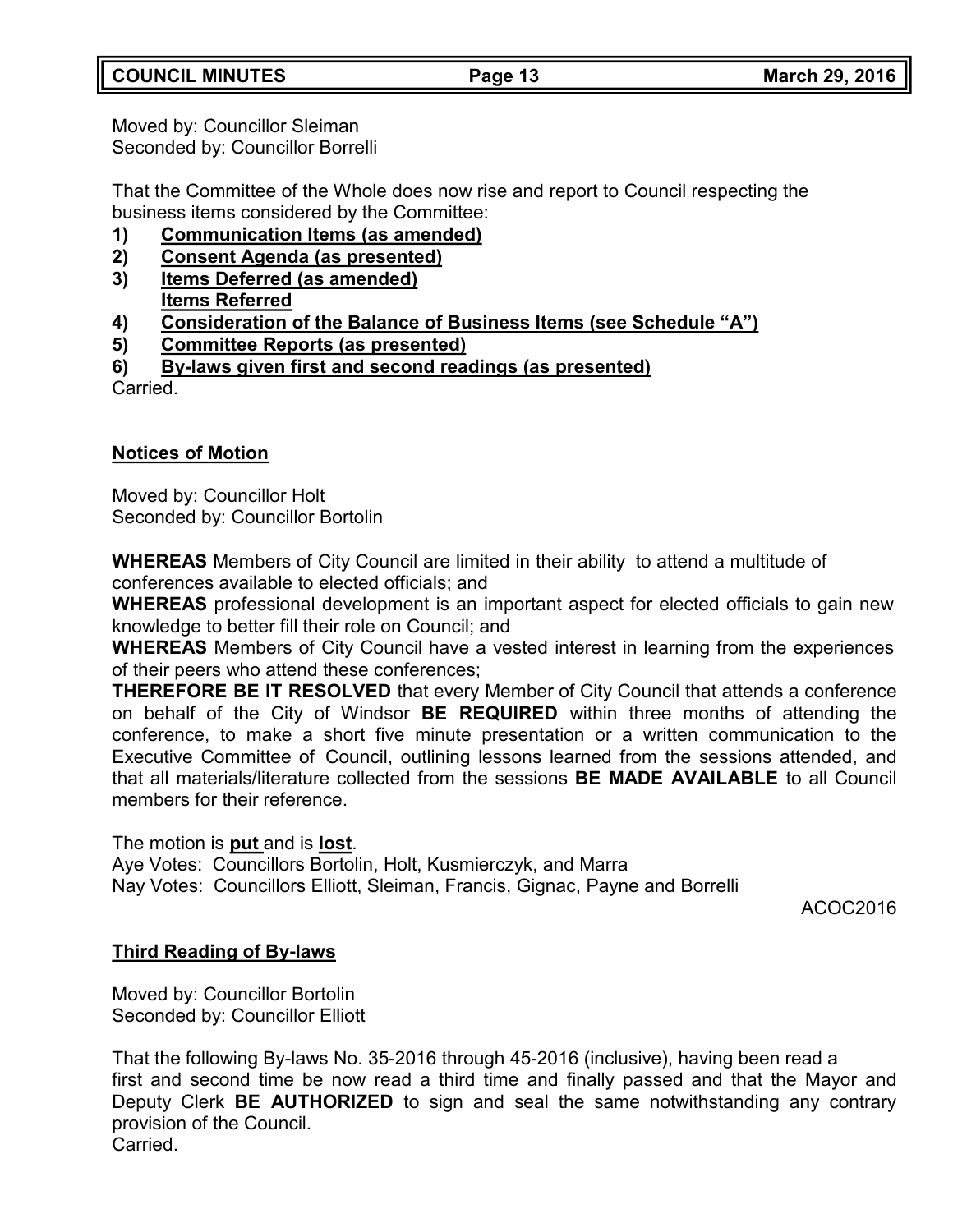Moved by: Councillor Sleiman
Seconded by: Councillor Borrelli

That the Committee of the Whole does now rise and report to Council respecting the business items considered by the Committee:

1) **Communication Items (as amended)**
2) **Consent Agenda (as presented)**
3) **Items Deferred (as amended)**
   **Items Referred**
4) **Consideration of the Balance of Business Items (see Schedule "A")**
5) **Committee Reports (as presented)**
6) **By-laws given first and second readings (as presented)**

Carried.

## Notices of Motion

Moved by: Councillor Holt
Seconded by: Councillor Bortolin

**WHEREAS** Members of City Council are limited in their ability to attend a multitude of conferences available to elected officials; and
**WHEREAS** professional development is an important aspect for elected officials to gain new knowledge to better fill their role on Council; and
**WHEREAS** Members of City Council have a vested interest in learning from the experiences of their peers who attend these conferences;
**THEREFORE BE IT RESOLVED** that every Member of City Council that attends a conference on behalf of the City of Windsor **BE REQUIRED** within three months of attending the conference, to make a short five minute presentation or a written communication to the Executive Committee of Council, outlining lessons learned from the sessions attended, and that all materials/literature collected from the sessions **BE MADE AVAILABLE** to all Council members for their reference.

The motion is **put** and is **lost**.
Aye Votes: Councillors Bortolin, Holt, Kusmierczyk, and Marra
Nay Votes: Councillors Elliott, Sleiman, Francis, Gignac, Payne and Borrelli

ACOC2016

## Third Reading of By-laws

Moved by: Councillor Bortolin
Seconded by: Councillor Elliott

That the following By-laws No. 35-2016 through 45-2016 (inclusive), having been read a first and second time be now read a third time and finally passed and that the Mayor and Deputy Clerk **BE AUTHORIZED** to sign and seal the same notwithstanding any contrary provision of the Council.
Carried.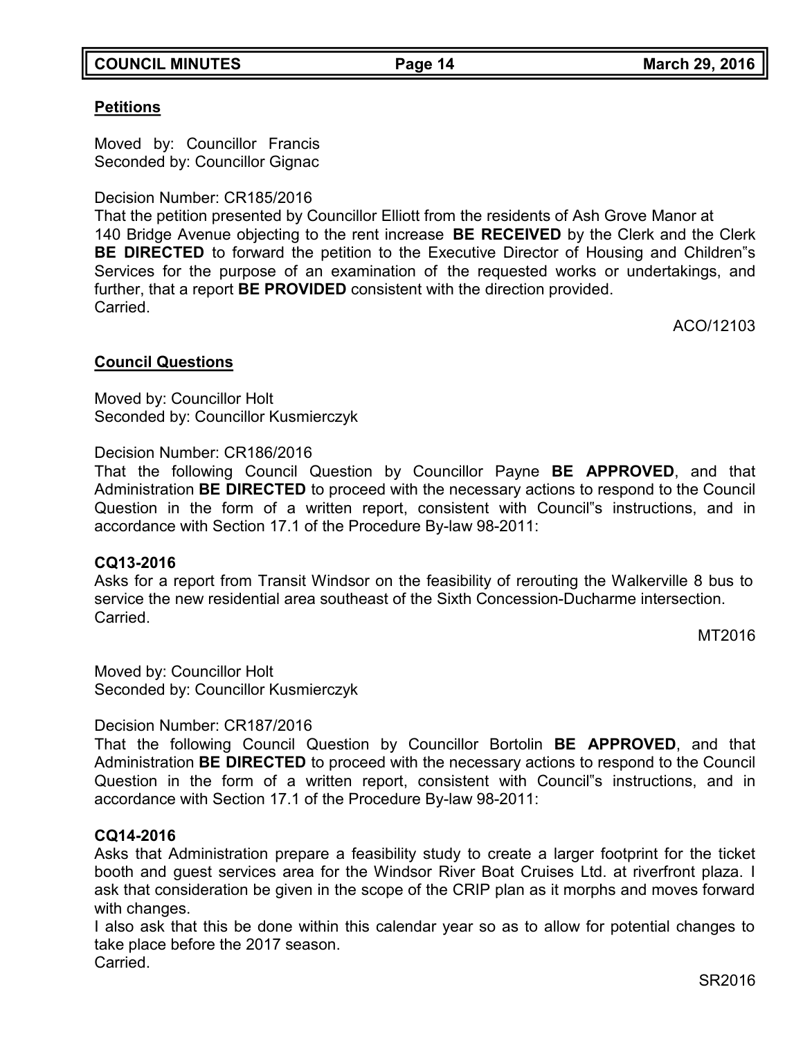**Petitions**

Moved by: Councillor Francis
Seconded by: Councillor Gignac

Decision Number: CR185/2016
That the petition presented by Councillor Elliott from the residents of Ash Grove Manor at 140 Bridge Avenue objecting to the rent increase **BE RECEIVED** by the Clerk and the Clerk **BE DIRECTED** to forward the petition to the Executive Director of Housing and Children"s Services for the purpose of an examination of the requested works or undertakings, and further, that a report **BE PROVIDED** consistent with the direction provided.
Carried.

ACO/12103

**Council Questions**

Moved by: Councillor Holt
Seconded by: Councillor Kusmierczyk

Decision Number: CR186/2016
That the following Council Question by Councillor Payne **BE APPROVED**, and that Administration **BE DIRECTED** to proceed with the necessary actions to respond to the Council Question in the form of a written report, consistent with Council"s instructions, and in accordance with Section 17.1 of the Procedure By-law 98-2011:

**CQ13-2016**
Asks for a report from Transit Windsor on the feasibility of rerouting the Walkerville 8 bus to service the new residential area southeast of the Sixth Concession-Ducharme intersection.
Carried.

MT2016

Moved by: Councillor Holt
Seconded by: Councillor Kusmierczyk

Decision Number: CR187/2016
That the following Council Question by Councillor Bortolin **BE APPROVED**, and that Administration **BE DIRECTED** to proceed with the necessary actions to respond to the Council Question in the form of a written report, consistent with Council"s instructions, and in accordance with Section 17.1 of the Procedure By-law 98-2011:

**CQ14-2016**
Asks that Administration prepare a feasibility study to create a larger footprint for the ticket booth and guest services area for the Windsor River Boat Cruises Ltd. at riverfront plaza. I ask that consideration be given in the scope of the CRIP plan as it morphs and moves forward with changes.
I also ask that this be done within this calendar year so as to allow for potential changes to take place before the 2017 season.
Carried.

SR2016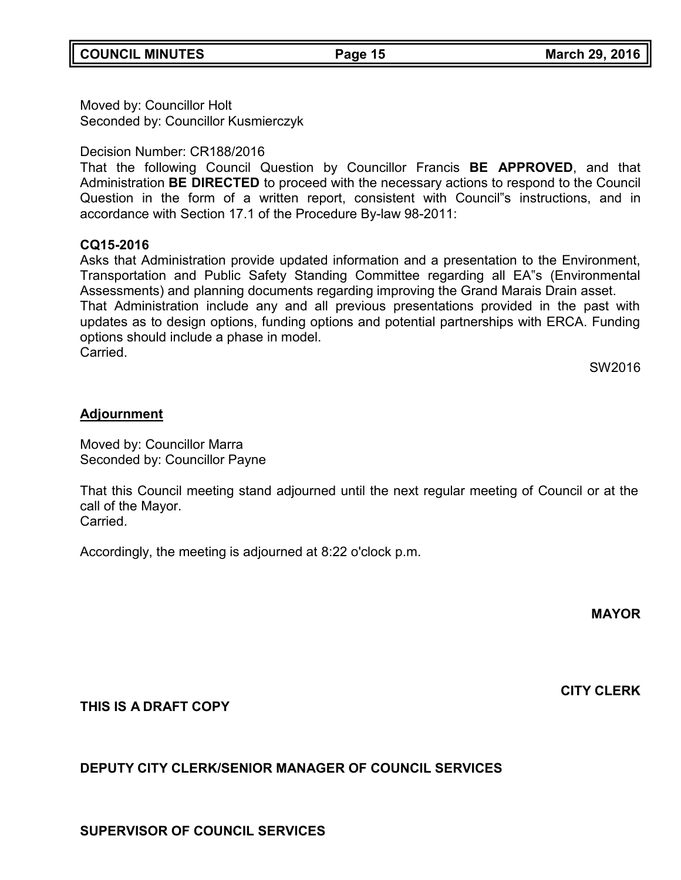Moved by: Councillor Holt
Seconded by: Councillor Kusmierczyk

Decision Number: CR188/2016
That the following Council Question by Councillor Francis **BE APPROVED**, and that Administration **BE DIRECTED** to proceed with the necessary actions to respond to the Council Question in the form of a written report, consistent with Council‟s instructions, and in accordance with Section 17.1 of the Procedure By-law 98-2011:

**CQ15-2016**
Asks that Administration provide updated information and a presentation to the Environment, Transportation and Public Safety Standing Committee regarding all EA‟s (Environmental Assessments) and planning documents regarding improving the Grand Marais Drain asset.
That Administration include any and all previous presentations provided in the past with updates as to design options, funding options and potential partnerships with ERCA. Funding options should include a phase in model.
Carried.

SW2016

## Adjournment

Moved by: Councillor Marra
Seconded by: Councillor Payne

That this Council meeting stand adjourned until the next regular meeting of Council or at the call of the Mayor.
Carried.

Accordingly, the meeting is adjourned at 8:22 o'clock p.m.

**MAYOR**

**CITY CLERK**

**THIS IS A DRAFT COPY**

**DEPUTY CITY CLERK/SENIOR MANAGER OF COUNCIL SERVICES**

**SUPERVISOR OF COUNCIL SERVICES**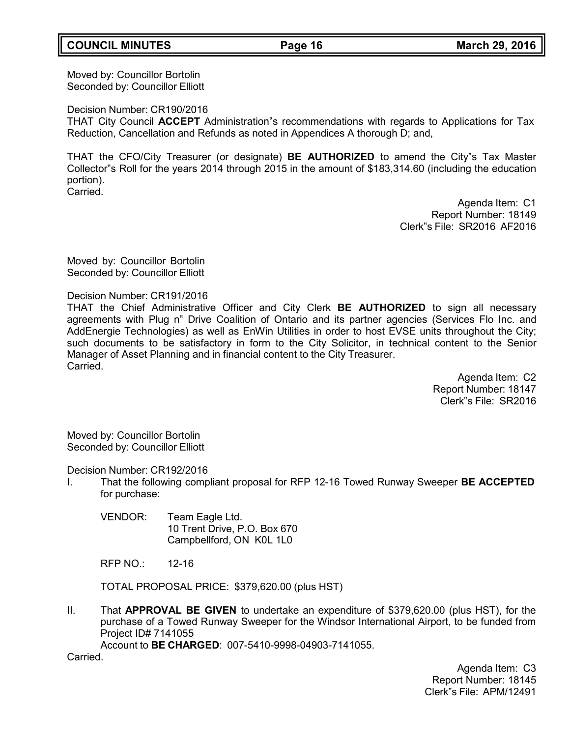Moved by: Councillor Bortolin
Seconded by: Councillor Elliott

Decision Number: CR190/2016
THAT City Council **ACCEPT** Administration"s recommendations with regards to Applications for Tax Reduction, Cancellation and Refunds as noted in Appendices A thorough D; and,

THAT the CFO/City Treasurer (or designate) **BE AUTHORIZED** to amend the City"s Tax Master Collector"s Roll for the years 2014 through 2015 in the amount of $183,314.60 (including the education portion).
Carried.

Agenda Item: C1
Report Number: 18149
Clerk"s File: SR2016 AF2016

Moved by: Councillor Bortolin
Seconded by: Councillor Elliott

Decision Number: CR191/2016
THAT the Chief Administrative Officer and City Clerk **BE AUTHORIZED** to sign all necessary agreements with Plug n" Drive Coalition of Ontario and its partner agencies (Services Flo Inc. and AddEnergie Technologies) as well as EnWin Utilities in order to host EVSE units throughout the City; such documents to be satisfactory in form to the City Solicitor, in technical content to the Senior Manager of Asset Planning and in financial content to the City Treasurer.
Carried.

Agenda Item: C2
Report Number: 18147
Clerk"s File: SR2016

Moved by: Councillor Bortolin
Seconded by: Councillor Elliott

Decision Number: CR192/2016

I. That the following compliant proposal for RFP 12-16 Towed Runway Sweeper **BE ACCEPTED** for purchase:

   VENDOR: Team Eagle Ltd.
   10 Trent Drive, P.O. Box 670
   Campbellford, ON K0L 1L0

   RFP NO.: 12-16

   TOTAL PROPOSAL PRICE: $379,620.00 (plus HST)

II. That **APPROVAL BE GIVEN** to undertake an expenditure of $379,620.00 (plus HST), for the purchase of a Towed Runway Sweeper for the Windsor International Airport, to be funded from Project ID# 7141055
   Account to **BE CHARGED**: 007-5410-9998-04903-7141055.

Carried.

Agenda Item: C3
Report Number: 18145
Clerk"s File: APM/12491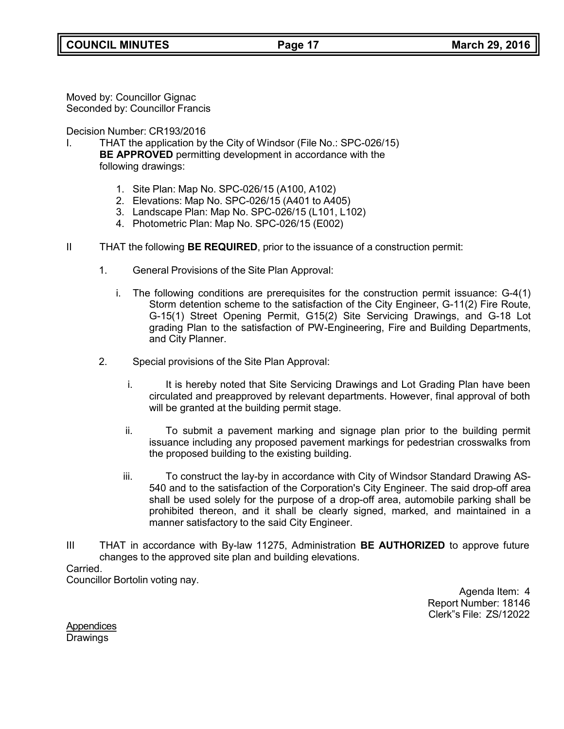Moved by: Councillor Gignac
Seconded by: Councillor Francis

Decision Number: CR193/2016

I. THAT the application by the City of Windsor (File No.: SPC-026/15) **BE APPROVED** permitting development in accordance with the following drawings:

   1. Site Plan: Map No. SPC-026/15 (A100, A102)
   2. Elevations: Map No. SPC-026/15 (A401 to A405)
   3. Landscape Plan: Map No. SPC-026/15 (L101, L102)
   4. Photometric Plan: Map No. SPC-026/15 (E002)

II THAT the following **BE REQUIRED**, prior to the issuance of a construction permit:

   1. General Provisions of the Site Plan Approval:

      i. The following conditions are prerequisites for the construction permit issuance: G-4(1) Storm detention scheme to the satisfaction of the City Engineer, G-11(2) Fire Route, G-15(1) Street Opening Permit, G15(2) Site Servicing Drawings, and G-18 Lot grading Plan to the satisfaction of PW-Engineering, Fire and Building Departments, and City Planner.

   2. Special provisions of the Site Plan Approval:

      i. It is hereby noted that Site Servicing Drawings and Lot Grading Plan have been circulated and preapproved by relevant departments. However, final approval of both will be granted at the building permit stage.

      ii. To submit a pavement marking and signage plan prior to the building permit issuance including any proposed pavement markings for pedestrian crosswalks from the proposed building to the existing building.

      iii. To construct the lay-by in accordance with City of Windsor Standard Drawing AS-540 and to the satisfaction of the Corporation's City Engineer. The said drop-off area shall be used solely for the purpose of a drop-off area, automobile parking shall be prohibited thereon, and it shall be clearly signed, marked, and maintained in a manner satisfactory to the said City Engineer.

III THAT in accordance with By-law 11275, Administration **BE AUTHORIZED** to approve future changes to the approved site plan and building elevations.

Carried.
Councillor Bortolin voting nay.

Agenda Item: 4
Report Number: 18146
Clerk"s File: ZS/12022

<u>Appendices</u>
Drawings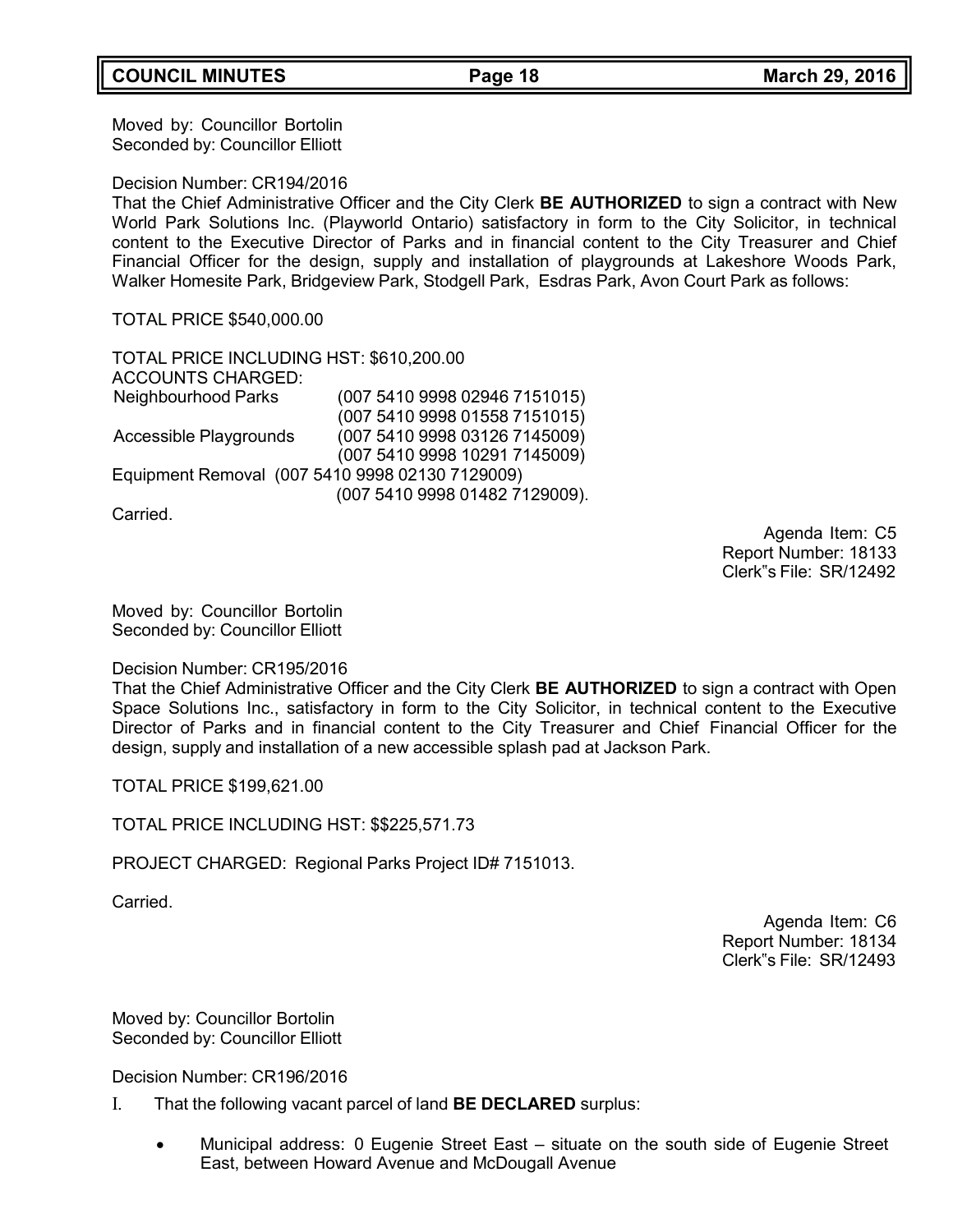Moved by: Councillor Bortolin
Seconded by: Councillor Elliott

Decision Number: CR194/2016
That the Chief Administrative Officer and the City Clerk **BE AUTHORIZED** to sign a contract with New World Park Solutions Inc. (Playworld Ontario) satisfactory in form to the City Solicitor, in technical content to the Executive Director of Parks and in financial content to the City Treasurer and Chief Financial Officer for the design, supply and installation of playgrounds at Lakeshore Woods Park, Walker Homesite Park, Bridgeview Park, Stodgell Park, Esdras Park, Avon Court Park as follows:

TOTAL PRICE $540,000.00

TOTAL PRICE INCLUDING HST: $610,200.00
ACCOUNTS CHARGED:
Neighbourhood Parks (007 5410 9998 02946 7151015)
(007 5410 9998 01558 7151015)
Accessible Playgrounds (007 5410 9998 03126 7145009)
(007 5410 9998 10291 7145009)
Equipment Removal (007 5410 9998 02130 7129009)
(007 5410 9998 01482 7129009).
Carried.

Agenda Item: C5
Report Number: 18133
Clerk"s File: SR/12492

Moved by: Councillor Bortolin
Seconded by: Councillor Elliott

Decision Number: CR195/2016
That the Chief Administrative Officer and the City Clerk **BE AUTHORIZED** to sign a contract with Open Space Solutions Inc., satisfactory in form to the City Solicitor, in technical content to the Executive Director of Parks and in financial content to the City Treasurer and Chief Financial Officer for the design, supply and installation of a new accessible splash pad at Jackson Park.

TOTAL PRICE $199,621.00

TOTAL PRICE INCLUDING HST: $$225,571.73

PROJECT CHARGED: Regional Parks Project ID# 7151013.

Carried.

Agenda Item: C6
Report Number: 18134
Clerk"s File: SR/12493

Moved by: Councillor Bortolin
Seconded by: Councillor Elliott

Decision Number: CR196/2016

I. That the following vacant parcel of land **BE DECLARED** surplus:

- Municipal address: 0 Eugenie Street East – situate on the south side of Eugenie Street East, between Howard Avenue and McDougall Avenue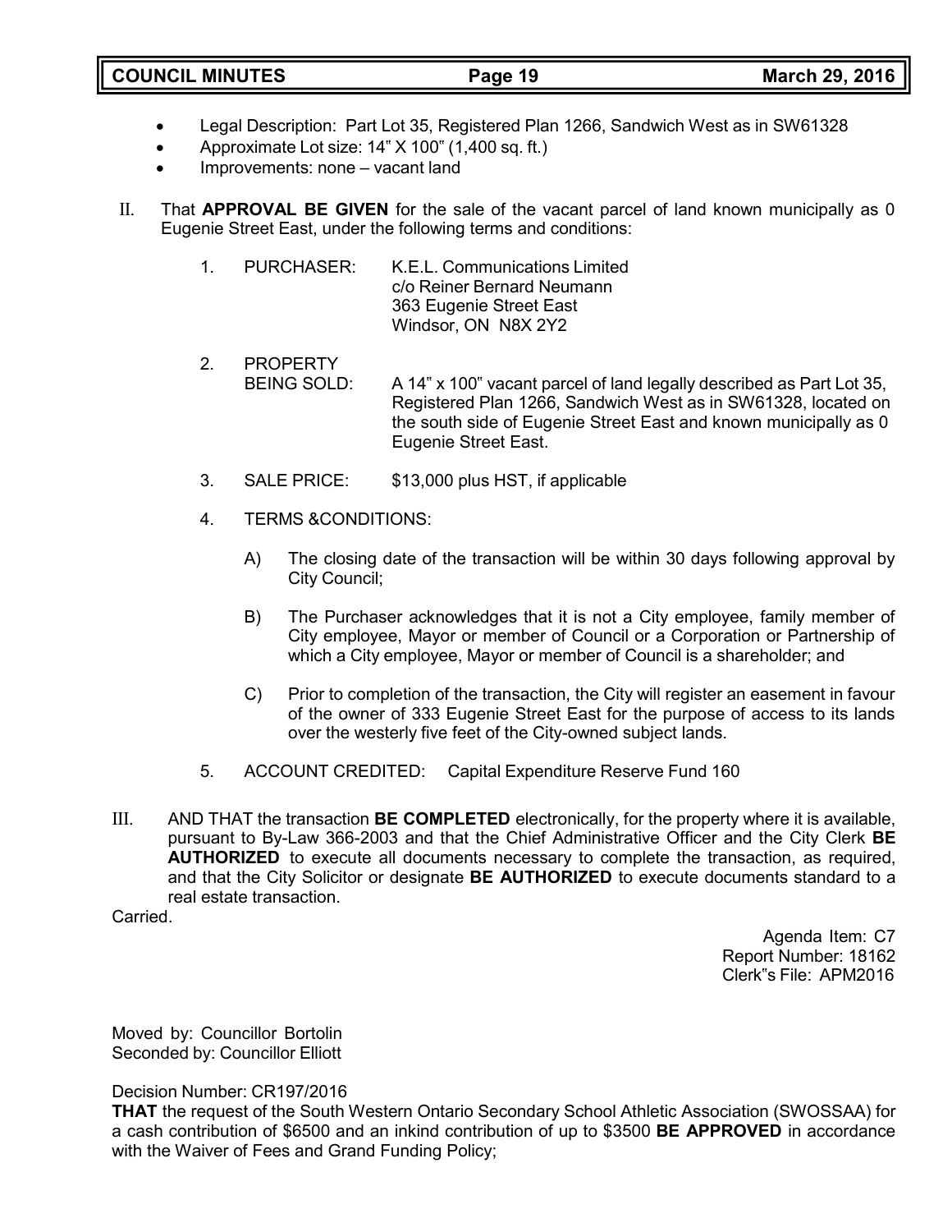- Legal Description: Part Lot 35, Registered Plan 1266, Sandwich West as in SW61328
- Approximate Lot size: 14" X 100" (1,400 sq. ft.)
- Improvements: none – vacant land

II. That **APPROVAL BE GIVEN** for the sale of the vacant parcel of land known municipally as 0 Eugenie Street East, under the following terms and conditions:

1. PURCHASER: K.E.L. Communications Limited
   c/o Reiner Bernard Neumann
   363 Eugenie Street East
   Windsor, ON N8X 2Y2

2. PROPERTY BEING SOLD: A 14" x 100" vacant parcel of land legally described as Part Lot 35, Registered Plan 1266, Sandwich West as in SW61328, located on the south side of Eugenie Street East and known municipally as 0 Eugenie Street East.

3. SALE PRICE: $13,000 plus HST, if applicable

4. TERMS &CONDITIONS:

   A) The closing date of the transaction will be within 30 days following approval by City Council;

   B) The Purchaser acknowledges that it is not a City employee, family member of City employee, Mayor or member of Council or a Corporation or Partnership of which a City employee, Mayor or member of Council is a shareholder; and

   C) Prior to completion of the transaction, the City will register an easement in favour of the owner of 333 Eugenie Street East for the purpose of access to its lands over the westerly five feet of the City-owned subject lands.

5. ACCOUNT CREDITED: Capital Expenditure Reserve Fund 160

III. AND THAT the transaction **BE COMPLETED** electronically, for the property where it is available, pursuant to By-Law 366-2003 and that the Chief Administrative Officer and the City Clerk **BE AUTHORIZED** to execute all documents necessary to complete the transaction, as required, and that the City Solicitor or designate **BE AUTHORIZED** to execute documents standard to a real estate transaction.

Carried.

Agenda Item: C7
Report Number: 18162
Clerk"s File: APM2016

Moved by: Councillor Bortolin
Seconded by: Councillor Elliott

Decision Number: CR197/2016
**THAT** the request of the South Western Ontario Secondary School Athletic Association (SWOSSAA) for a cash contribution of $6500 and an inkind contribution of up to $3500 **BE APPROVED** in accordance with the Waiver of Fees and Grand Funding Policy;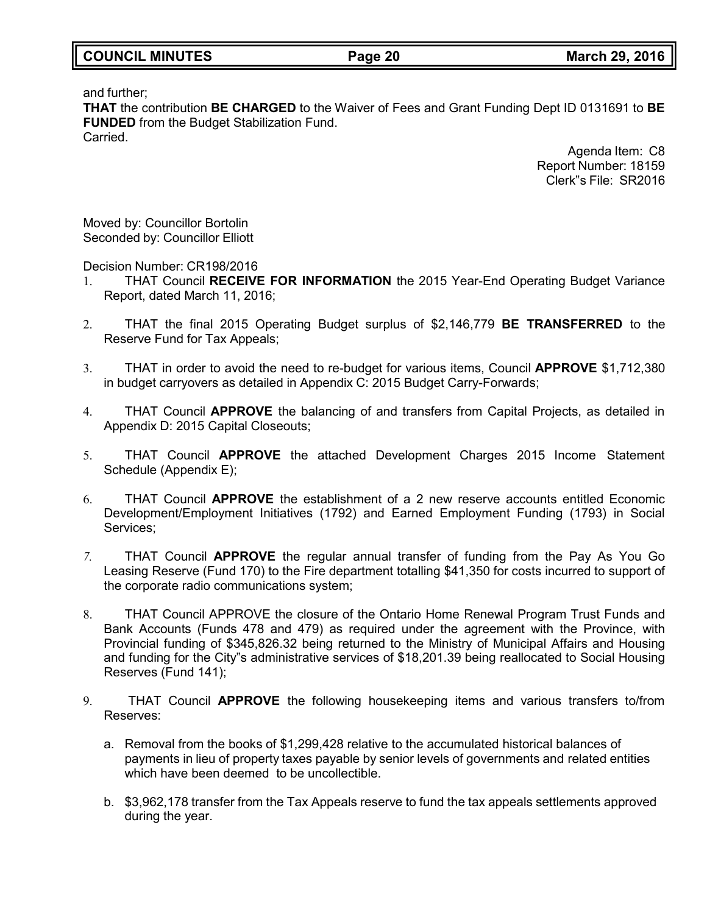and further;
**THAT** the contribution **BE CHARGED** to the Waiver of Fees and Grant Funding Dept ID 0131691 to **BE FUNDED** from the Budget Stabilization Fund.
Carried.

Agenda Item: C8
Report Number: 18159
Clerk"s File: SR2016

Moved by: Councillor Bortolin
Seconded by: Councillor Elliott

Decision Number: CR198/2016

1. THAT Council **RECEIVE FOR INFORMATION** the 2015 Year-End Operating Budget Variance Report, dated March 11, 2016;

2. THAT the final 2015 Operating Budget surplus of $2,146,779 **BE TRANSFERRED** to the Reserve Fund for Tax Appeals;

3. THAT in order to avoid the need to re-budget for various items, Council **APPROVE** $1,712,380 in budget carryovers as detailed in Appendix C: 2015 Budget Carry-Forwards;

4. THAT Council **APPROVE** the balancing of and transfers from Capital Projects, as detailed in Appendix D: 2015 Capital Closeouts;

5. THAT Council **APPROVE** the attached Development Charges 2015 Income Statement Schedule (Appendix E);

6. THAT Council **APPROVE** the establishment of a 2 new reserve accounts entitled Economic Development/Employment Initiatives (1792) and Earned Employment Funding (1793) in Social Services;

7. THAT Council **APPROVE** the regular annual transfer of funding from the Pay As You Go Leasing Reserve (Fund 170) to the Fire department totalling $41,350 for costs incurred to support of the corporate radio communications system;

8. THAT Council APPROVE the closure of the Ontario Home Renewal Program Trust Funds and Bank Accounts (Funds 478 and 479) as required under the agreement with the Province, with Provincial funding of $345,826.32 being returned to the Ministry of Municipal Affairs and Housing and funding for the City"s administrative services of $18,201.39 being reallocated to Social Housing Reserves (Fund 141);

9. THAT Council **APPROVE** the following housekeeping items and various transfers to/from Reserves:

   a. Removal from the books of $1,299,428 relative to the accumulated historical balances of payments in lieu of property taxes payable by senior levels of governments and related entities which have been deemed to be uncollectible.

   b. $3,962,178 transfer from the Tax Appeals reserve to fund the tax appeals settlements approved during the year.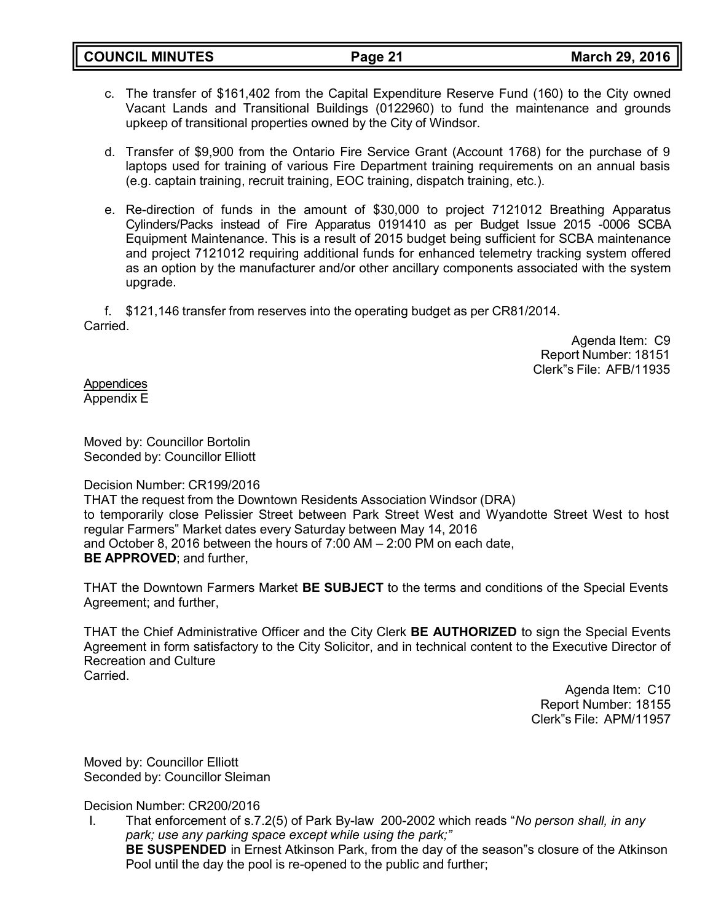c. The transfer of $161,402 from the Capital Expenditure Reserve Fund (160) to the City owned Vacant Lands and Transitional Buildings (0122960) to fund the maintenance and grounds upkeep of transitional properties owned by the City of Windsor.

d. Transfer of $9,900 from the Ontario Fire Service Grant (Account 1768) for the purchase of 9 laptops used for training of various Fire Department training requirements on an annual basis (e.g. captain training, recruit training, EOC training, dispatch training, etc.).

e. Re-direction of funds in the amount of $30,000 to project 7121012 Breathing Apparatus Cylinders/Packs instead of Fire Apparatus 0191410 as per Budget Issue 2015 -0006 SCBA Equipment Maintenance. This is a result of 2015 budget being sufficient for SCBA maintenance and project 7121012 requiring additional funds for enhanced telemetry tracking system offered as an option by the manufacturer and/or other ancillary components associated with the system upgrade.

f. $121,146 transfer from reserves into the operating budget as per CR81/2014.

Carried.

Agenda Item: C9
Report Number: 18151
Clerk"s File: AFB/11935

Appendices
Appendix E

Moved by: Councillor Bortolin
Seconded by: Councillor Elliott

Decision Number: CR199/2016
THAT the request from the Downtown Residents Association Windsor (DRA) to temporarily close Pelissier Street between Park Street West and Wyandotte Street West to host regular Farmers" Market dates every Saturday between May 14, 2016 and October 8, 2016 between the hours of 7:00 AM – 2:00 PM on each date, **BE APPROVED**; and further,

THAT the Downtown Farmers Market **BE SUBJECT** to the terms and conditions of the Special Events Agreement; and further,

THAT the Chief Administrative Officer and the City Clerk **BE AUTHORIZED** to sign the Special Events Agreement in form satisfactory to the City Solicitor, and in technical content to the Executive Director of Recreation and Culture
Carried.

Agenda Item: C10
Report Number: 18155
Clerk"s File: APM/11957

Moved by: Councillor Elliott
Seconded by: Councillor Sleiman

Decision Number: CR200/2016

I. That enforcement of s.7.2(5) of Park By-law 200-2002 which reads "*No person shall, in any park; use any parking space except while using the park;"* **BE SUSPENDED** in Ernest Atkinson Park, from the day of the season"s closure of the Atkinson Pool until the day the pool is re-opened to the public and further;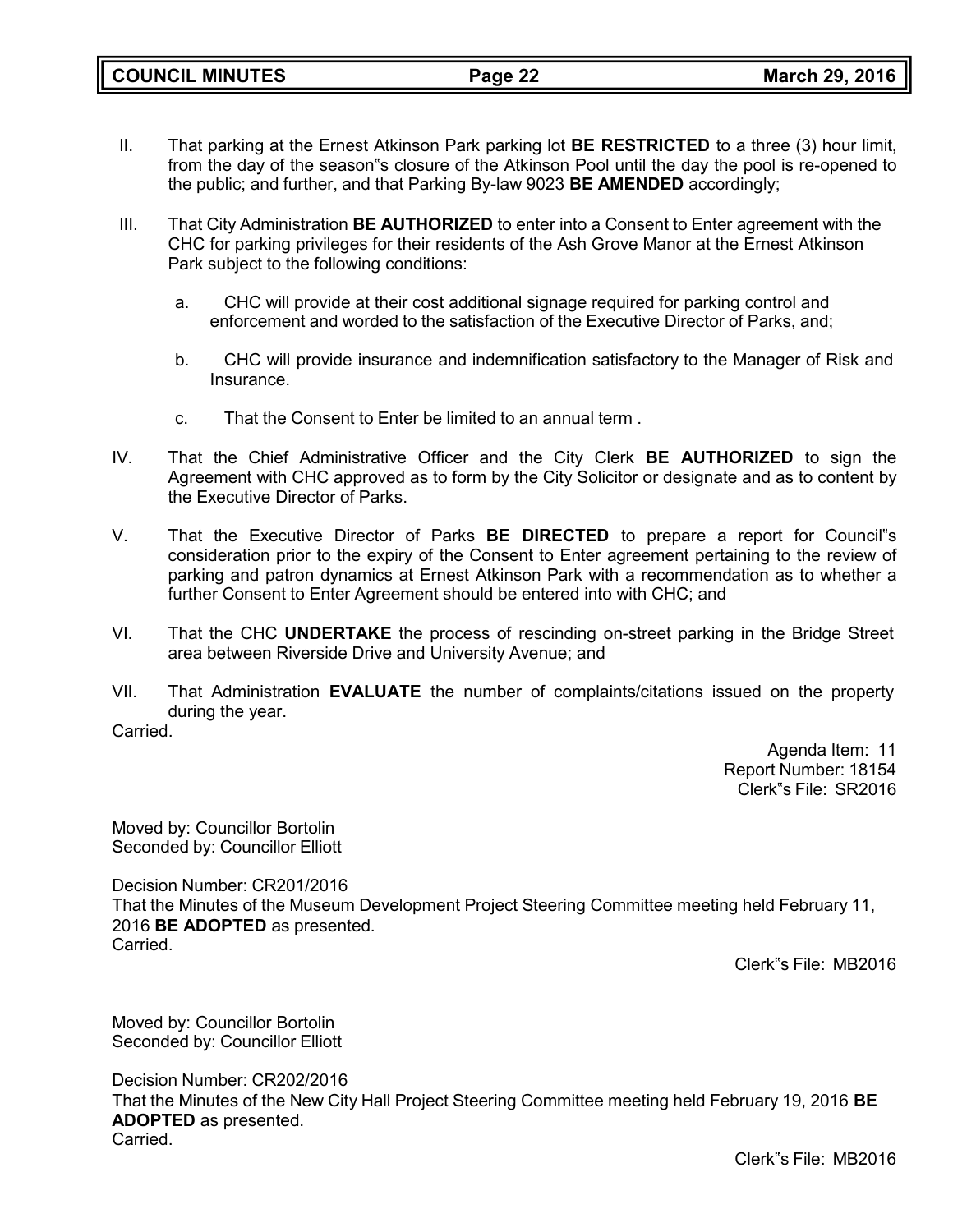II. That parking at the Ernest Atkinson Park parking lot **BE RESTRICTED** to a three (3) hour limit, from the day of the season"s closure of the Atkinson Pool until the day the pool is re-opened to the public; and further, and that Parking By-law 9023 **BE AMENDED** accordingly;

III. That City Administration **BE AUTHORIZED** to enter into a Consent to Enter agreement with the CHC for parking privileges for their residents of the Ash Grove Manor at the Ernest Atkinson Park subject to the following conditions:

   a. CHC will provide at their cost additional signage required for parking control and enforcement and worded to the satisfaction of the Executive Director of Parks, and;

   b. CHC will provide insurance and indemnification satisfactory to the Manager of Risk and Insurance.

   c. That the Consent to Enter be limited to an annual term .

IV. That the Chief Administrative Officer and the City Clerk **BE AUTHORIZED** to sign the Agreement with CHC approved as to form by the City Solicitor or designate and as to content by the Executive Director of Parks.

V. That the Executive Director of Parks **BE DIRECTED** to prepare a report for Council"s consideration prior to the expiry of the Consent to Enter agreement pertaining to the review of parking and patron dynamics at Ernest Atkinson Park with a recommendation as to whether a further Consent to Enter Agreement should be entered into with CHC; and

VI. That the CHC **UNDERTAKE** the process of rescinding on-street parking in the Bridge Street area between Riverside Drive and University Avenue; and

VII. That Administration **EVALUATE** the number of complaints/citations issued on the property during the year.

Carried.

Agenda Item: 11
Report Number: 18154
Clerk"s File: SR2016

Moved by: Councillor Bortolin
Seconded by: Councillor Elliott

Decision Number: CR201/2016
That the Minutes of the Museum Development Project Steering Committee meeting held February 11, 2016 **BE ADOPTED** as presented.
Carried.

Clerk"s File: MB2016

Moved by: Councillor Bortolin
Seconded by: Councillor Elliott

Decision Number: CR202/2016
That the Minutes of the New City Hall Project Steering Committee meeting held February 19, 2016 **BE ADOPTED** as presented.
Carried.

Clerk"s File: MB2016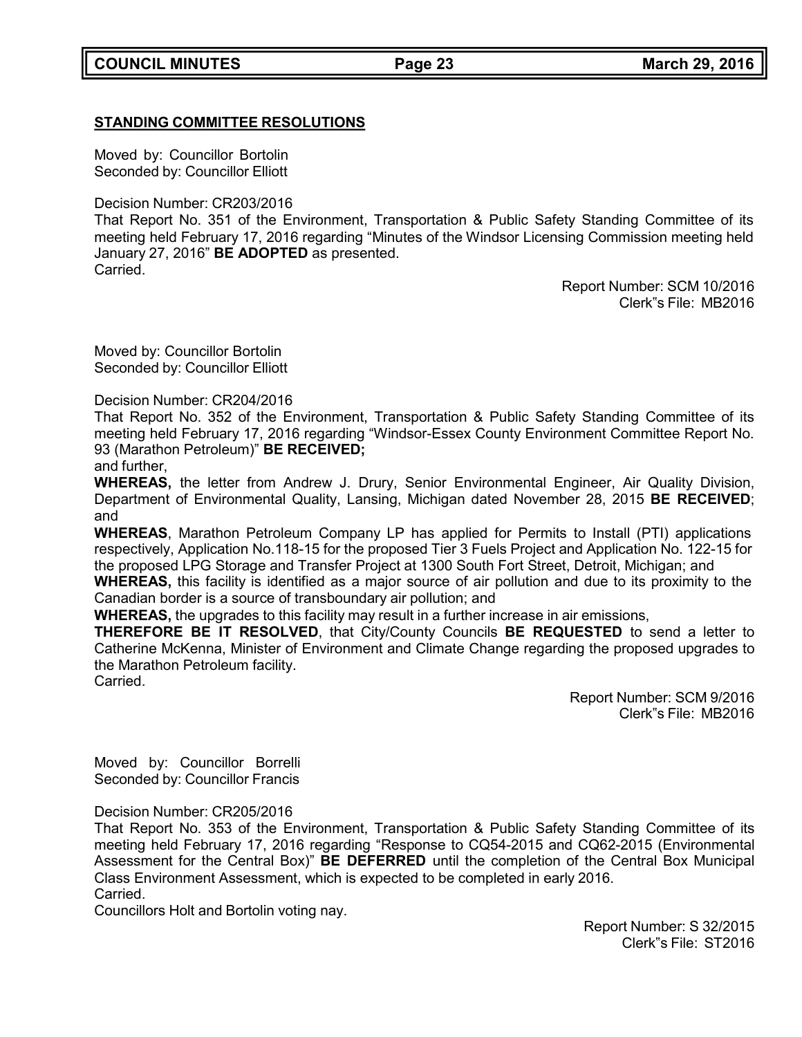## STANDING COMMITTEE RESOLUTIONS

Moved by: Councillor Bortolin
Seconded by: Councillor Elliott

Decision Number: CR203/2016
That Report No. 351 of the Environment, Transportation & Public Safety Standing Committee of its meeting held February 17, 2016 regarding "Minutes of the Windsor Licensing Commission meeting held January 27, 2016" **BE ADOPTED** as presented.
Carried.

Report Number: SCM 10/2016
Clerk"s File: MB2016

Moved by: Councillor Bortolin
Seconded by: Councillor Elliott

Decision Number: CR204/2016
That Report No. 352 of the Environment, Transportation & Public Safety Standing Committee of its meeting held February 17, 2016 regarding "Windsor-Essex County Environment Committee Report No. 93 (Marathon Petroleum)" **BE RECEIVED;**
and further,
**WHEREAS,** the letter from Andrew J. Drury, Senior Environmental Engineer, Air Quality Division, Department of Environmental Quality, Lansing, Michigan dated November 28, 2015 **BE RECEIVED**; and
**WHEREAS**, Marathon Petroleum Company LP has applied for Permits to Install (PTI) applications respectively, Application No.118-15 for the proposed Tier 3 Fuels Project and Application No. 122-15 for the proposed LPG Storage and Transfer Project at 1300 South Fort Street, Detroit, Michigan; and
**WHEREAS,** this facility is identified as a major source of air pollution and due to its proximity to the Canadian border is a source of transboundary air pollution; and
**WHEREAS,** the upgrades to this facility may result in a further increase in air emissions,
**THEREFORE BE IT RESOLVED**, that City/County Councils **BE REQUESTED** to send a letter to Catherine McKenna, Minister of Environment and Climate Change regarding the proposed upgrades to the Marathon Petroleum facility.
Carried.

Report Number: SCM 9/2016
Clerk"s File: MB2016

Moved by: Councillor Borrelli
Seconded by: Councillor Francis

Decision Number: CR205/2016
That Report No. 353 of the Environment, Transportation & Public Safety Standing Committee of its meeting held February 17, 2016 regarding "Response to CQ54-2015 and CQ62-2015 (Environmental Assessment for the Central Box)" **BE DEFERRED** until the completion of the Central Box Municipal Class Environment Assessment, which is expected to be completed in early 2016.
Carried.
Councillors Holt and Bortolin voting nay.

Report Number: S 32/2015
Clerk"s File: ST2016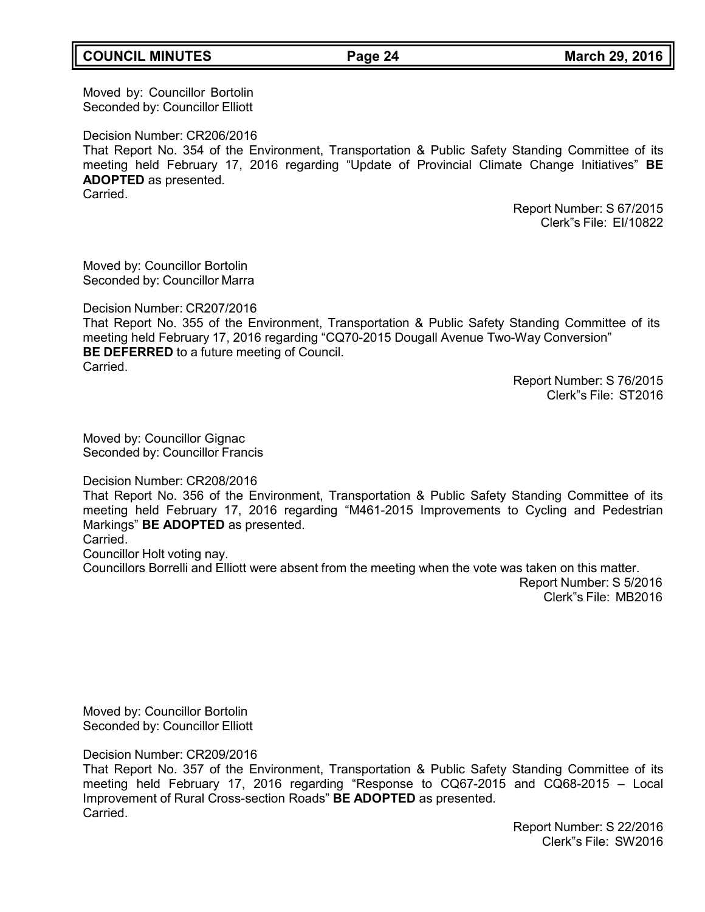Moved by: Councillor Bortolin
Seconded by: Councillor Elliott

Decision Number: CR206/2016
That Report No. 354 of the Environment, Transportation & Public Safety Standing Committee of its meeting held February 17, 2016 regarding "Update of Provincial Climate Change Initiatives" **BE ADOPTED** as presented.
Carried.

Report Number: S 67/2015
Clerk"s File: EI/10822

Moved by: Councillor Bortolin
Seconded by: Councillor Marra

Decision Number: CR207/2016
That Report No. 355 of the Environment, Transportation & Public Safety Standing Committee of its meeting held February 17, 2016 regarding "CQ70-2015 Dougall Avenue Two-Way Conversion" **BE DEFERRED** to a future meeting of Council.
Carried.

Report Number: S 76/2015
Clerk"s File: ST2016

Moved by: Councillor Gignac
Seconded by: Councillor Francis

Decision Number: CR208/2016
That Report No. 356 of the Environment, Transportation & Public Safety Standing Committee of its meeting held February 17, 2016 regarding "M461-2015 Improvements to Cycling and Pedestrian Markings" **BE ADOPTED** as presented.
Carried.
Councillor Holt voting nay.
Councillors Borrelli and Elliott were absent from the meeting when the vote was taken on this matter.

Report Number: S 5/2016
Clerk"s File: MB2016

Moved by: Councillor Bortolin
Seconded by: Councillor Elliott

Decision Number: CR209/2016
That Report No. 357 of the Environment, Transportation & Public Safety Standing Committee of its meeting held February 17, 2016 regarding "Response to CQ67-2015 and CQ68-2015 – Local Improvement of Rural Cross-section Roads" **BE ADOPTED** as presented.
Carried.

Report Number: S 22/2016
Clerk"s File: SW2016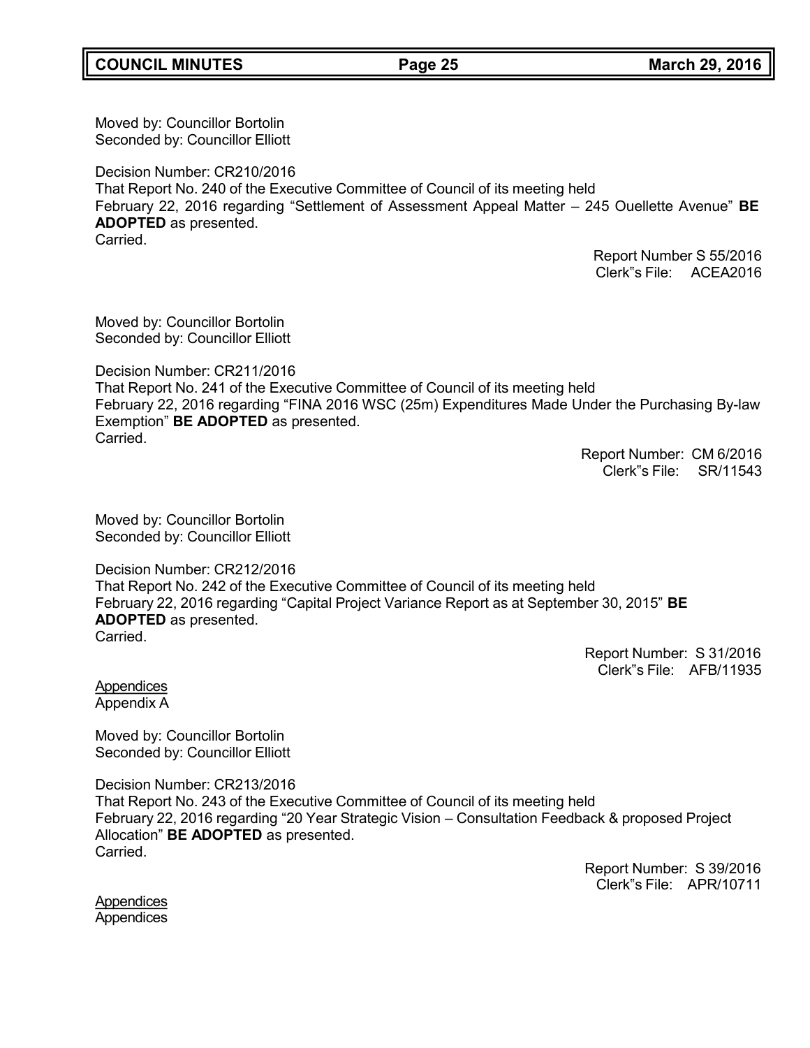Moved by: Councillor Bortolin
Seconded by: Councillor Elliott

Decision Number: CR210/2016
That Report No. 240 of the Executive Committee of Council of its meeting held February 22, 2016 regarding "Settlement of Assessment Appeal Matter – 245 Ouellette Avenue" **BE ADOPTED** as presented.
Carried.

Report Number S 55/2016
Clerk"s File: ACEA2016

Moved by: Councillor Bortolin
Seconded by: Councillor Elliott

Decision Number: CR211/2016
That Report No. 241 of the Executive Committee of Council of its meeting held February 22, 2016 regarding "FINA 2016 WSC (25m) Expenditures Made Under the Purchasing By-law Exemption" **BE ADOPTED** as presented.
Carried.

Report Number: CM 6/2016
Clerk"s File: SR/11543

Moved by: Councillor Bortolin
Seconded by: Councillor Elliott

Decision Number: CR212/2016
That Report No. 242 of the Executive Committee of Council of its meeting held February 22, 2016 regarding "Capital Project Variance Report as at September 30, 2015" **BE ADOPTED** as presented.
Carried.

Report Number: S 31/2016
Clerk"s File: AFB/11935

Appendices
Appendix A

Moved by: Councillor Bortolin
Seconded by: Councillor Elliott

Decision Number: CR213/2016
That Report No. 243 of the Executive Committee of Council of its meeting held February 22, 2016 regarding "20 Year Strategic Vision – Consultation Feedback & proposed Project Allocation" **BE ADOPTED** as presented.
Carried.

Report Number: S 39/2016
Clerk"s File: APR/10711

Appendices
Appendices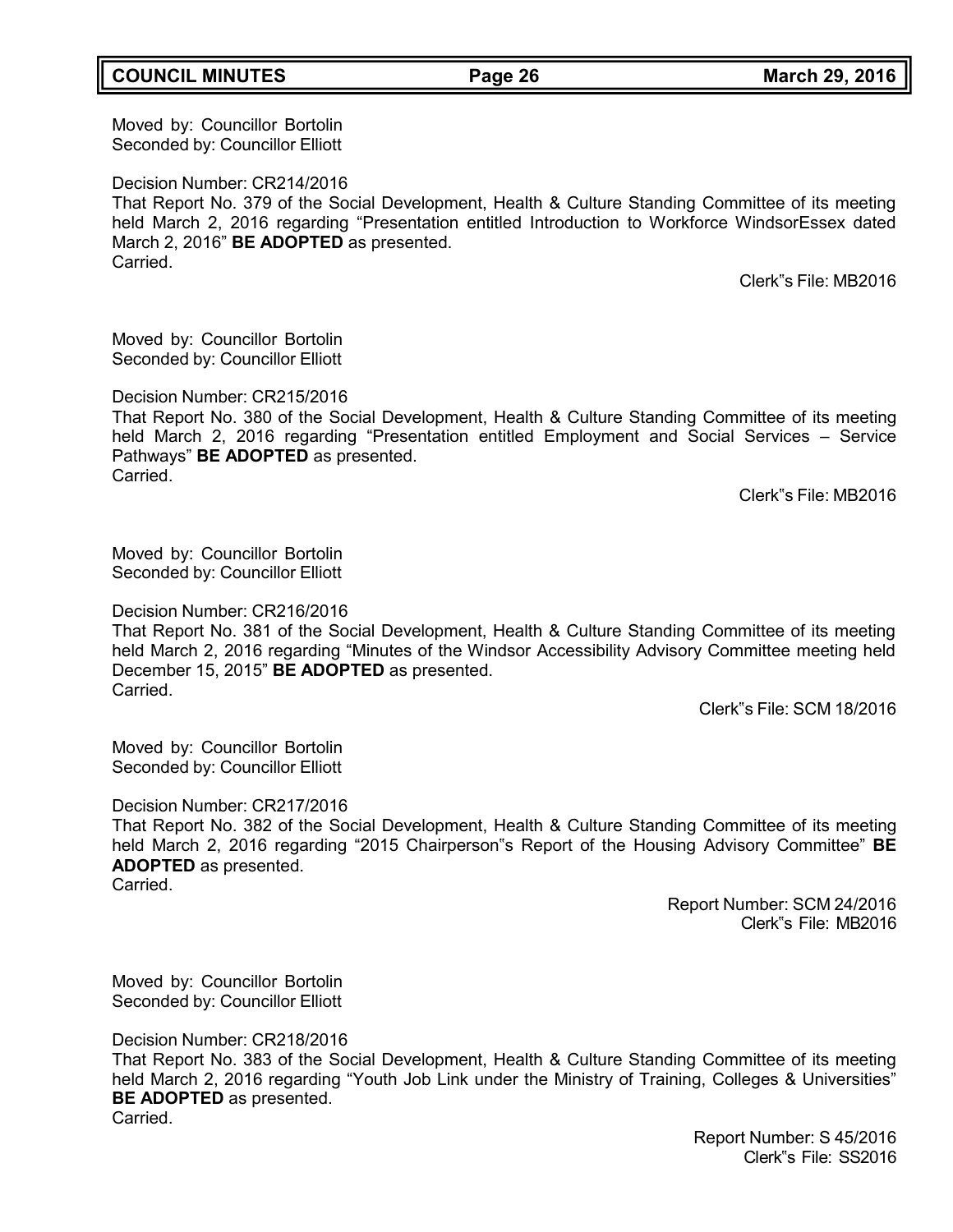Moved by: Councillor Bortolin
Seconded by: Councillor Elliott

Decision Number: CR214/2016
That Report No. 379 of the Social Development, Health & Culture Standing Committee of its meeting held March 2, 2016 regarding "Presentation entitled Introduction to Workforce WindsorEssex dated March 2, 2016" **BE ADOPTED** as presented.
Carried.

Clerk"s File: MB2016

Moved by: Councillor Bortolin
Seconded by: Councillor Elliott

Decision Number: CR215/2016
That Report No. 380 of the Social Development, Health & Culture Standing Committee of its meeting held March 2, 2016 regarding "Presentation entitled Employment and Social Services – Service Pathways" **BE ADOPTED** as presented.
Carried.

Clerk"s File: MB2016

Moved by: Councillor Bortolin
Seconded by: Councillor Elliott

Decision Number: CR216/2016
That Report No. 381 of the Social Development, Health & Culture Standing Committee of its meeting held March 2, 2016 regarding "Minutes of the Windsor Accessibility Advisory Committee meeting held December 15, 2015" **BE ADOPTED** as presented.
Carried.

Clerk"s File: SCM 18/2016

Moved by: Councillor Bortolin
Seconded by: Councillor Elliott

Decision Number: CR217/2016
That Report No. 382 of the Social Development, Health & Culture Standing Committee of its meeting held March 2, 2016 regarding "2015 Chairperson"s Report of the Housing Advisory Committee" **BE ADOPTED** as presented.
Carried.

Report Number: SCM 24/2016
Clerk"s File: MB2016

Moved by: Councillor Bortolin
Seconded by: Councillor Elliott

Decision Number: CR218/2016
That Report No. 383 of the Social Development, Health & Culture Standing Committee of its meeting held March 2, 2016 regarding "Youth Job Link under the Ministry of Training, Colleges & Universities" **BE ADOPTED** as presented.
Carried.

Report Number: S 45/2016
Clerk"s File: SS2016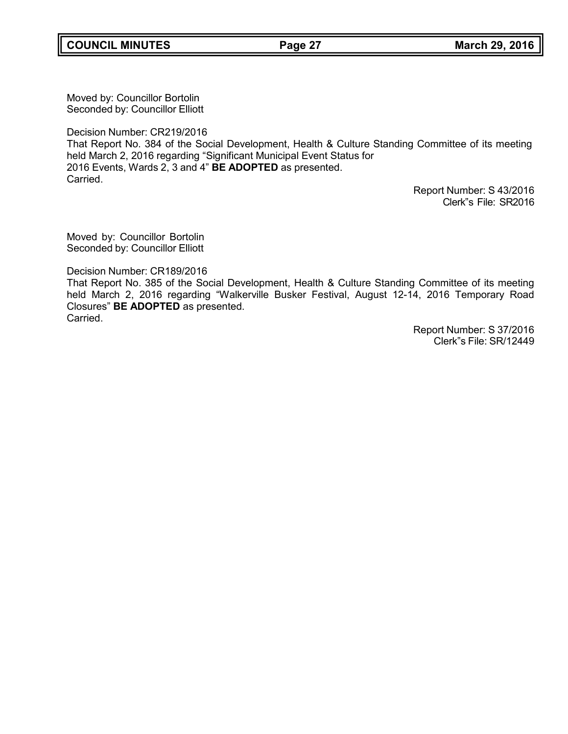Moved by: Councillor Bortolin
Seconded by: Councillor Elliott

Decision Number: CR219/2016
That Report No. 384 of the Social Development, Health & Culture Standing Committee of its meeting held March 2, 2016 regarding "Significant Municipal Event Status for 2016 Events, Wards 2, 3 and 4" **BE ADOPTED** as presented.
Carried.

Report Number: S 43/2016
Clerk"s File: SR2016

Moved by: Councillor Bortolin
Seconded by: Councillor Elliott

Decision Number: CR189/2016
That Report No. 385 of the Social Development, Health & Culture Standing Committee of its meeting held March 2, 2016 regarding "Walkerville Busker Festival, August 12-14, 2016 Temporary Road Closures" **BE ADOPTED** as presented.
Carried.

Report Number: S 37/2016
Clerk"s File: SR/12449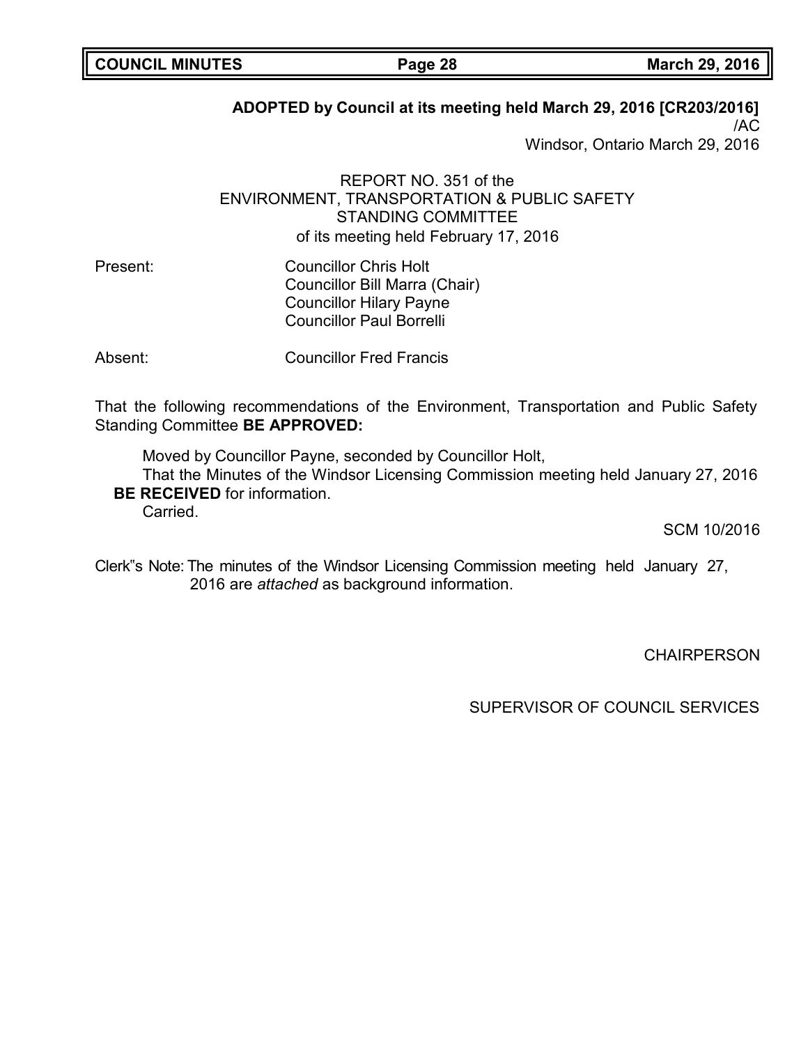**ADOPTED by Council at its meeting held March 29, 2016 [CR203/2016]**
/AC
Windsor, Ontario March 29, 2016

REPORT NO. 351 of the
ENVIRONMENT, TRANSPORTATION & PUBLIC SAFETY
STANDING COMMITTEE
of its meeting held February 17, 2016

Present: Councillor Chris Holt
Councillor Bill Marra (Chair)
Councillor Hilary Payne
Councillor Paul Borrelli

Absent: Councillor Fred Francis

That the following recommendations of the Environment, Transportation and Public Safety Standing Committee **BE APPROVED:**

Moved by Councillor Payne, seconded by Councillor Holt,
That the Minutes of the Windsor Licensing Commission meeting held January 27, 2016 **BE RECEIVED** for information.
Carried.

SCM 10/2016

Clerk"s Note: The minutes of the Windsor Licensing Commission meeting held January 27, 2016 are *attached* as background information.

CHAIRPERSON

SUPERVISOR OF COUNCIL SERVICES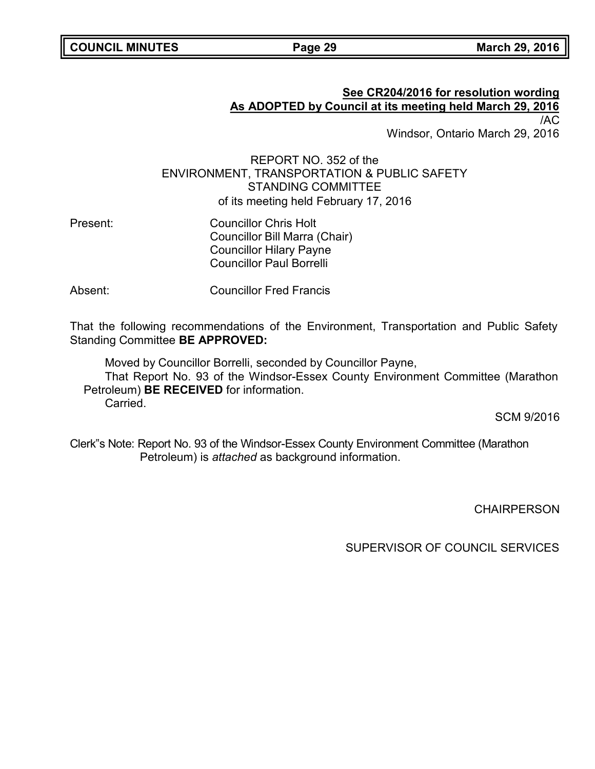**See CR204/2016 for resolution wording**
**As ADOPTED by Council at its meeting held March 29, 2016**

/AC

Windsor, Ontario March 29, 2016

REPORT NO. 352 of the
ENVIRONMENT, TRANSPORTATION & PUBLIC SAFETY
STANDING COMMITTEE
of its meeting held February 17, 2016

Present: Councillor Chris Holt
Councillor Bill Marra (Chair)
Councillor Hilary Payne
Councillor Paul Borrelli

Absent: Councillor Fred Francis

That the following recommendations of the Environment, Transportation and Public Safety Standing Committee **BE APPROVED:**

Moved by Councillor Borrelli, seconded by Councillor Payne,
That Report No. 93 of the Windsor-Essex County Environment Committee (Marathon Petroleum) **BE RECEIVED** for information.
Carried.

SCM 9/2016

Clerk"s Note: Report No. 93 of the Windsor-Essex County Environment Committee (Marathon Petroleum) is *attached* as background information.

CHAIRPERSON

SUPERVISOR OF COUNCIL SERVICES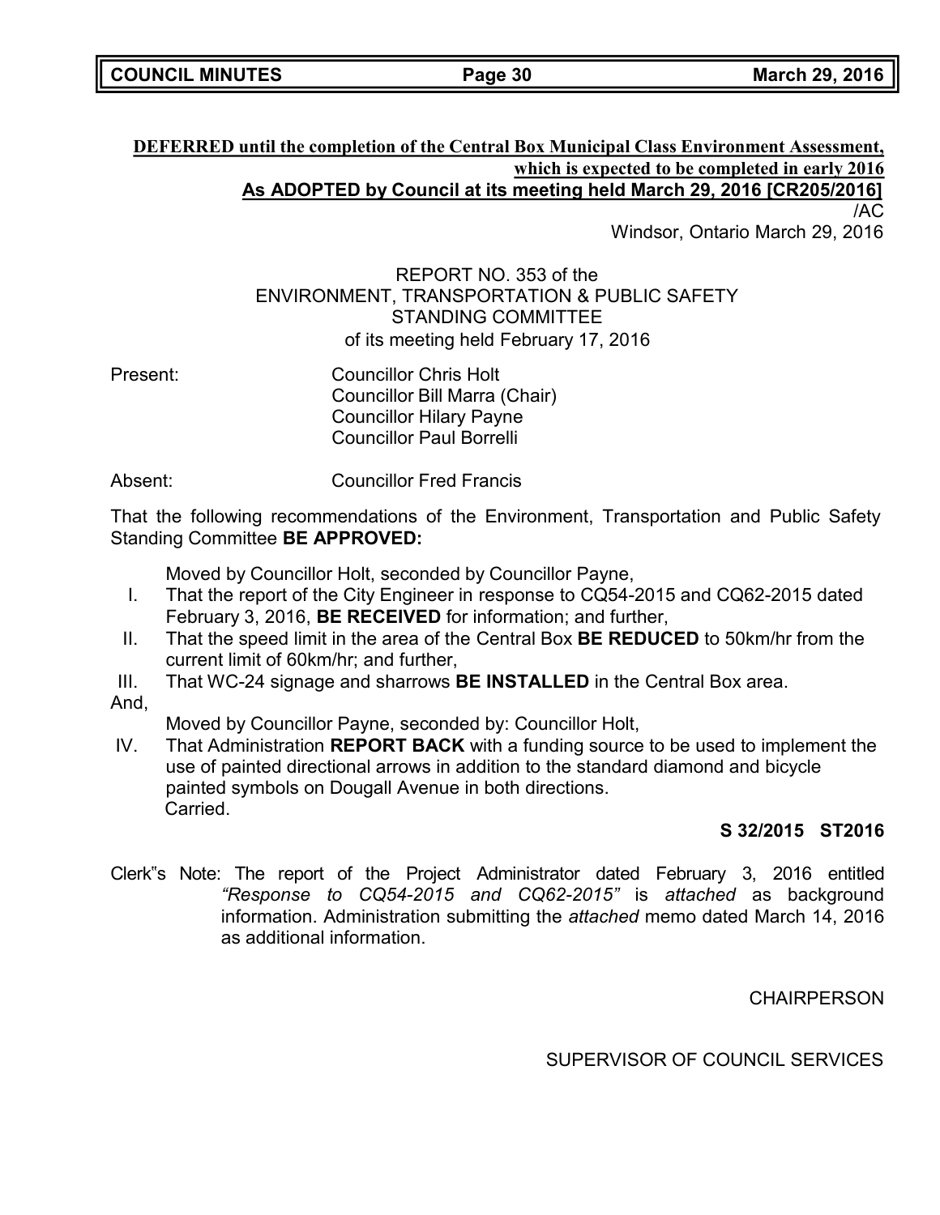**DEFERRED until the completion of the Central Box Municipal Class Environment Assessment, which is expected to be completed in early 2016**

**As ADOPTED by Council at its meeting held March 29, 2016 [CR205/2016]**

/AC

Windsor, Ontario March 29, 2016

REPORT NO. 353 of the
ENVIRONMENT, TRANSPORTATION & PUBLIC SAFETY
STANDING COMMITTEE
of its meeting held February 17, 2016

Present: Councillor Chris Holt
Councillor Bill Marra (Chair)
Councillor Hilary Payne
Councillor Paul Borrelli

Absent: Councillor Fred Francis

That the following recommendations of the Environment, Transportation and Public Safety Standing Committee **BE APPROVED:**

Moved by Councillor Holt, seconded by Councillor Payne,

I. That the report of the City Engineer in response to CQ54-2015 and CQ62-2015 dated February 3, 2016, **BE RECEIVED** for information; and further,
II. That the speed limit in the area of the Central Box **BE REDUCED** to 50km/hr from the current limit of 60km/hr; and further,
III. That WC-24 signage and sharrows **BE INSTALLED** in the Central Box area.

And,

Moved by Councillor Payne, seconded by: Councillor Holt,

IV. That Administration **REPORT BACK** with a funding source to be used to implement the use of painted directional arrows in addition to the standard diamond and bicycle painted symbols on Dougall Avenue in both directions.

Carried.

**S 32/2015 ST2016**

Clerk"s Note: The report of the Project Administrator dated February 3, 2016 entitled *"Response to CQ54-2015 and CQ62-2015"* is *attached* as background information. Administration submitting the *attached* memo dated March 14, 2016 as additional information.

CHAIRPERSON

SUPERVISOR OF COUNCIL SERVICES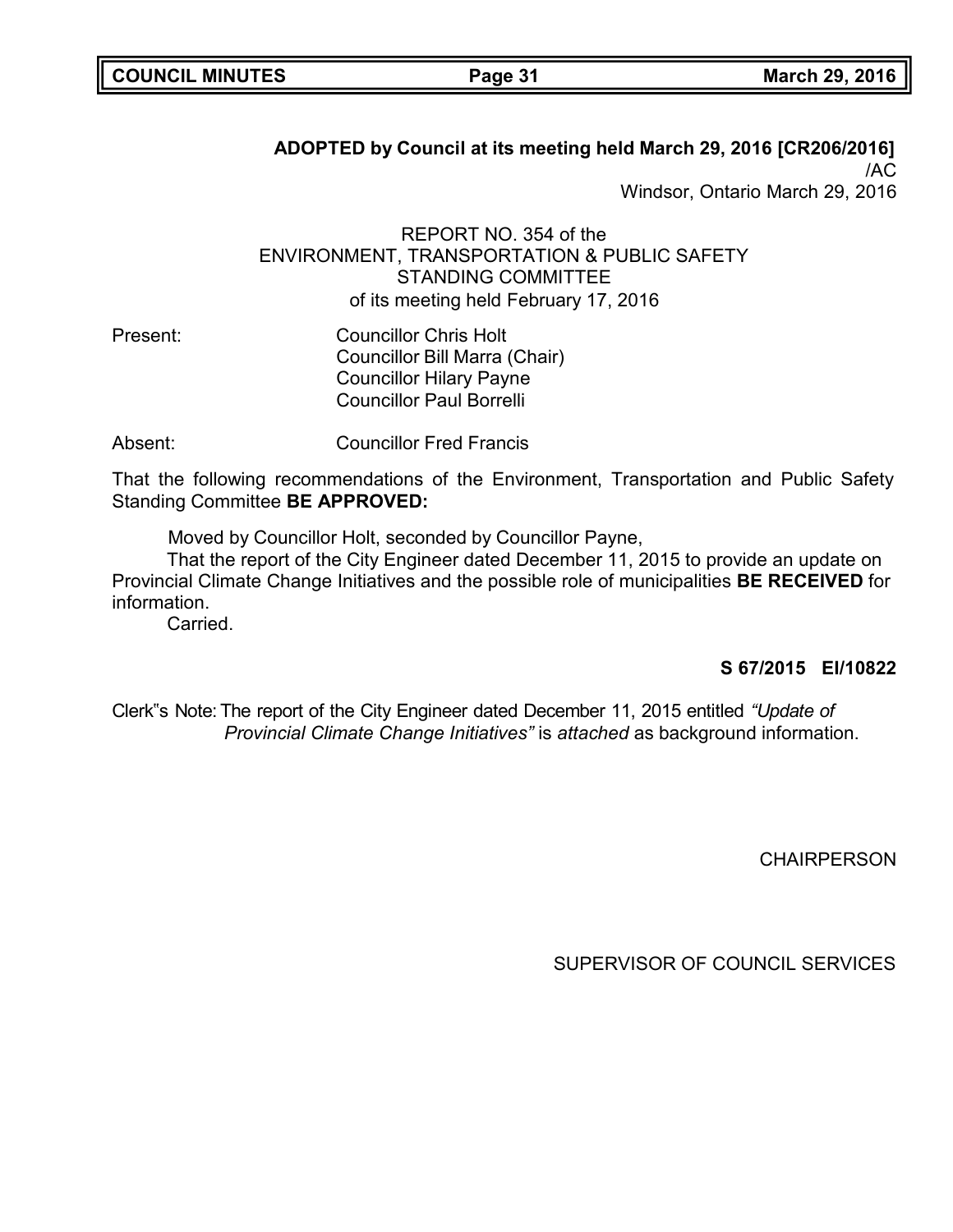**ADOPTED by Council at its meeting held March 29, 2016 [CR206/2016]**

/AC

Windsor, Ontario March 29, 2016

REPORT NO. 354 of the
ENVIRONMENT, TRANSPORTATION & PUBLIC SAFETY
STANDING COMMITTEE
of its meeting held February 17, 2016

Present: Councillor Chris Holt
Councillor Bill Marra (Chair)
Councillor Hilary Payne
Councillor Paul Borrelli

Absent: Councillor Fred Francis

That the following recommendations of the Environment, Transportation and Public Safety Standing Committee **BE APPROVED:**

Moved by Councillor Holt, seconded by Councillor Payne,

That the report of the City Engineer dated December 11, 2015 to provide an update on Provincial Climate Change Initiatives and the possible role of municipalities **BE RECEIVED** for information.

Carried.

**S 67/2015 EI/10822**

Clerk"s Note: The report of the City Engineer dated December 11, 2015 entitled *"Update of Provincial Climate Change Initiatives"* is *attached* as background information.

CHAIRPERSON

SUPERVISOR OF COUNCIL SERVICES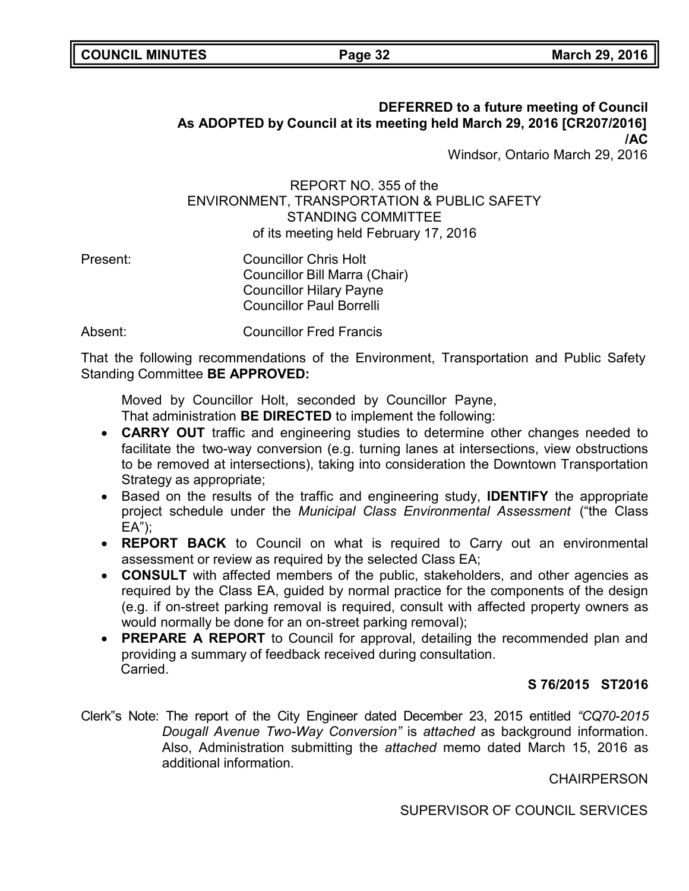**DEFERRED to a future meeting of Council**
**As ADOPTED by Council at its meeting held March 29, 2016 [CR207/2016]**
**/AC**
Windsor, Ontario March 29, 2016

REPORT NO. 355 of the
ENVIRONMENT, TRANSPORTATION & PUBLIC SAFETY
STANDING COMMITTEE
of its meeting held February 17, 2016

Present: Councillor Chris Holt
Councillor Bill Marra (Chair)
Councillor Hilary Payne
Councillor Paul Borrelli

Absent: Councillor Fred Francis

That the following recommendations of the Environment, Transportation and Public Safety Standing Committee **BE APPROVED:**

Moved by Councillor Holt, seconded by Councillor Payne,
That administration **BE DIRECTED** to implement the following:

- **CARRY OUT** traffic and engineering studies to determine other changes needed to facilitate the two-way conversion (e.g. turning lanes at intersections, view obstructions to be removed at intersections), taking into consideration the Downtown Transportation Strategy as appropriate;
- Based on the results of the traffic and engineering study, **IDENTIFY** the appropriate project schedule under the *Municipal Class Environmental Assessment* ("the Class EA");
- **REPORT BACK** to Council on what is required to Carry out an environmental assessment or review as required by the selected Class EA;
- **CONSULT** with affected members of the public, stakeholders, and other agencies as required by the Class EA, guided by normal practice for the components of the design (e.g. if on-street parking removal is required, consult with affected property owners as would normally be done for an on-street parking removal);
- **PREPARE A REPORT** to Council for approval, detailing the recommended plan and providing a summary of feedback received during consultation.

Carried.

**S 76/2015 ST2016**

Clerk"s Note: The report of the City Engineer dated December 23, 2015 entitled *"CQ70-2015 Dougall Avenue Two-Way Conversion"* is *attached* as background information. Also, Administration submitting the *attached* memo dated March 15, 2016 as additional information.

CHAIRPERSON

SUPERVISOR OF COUNCIL SERVICES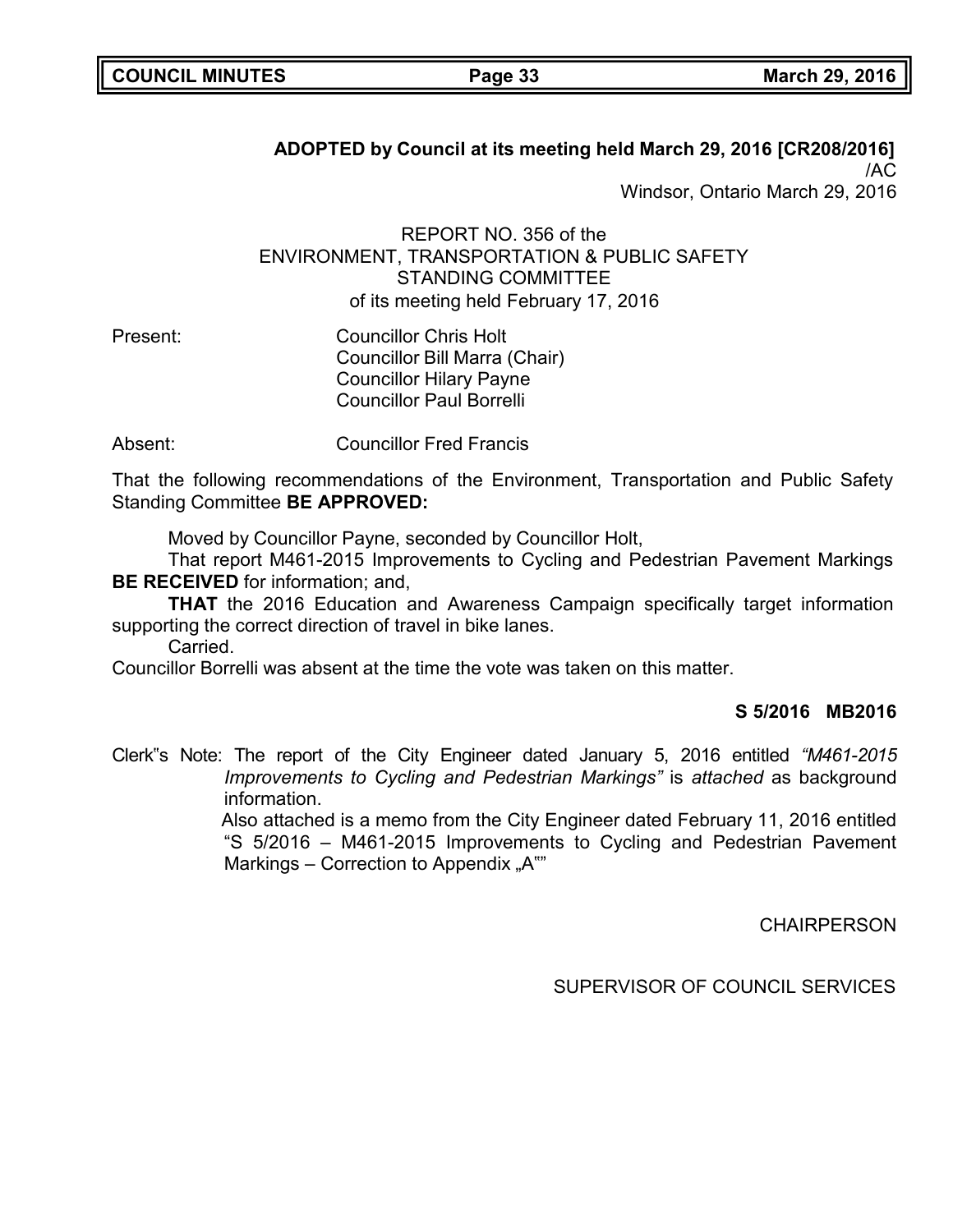**ADOPTED by Council at its meeting held March 29, 2016 [CR208/2016]**

/AC

Windsor, Ontario March 29, 2016

REPORT NO. 356 of the
ENVIRONMENT, TRANSPORTATION & PUBLIC SAFETY
STANDING COMMITTEE
of its meeting held February 17, 2016

Present: Councillor Chris Holt
Councillor Bill Marra (Chair)
Councillor Hilary Payne
Councillor Paul Borrelli

Absent: Councillor Fred Francis

That the following recommendations of the Environment, Transportation and Public Safety Standing Committee **BE APPROVED:**

Moved by Councillor Payne, seconded by Councillor Holt,

That report M461-2015 Improvements to Cycling and Pedestrian Pavement Markings **BE RECEIVED** for information; and,

**THAT** the 2016 Education and Awareness Campaign specifically target information supporting the correct direction of travel in bike lanes.

Carried.

Councillor Borrelli was absent at the time the vote was taken on this matter.

**S 5/2016 MB2016**

Clerk"s Note: The report of the City Engineer dated January 5, 2016 entitled *"M461-2015 Improvements to Cycling and Pedestrian Markings"* is *attached* as background information.

Also attached is a memo from the City Engineer dated February 11, 2016 entitled "S 5/2016 – M461-2015 Improvements to Cycling and Pedestrian Pavement Markings – Correction to Appendix „A""

CHAIRPERSON

SUPERVISOR OF COUNCIL SERVICES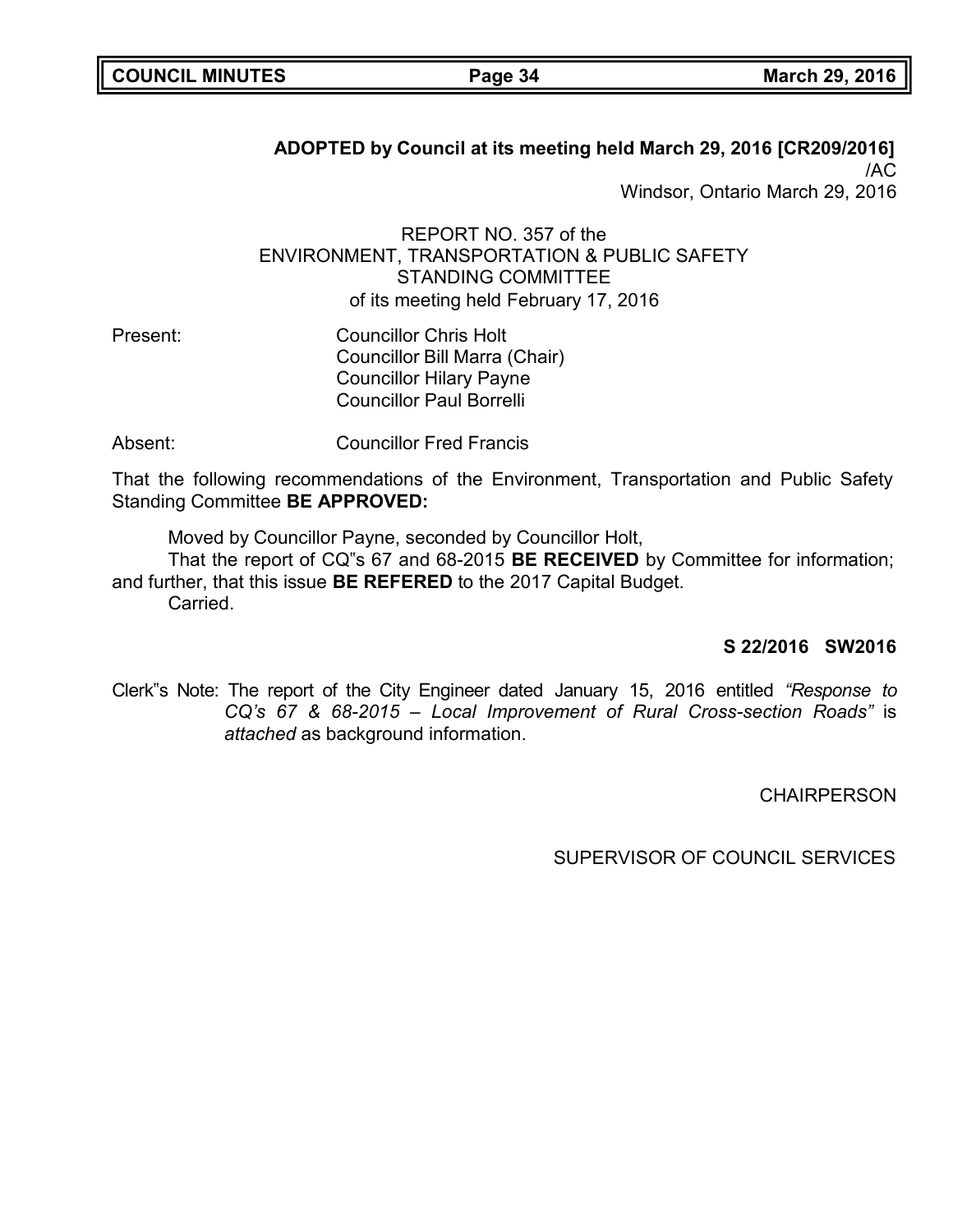**ADOPTED by Council at its meeting held March 29, 2016 [CR209/2016]**

/AC

Windsor, Ontario March 29, 2016

REPORT NO. 357 of the
ENVIRONMENT, TRANSPORTATION & PUBLIC SAFETY
STANDING COMMITTEE
of its meeting held February 17, 2016

Present: Councillor Chris Holt
Councillor Bill Marra (Chair)
Councillor Hilary Payne
Councillor Paul Borrelli

Absent: Councillor Fred Francis

That the following recommendations of the Environment, Transportation and Public Safety Standing Committee **BE APPROVED:**

Moved by Councillor Payne, seconded by Councillor Holt,

That the report of CQ"s 67 and 68-2015 **BE RECEIVED** by Committee for information; and further, that this issue **BE REFERED** to the 2017 Capital Budget.

Carried.

**S 22/2016 SW2016**

Clerk"s Note: The report of the City Engineer dated January 15, 2016 entitled *"Response to CQ's 67 & 68-2015 – Local Improvement of Rural Cross-section Roads"* is *attached* as background information.

CHAIRPERSON

SUPERVISOR OF COUNCIL SERVICES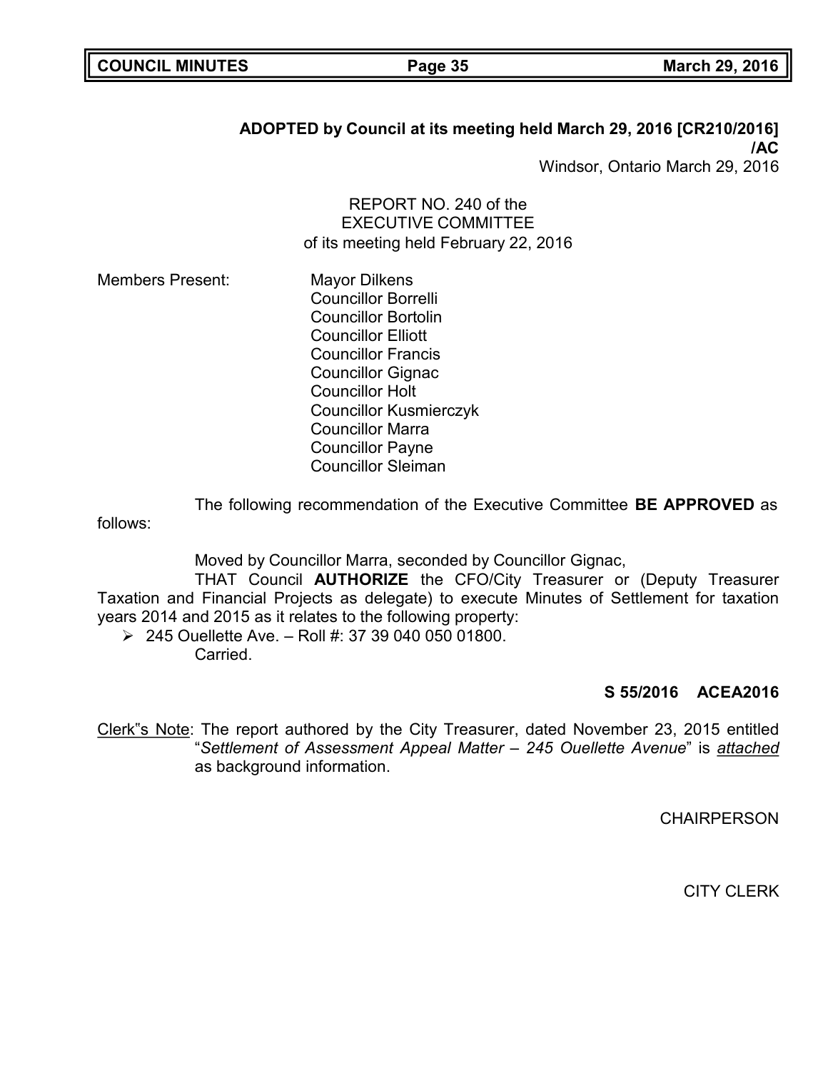**ADOPTED by Council at its meeting held March 29, 2016 [CR210/2016] /AC**

Windsor, Ontario March 29, 2016

REPORT NO. 240 of the
EXECUTIVE COMMITTEE
of its meeting held February 22, 2016

Members Present: Mayor Dilkens
Councillor Borrelli
Councillor Bortolin
Councillor Elliott
Councillor Francis
Councillor Gignac
Councillor Holt
Councillor Kusmierczyk
Councillor Marra
Councillor Payne
Councillor Sleiman

The following recommendation of the Executive Committee **BE APPROVED** as follows:

Moved by Councillor Marra, seconded by Councillor Gignac,

THAT Council **AUTHORIZE** the CFO/City Treasurer or (Deputy Treasurer Taxation and Financial Projects as delegate) to execute Minutes of Settlement for taxation years 2014 and 2015 as it relates to the following property:

- 245 Ouellette Ave. – Roll #: 37 39 040 050 01800.

Carried.

**S 55/2016 ACEA2016**

Clerk"s Note: The report authored by the City Treasurer, dated November 23, 2015 entitled "*Settlement of Assessment Appeal Matter – 245 Ouellette Avenue*" is *attached* as background information.

CHAIRPERSON

CITY CLERK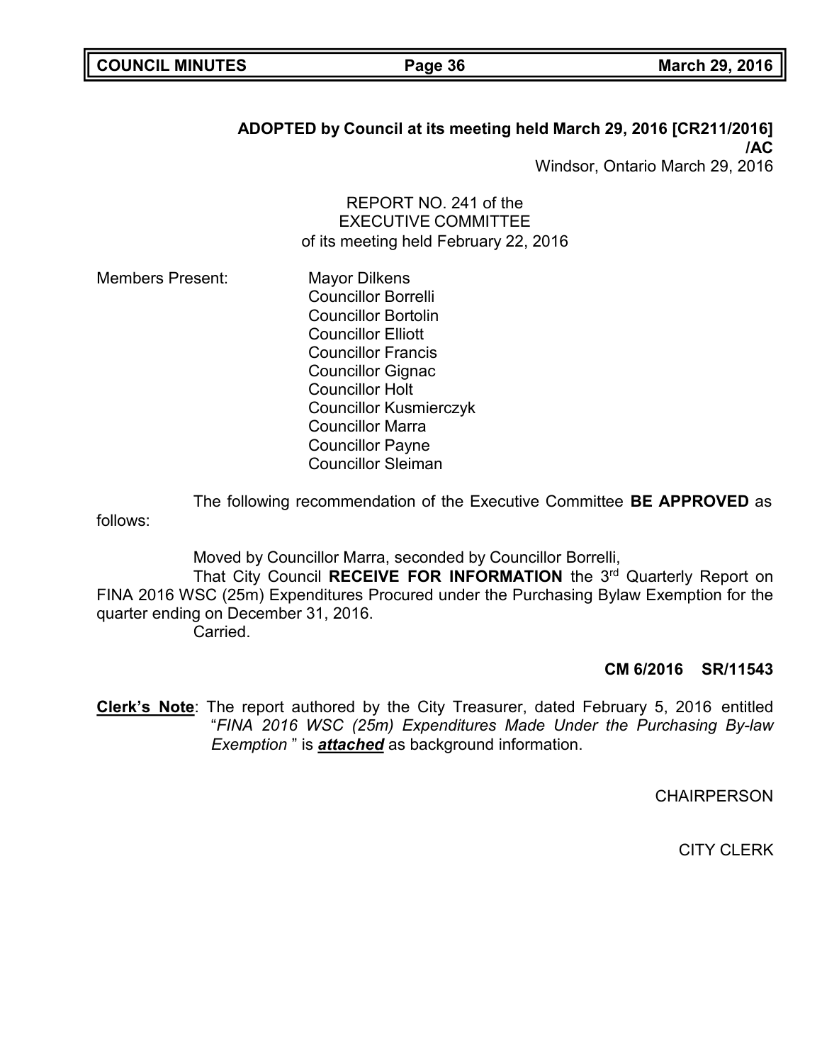**ADOPTED by Council at its meeting held March 29, 2016 [CR211/2016] /AC**

Windsor, Ontario March 29, 2016

REPORT NO. 241 of the
EXECUTIVE COMMITTEE
of its meeting held February 22, 2016

Members Present:
Mayor Dilkens
Councillor Borrelli
Councillor Bortolin
Councillor Elliott
Councillor Francis
Councillor Gignac
Councillor Holt
Councillor Kusmierczyk
Councillor Marra
Councillor Payne
Councillor Sleiman

The following recommendation of the Executive Committee **BE APPROVED** as follows:

Moved by Councillor Marra, seconded by Councillor Borrelli,

That City Council **RECEIVE FOR INFORMATION** the 3rd Quarterly Report on FINA 2016 WSC (25m) Expenditures Procured under the Purchasing Bylaw Exemption for the quarter ending on December 31, 2016.

Carried.

**CM 6/2016 SR/11543**

**Clerk's Note**: The report authored by the City Treasurer, dated February 5, 2016 entitled "*FINA 2016 WSC (25m) Expenditures Made Under the Purchasing By-law Exemption* " is ***attached*** as background information.

CHAIRPERSON

CITY CLERK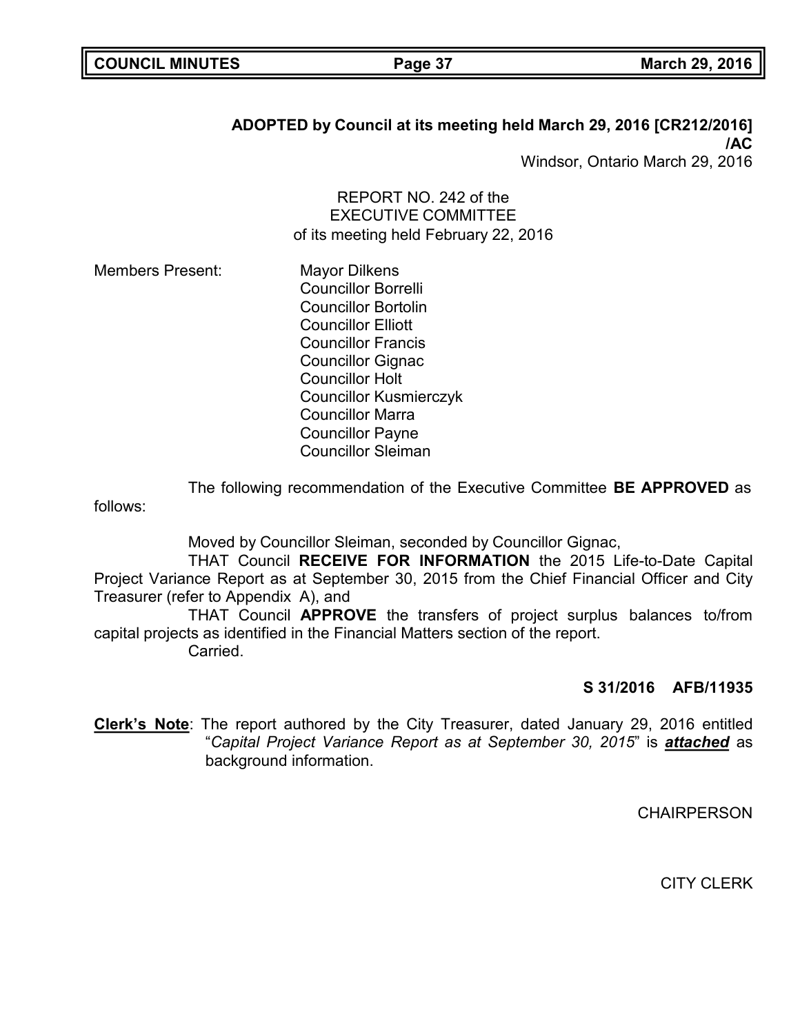**ADOPTED by Council at its meeting held March 29, 2016 [CR212/2016] /AC**

Windsor, Ontario March 29, 2016

REPORT NO. 242 of the
EXECUTIVE COMMITTEE
of its meeting held February 22, 2016

Members Present:

Mayor Dilkens
Councillor Borrelli
Councillor Bortolin
Councillor Elliott
Councillor Francis
Councillor Gignac
Councillor Holt
Councillor Kusmierczyk
Councillor Marra
Councillor Payne
Councillor Sleiman

The following recommendation of the Executive Committee **BE APPROVED** as follows:

Moved by Councillor Sleiman, seconded by Councillor Gignac,

THAT Council **RECEIVE FOR INFORMATION** the 2015 Life-to-Date Capital Project Variance Report as at September 30, 2015 from the Chief Financial Officer and City Treasurer (refer to Appendix A), and

THAT Council **APPROVE** the transfers of project surplus balances to/from capital projects as identified in the Financial Matters section of the report.

Carried.

**S 31/2016 AFB/11935**

**Clerk's Note**: The report authored by the City Treasurer, dated January 29, 2016 entitled "*Capital Project Variance Report as at September 30, 2015*" is ***attached*** as background information.

CHAIRPERSON

CITY CLERK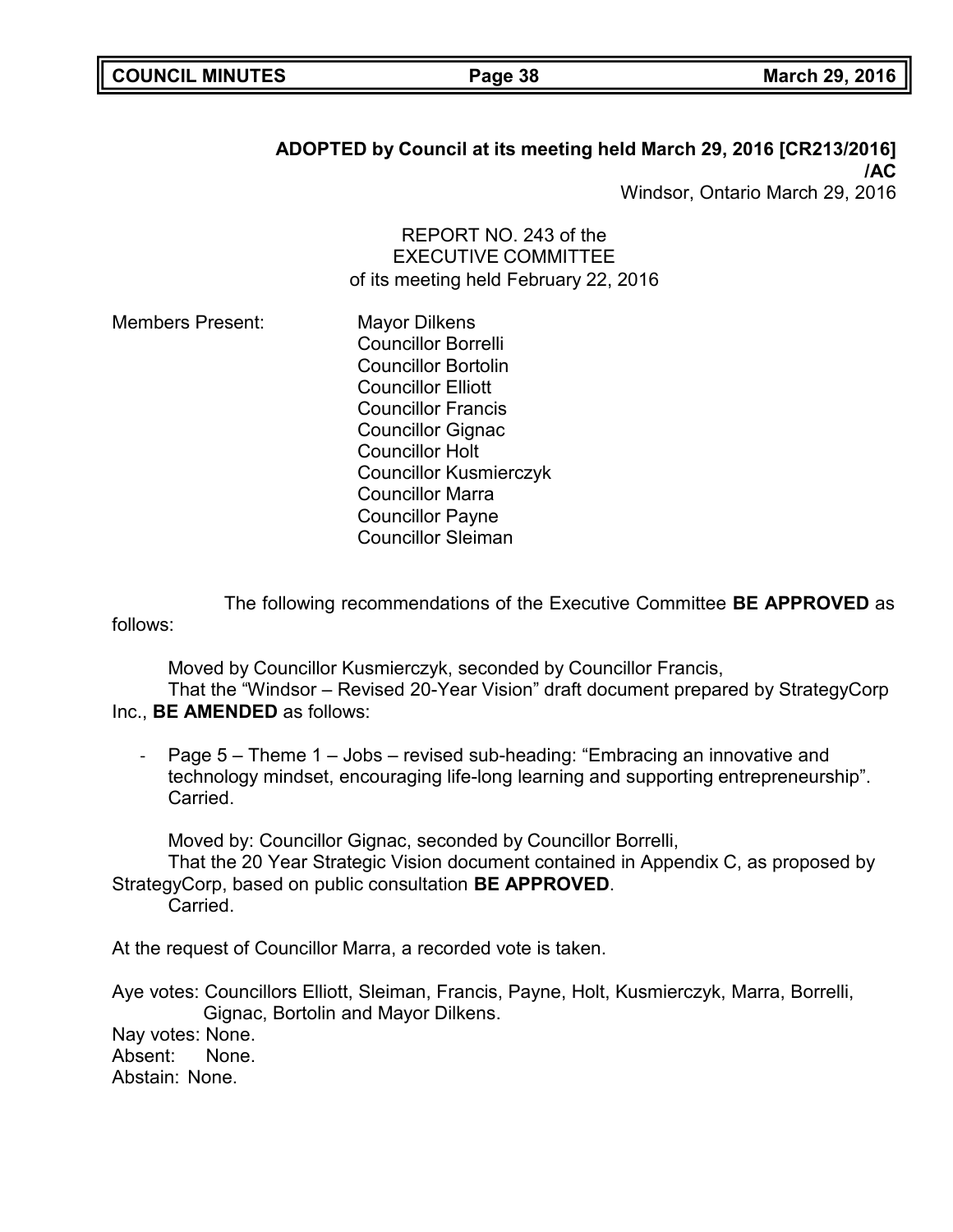**ADOPTED by Council at its meeting held March 29, 2016 [CR213/2016] /AC**

Windsor, Ontario March 29, 2016

REPORT NO. 243 of the
EXECUTIVE COMMITTEE
of its meeting held February 22, 2016

Members Present: Mayor Dilkens
Councillor Borrelli
Councillor Bortolin
Councillor Elliott
Councillor Francis
Councillor Gignac
Councillor Holt
Councillor Kusmierczyk
Councillor Marra
Councillor Payne
Councillor Sleiman

The following recommendations of the Executive Committee **BE APPROVED** as follows:

Moved by Councillor Kusmierczyk, seconded by Councillor Francis,

That the "Windsor – Revised 20-Year Vision" draft document prepared by StrategyCorp Inc., **BE AMENDED** as follows:

- Page 5 – Theme 1 – Jobs – revised sub-heading: "Embracing an innovative and technology mindset, encouraging life-long learning and supporting entrepreneurship". Carried.

Moved by: Councillor Gignac, seconded by Councillor Borrelli,

That the 20 Year Strategic Vision document contained in Appendix C, as proposed by StrategyCorp, based on public consultation **BE APPROVED**.
Carried.

At the request of Councillor Marra, a recorded vote is taken.

Aye votes: Councillors Elliott, Sleiman, Francis, Payne, Holt, Kusmierczyk, Marra, Borrelli, Gignac, Bortolin and Mayor Dilkens.
Nay votes: None.
Absent: None.
Abstain: None.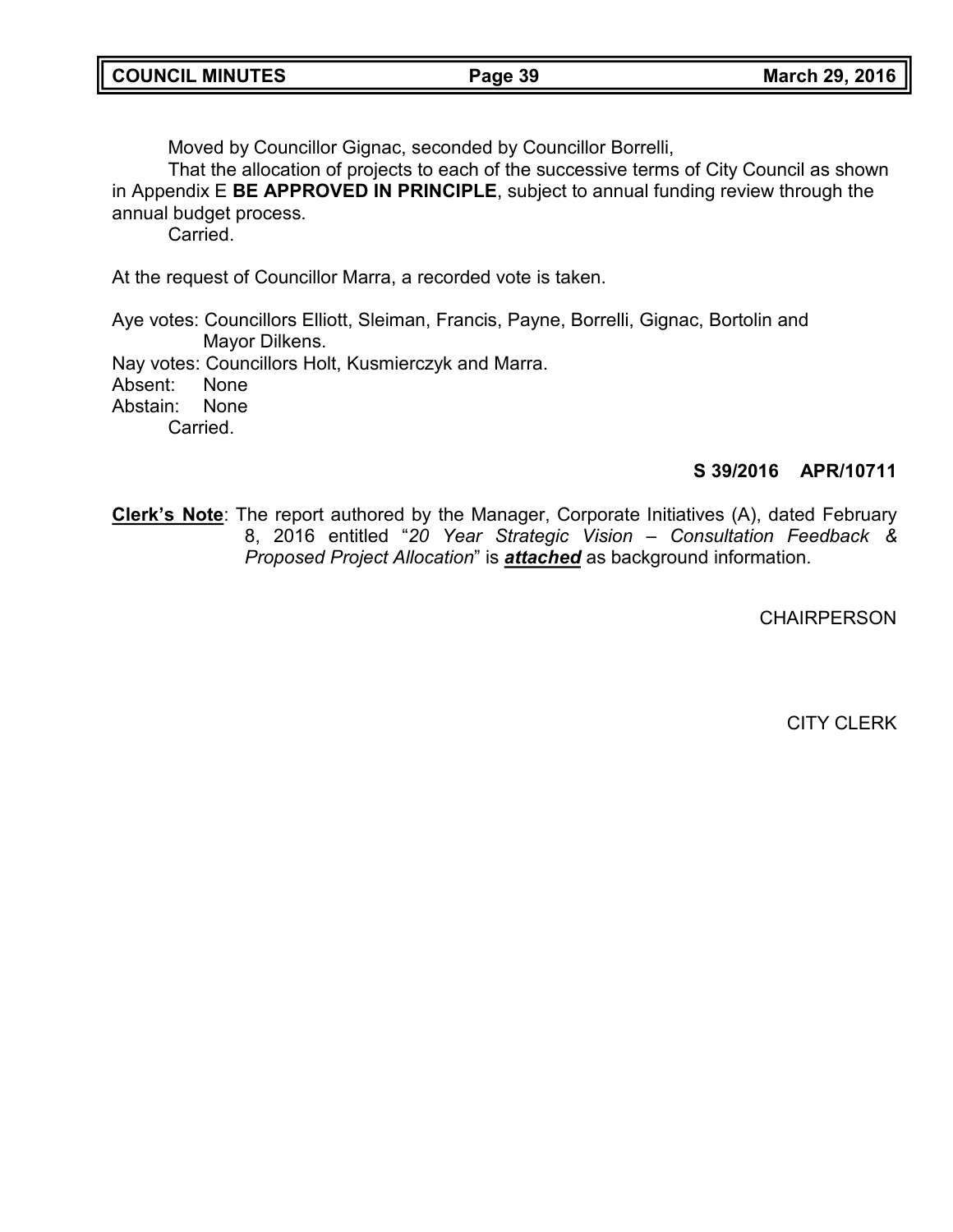Moved by Councillor Gignac, seconded by Councillor Borrelli,

That the allocation of projects to each of the successive terms of City Council as shown in Appendix E **BE APPROVED IN PRINCIPLE**, subject to annual funding review through the annual budget process.

Carried.

At the request of Councillor Marra, a recorded vote is taken.

Aye votes: Councillors Elliott, Sleiman, Francis, Payne, Borrelli, Gignac, Bortolin and Mayor Dilkens.
Nay votes: Councillors Holt, Kusmierczyk and Marra.
Absent: None
Abstain: None

Carried.

**S 39/2016 APR/10711**

**Clerk's Note**: The report authored by the Manager, Corporate Initiatives (A), dated February 8, 2016 entitled "*20 Year Strategic Vision – Consultation Feedback & Proposed Project Allocation*" is ***attached*** as background information.

CHAIRPERSON

CITY CLERK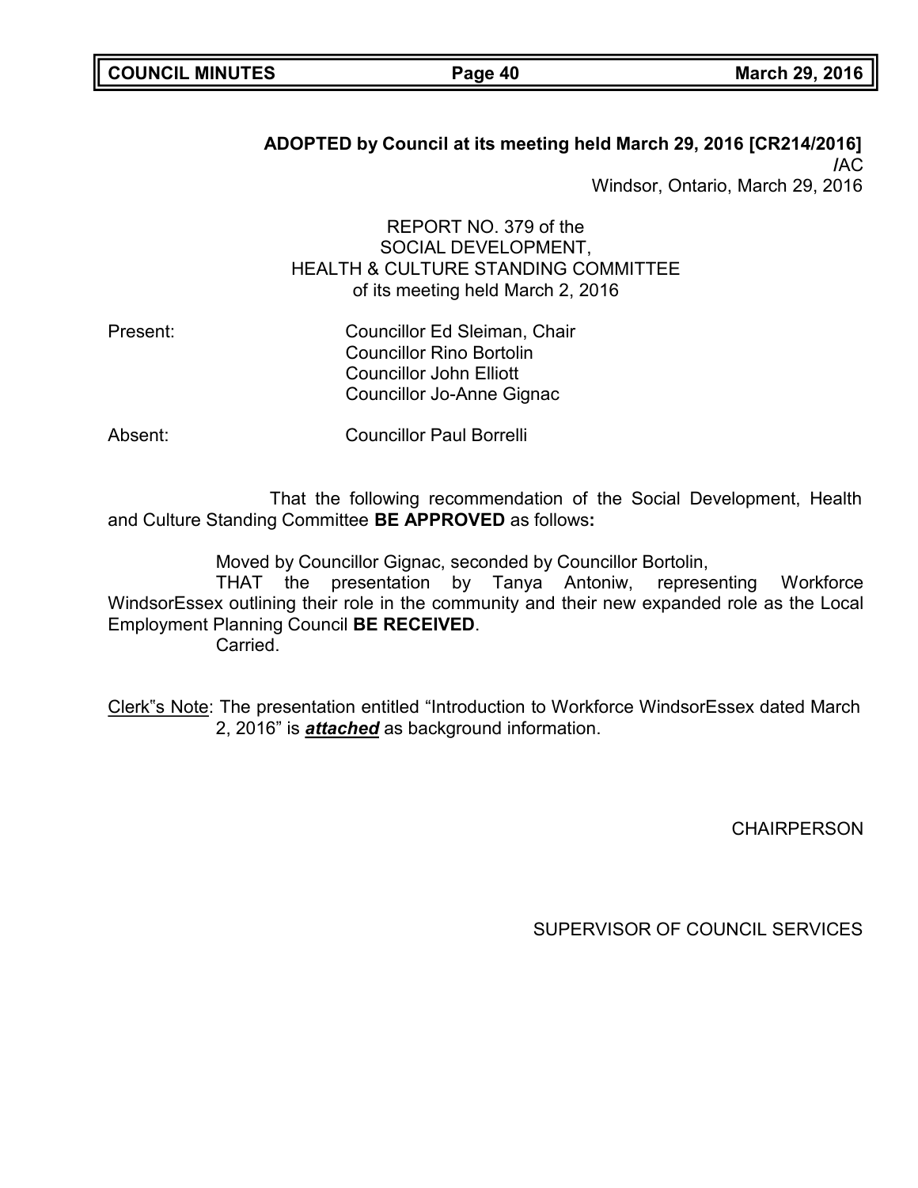**ADOPTED by Council at its meeting held March 29, 2016 [CR214/2016]**

**/**AC

Windsor, Ontario, March 29, 2016

REPORT NO. 379 of the
SOCIAL DEVELOPMENT,
HEALTH & CULTURE STANDING COMMITTEE
of its meeting held March 2, 2016

Present: Councillor Ed Sleiman, Chair
Councillor Rino Bortolin
Councillor John Elliott
Councillor Jo-Anne Gignac

Absent: Councillor Paul Borrelli

That the following recommendation of the Social Development, Health and Culture Standing Committee **BE APPROVED** as follows**:**

Moved by Councillor Gignac, seconded by Councillor Bortolin,

THAT the presentation by Tanya Antoniw, representing Workforce WindsorEssex outlining their role in the community and their new expanded role as the Local Employment Planning Council **BE RECEIVED**.

Carried.

Clerk"s Note: The presentation entitled "Introduction to Workforce WindsorEssex dated March 2, 2016" is ***attached*** as background information.

CHAIRPERSON

SUPERVISOR OF COUNCIL SERVICES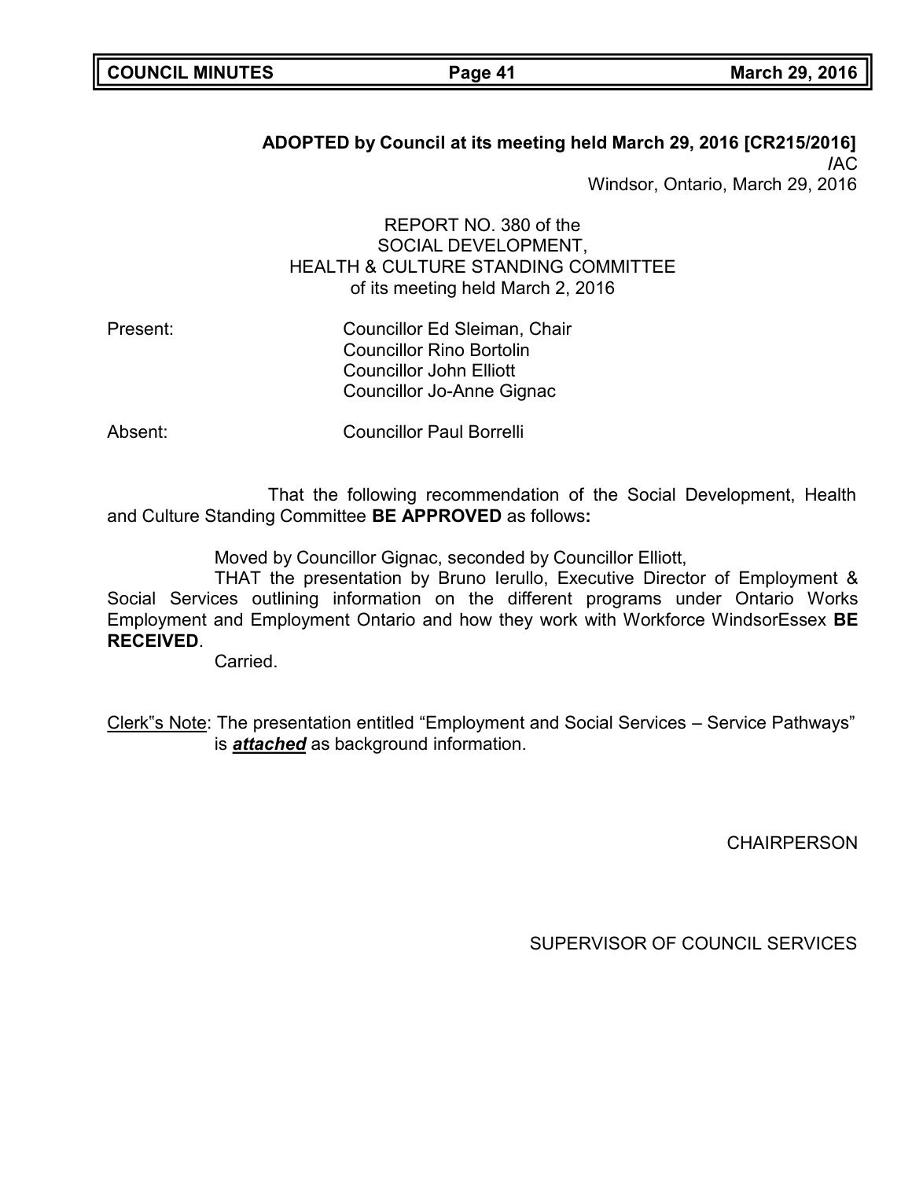**ADOPTED by Council at its meeting held March 29, 2016 [CR215/2016]**
**/**AC
Windsor, Ontario, March 29, 2016

REPORT NO. 380 of the
SOCIAL DEVELOPMENT,
HEALTH & CULTURE STANDING COMMITTEE
of its meeting held March 2, 2016

Present: Councillor Ed Sleiman, Chair
Councillor Rino Bortolin
Councillor John Elliott
Councillor Jo-Anne Gignac

Absent: Councillor Paul Borrelli

That the following recommendation of the Social Development, Health and Culture Standing Committee **BE APPROVED** as follows**:**

Moved by Councillor Gignac, seconded by Councillor Elliott,

THAT the presentation by Bruno Ierullo, Executive Director of Employment & Social Services outlining information on the different programs under Ontario Works Employment and Employment Ontario and how they work with Workforce WindsorEssex **BE RECEIVED**.

Carried.

Clerk"s Note: The presentation entitled "Employment and Social Services – Service Pathways" is ***attached*** as background information.

CHAIRPERSON

SUPERVISOR OF COUNCIL SERVICES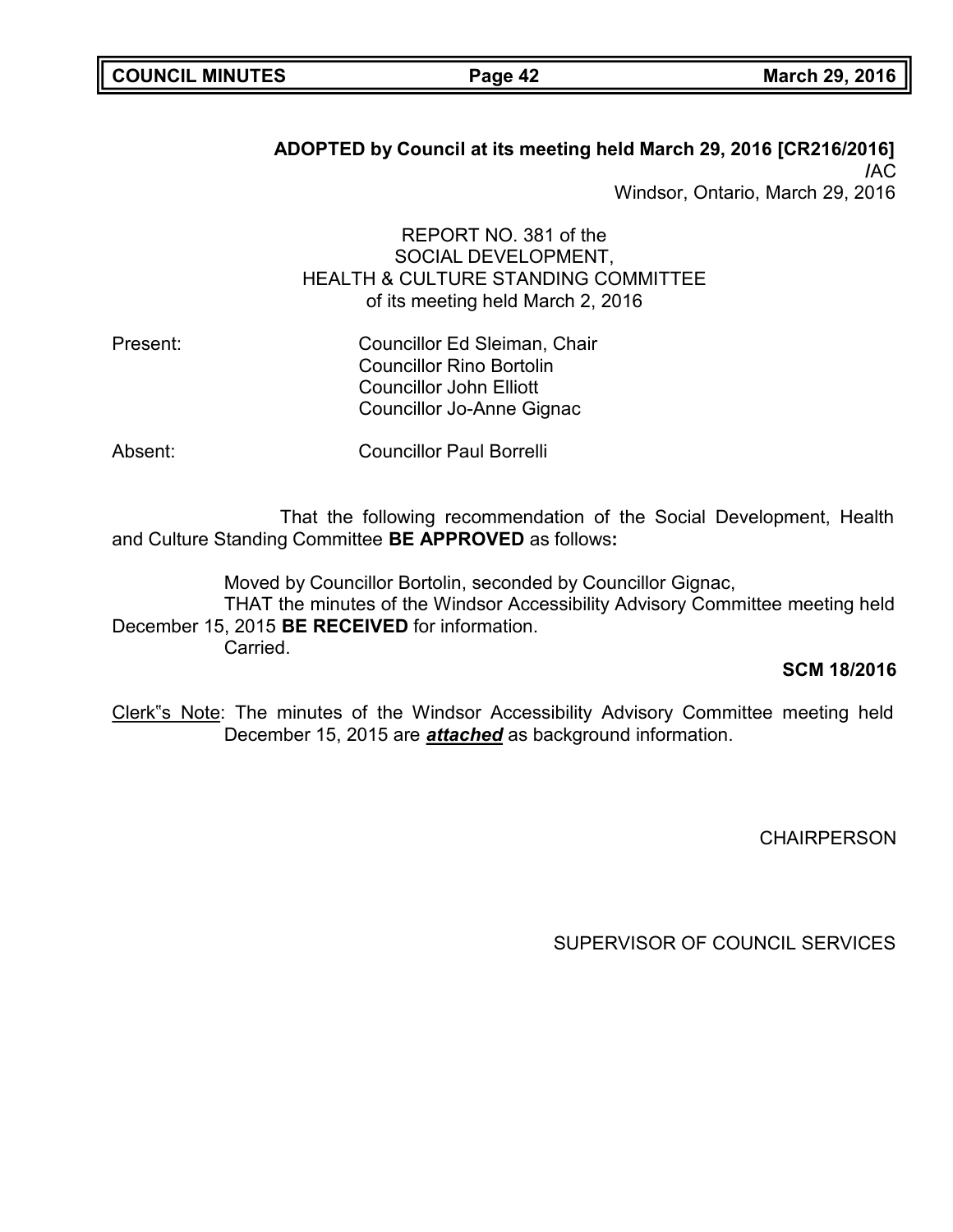**ADOPTED by Council at its meeting held March 29, 2016 [CR216/2016]**
**/**AC
Windsor, Ontario, March 29, 2016

REPORT NO. 381 of the
SOCIAL DEVELOPMENT,
HEALTH & CULTURE STANDING COMMITTEE
of its meeting held March 2, 2016

Present: Councillor Ed Sleiman, Chair
Councillor Rino Bortolin
Councillor John Elliott
Councillor Jo-Anne Gignac

Absent: Councillor Paul Borrelli

That the following recommendation of the Social Development, Health and Culture Standing Committee **BE APPROVED** as follows**:**

Moved by Councillor Bortolin, seconded by Councillor Gignac,
THAT the minutes of the Windsor Accessibility Advisory Committee meeting held December 15, 2015 **BE RECEIVED** for information.
Carried.

**SCM 18/2016**

Clerk"s Note: The minutes of the Windsor Accessibility Advisory Committee meeting held December 15, 2015 are ***attached*** as background information.

CHAIRPERSON

SUPERVISOR OF COUNCIL SERVICES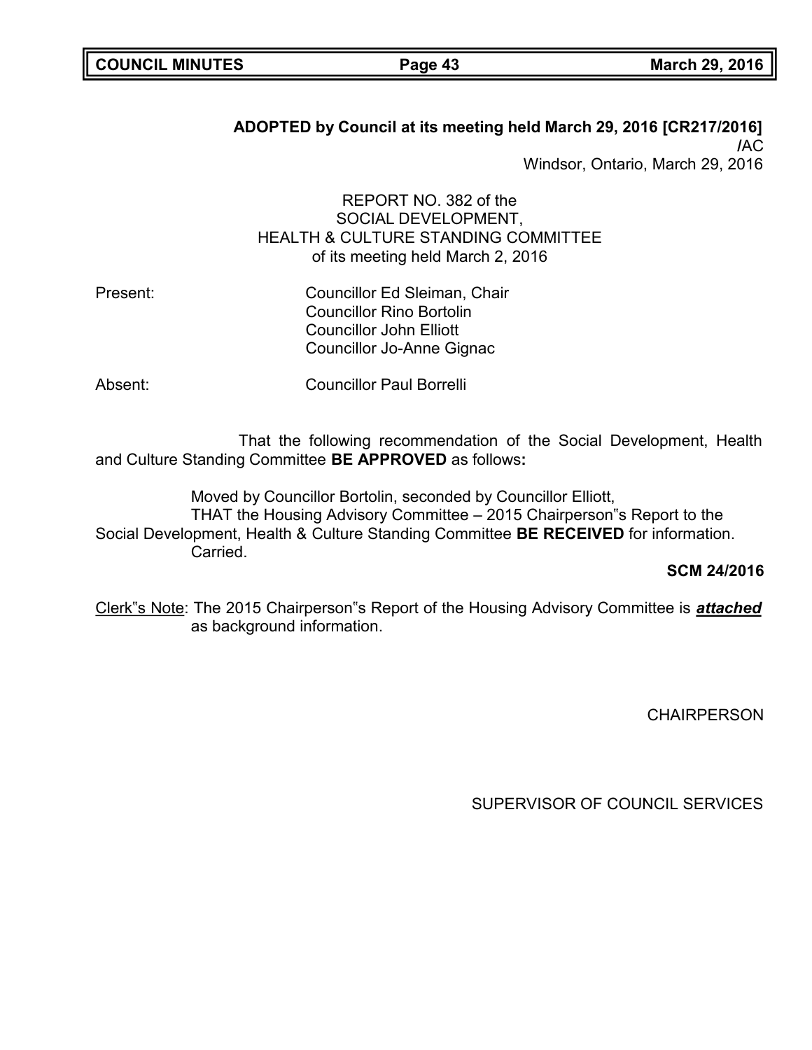**ADOPTED by Council at its meeting held March 29, 2016 [CR217/2016]**

**/**AC

Windsor, Ontario, March 29, 2016

REPORT NO. 382 of the
SOCIAL DEVELOPMENT,
HEALTH & CULTURE STANDING COMMITTEE
of its meeting held March 2, 2016

Present: Councillor Ed Sleiman, Chair
Councillor Rino Bortolin
Councillor John Elliott
Councillor Jo-Anne Gignac

Absent: Councillor Paul Borrelli

That the following recommendation of the Social Development, Health and Culture Standing Committee **BE APPROVED** as follows**:**

Moved by Councillor Bortolin, seconded by Councillor Elliott,
THAT the Housing Advisory Committee – 2015 Chairperson"s Report to the Social Development, Health & Culture Standing Committee **BE RECEIVED** for information.
Carried.

**SCM 24/2016**

Clerk"s Note: The 2015 Chairperson"s Report of the Housing Advisory Committee is ***attached*** as background information.

CHAIRPERSON

SUPERVISOR OF COUNCIL SERVICES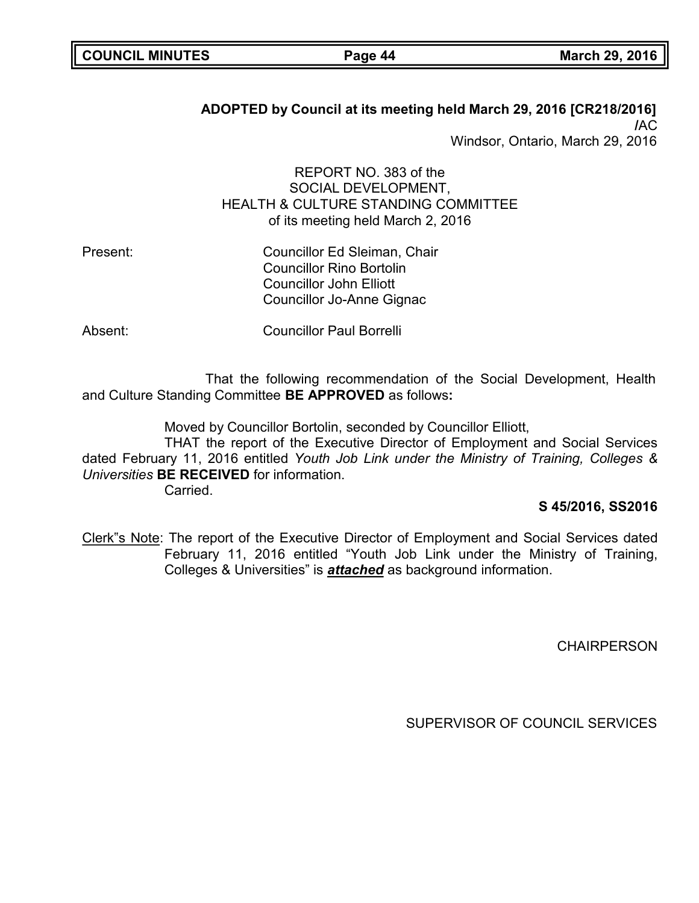**ADOPTED by Council at its meeting held March 29, 2016 [CR218/2016]**
**/**AC
Windsor, Ontario, March 29, 2016

REPORT NO. 383 of the
SOCIAL DEVELOPMENT,
HEALTH & CULTURE STANDING COMMITTEE
of its meeting held March 2, 2016

Present: Councillor Ed Sleiman, Chair
Councillor Rino Bortolin
Councillor John Elliott
Councillor Jo-Anne Gignac

Absent: Councillor Paul Borrelli

That the following recommendation of the Social Development, Health and Culture Standing Committee **BE APPROVED** as follows**:**

Moved by Councillor Bortolin, seconded by Councillor Elliott,

THAT the report of the Executive Director of Employment and Social Services dated February 11, 2016 entitled *Youth Job Link under the Ministry of Training, Colleges & Universities* **BE RECEIVED** for information.

Carried.

**S 45/2016, SS2016**

Clerk‟s Note: The report of the Executive Director of Employment and Social Services dated February 11, 2016 entitled "Youth Job Link under the Ministry of Training, Colleges & Universities" is ***attached*** as background information.

CHAIRPERSON

SUPERVISOR OF COUNCIL SERVICES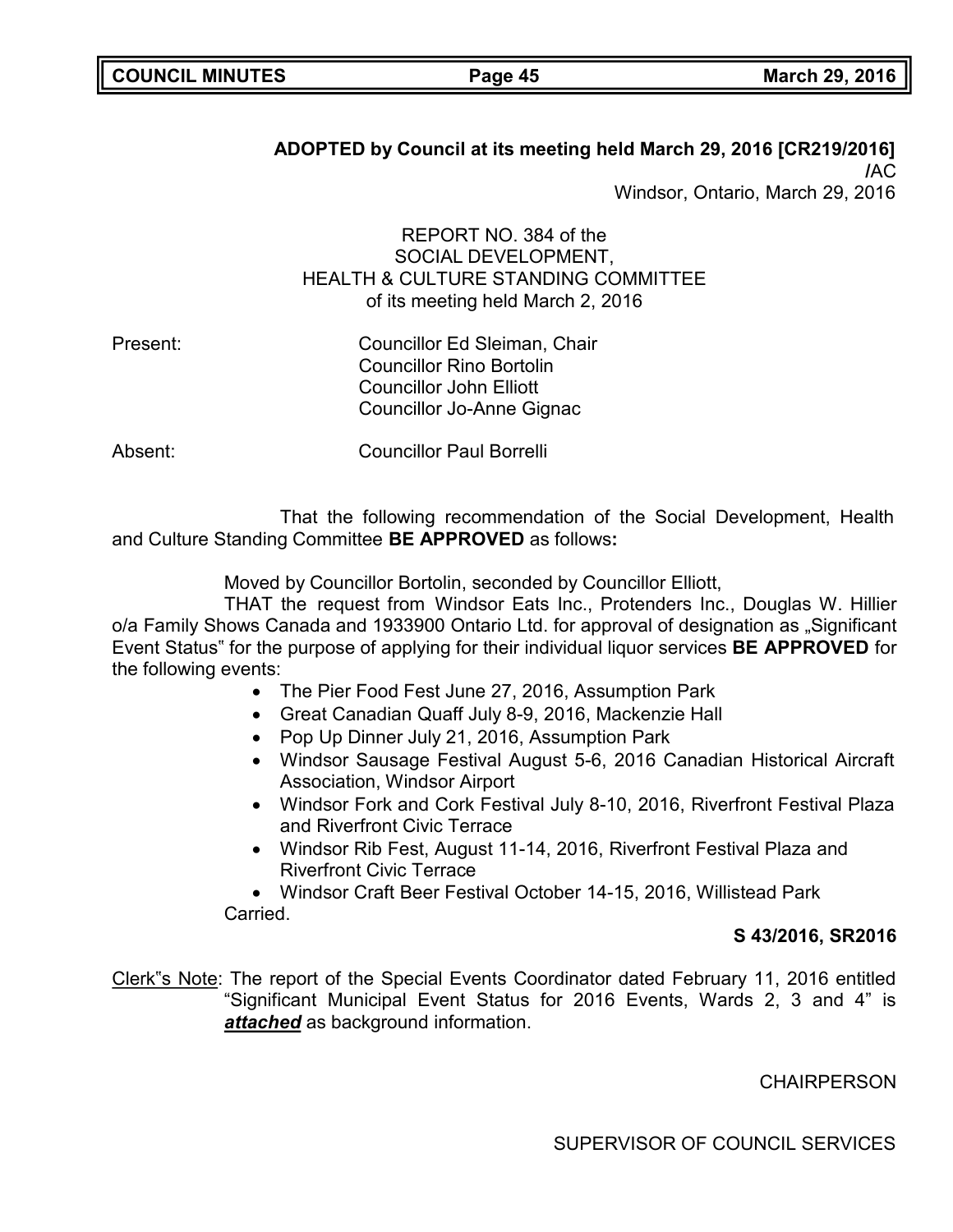**ADOPTED by Council at its meeting held March 29, 2016 [CR219/2016]**
**/**AC
Windsor, Ontario, March 29, 2016

REPORT NO. 384 of the
SOCIAL DEVELOPMENT,
HEALTH & CULTURE STANDING COMMITTEE
of its meeting held March 2, 2016

Present: Councillor Ed Sleiman, Chair
Councillor Rino Bortolin
Councillor John Elliott
Councillor Jo-Anne Gignac

Absent: Councillor Paul Borrelli

That the following recommendation of the Social Development, Health and Culture Standing Committee **BE APPROVED** as follows**:**

Moved by Councillor Bortolin, seconded by Councillor Elliott,

THAT the request from Windsor Eats Inc., Protenders Inc., Douglas W. Hillier o/a Family Shows Canada and 1933900 Ontario Ltd. for approval of designation as „Significant Event Status" for the purpose of applying for their individual liquor services **BE APPROVED** for the following events:

- The Pier Food Fest June 27, 2016, Assumption Park
- Great Canadian Quaff July 8-9, 2016, Mackenzie Hall
- Pop Up Dinner July 21, 2016, Assumption Park
- Windsor Sausage Festival August 5-6, 2016 Canadian Historical Aircraft Association, Windsor Airport
- Windsor Fork and Cork Festival July 8-10, 2016, Riverfront Festival Plaza and Riverfront Civic Terrace
- Windsor Rib Fest, August 11-14, 2016, Riverfront Festival Plaza and Riverfront Civic Terrace
- Windsor Craft Beer Festival October 14-15, 2016, Willistead Park

Carried.

**S 43/2016, SR2016**

Clerk"s Note: The report of the Special Events Coordinator dated February 11, 2016 entitled "Significant Municipal Event Status for 2016 Events, Wards 2, 3 and 4" is ***attached*** as background information.

CHAIRPERSON

SUPERVISOR OF COUNCIL SERVICES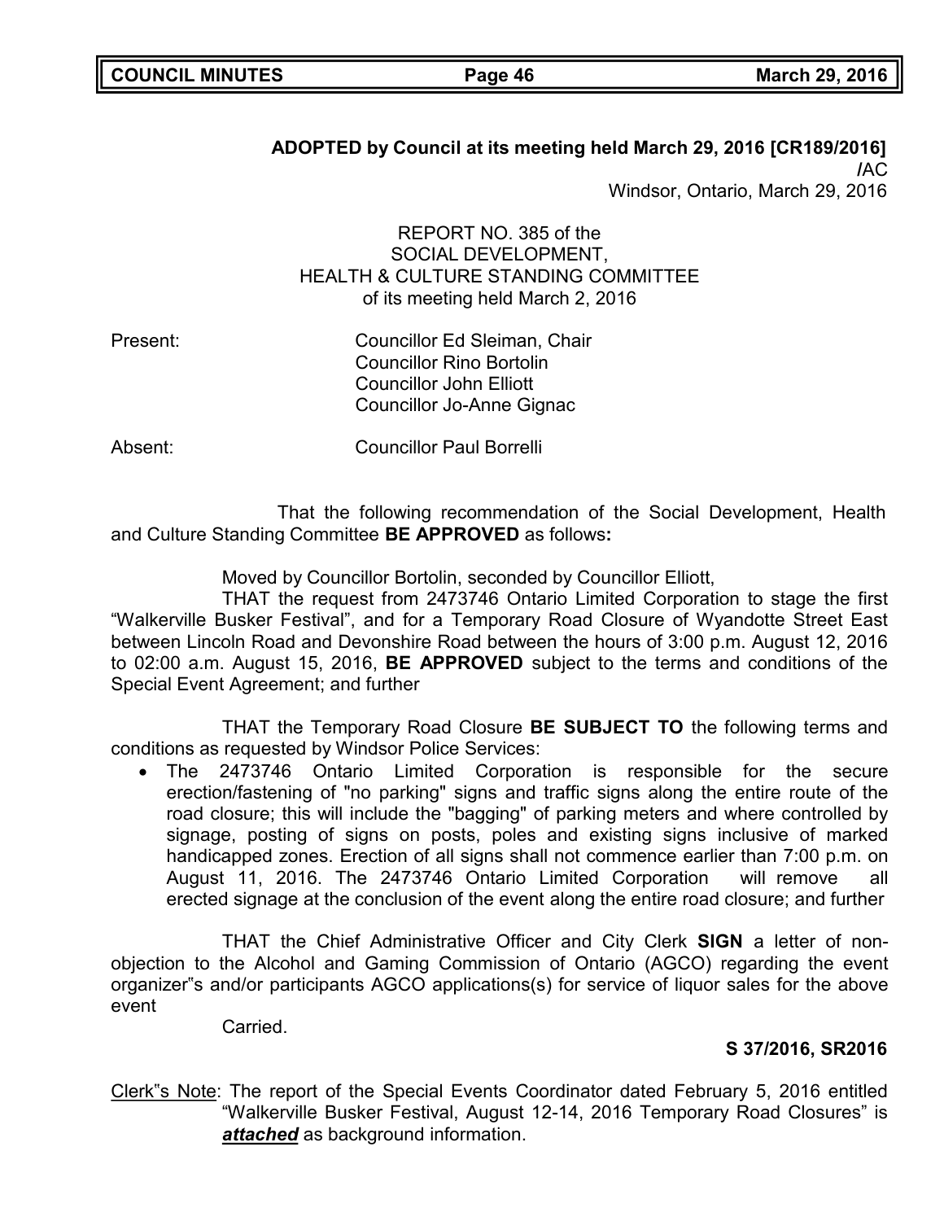**ADOPTED by Council at its meeting held March 29, 2016 [CR189/2016]**

**/**AC

Windsor, Ontario, March 29, 2016

REPORT NO. 385 of the
SOCIAL DEVELOPMENT,
HEALTH & CULTURE STANDING COMMITTEE
of its meeting held March 2, 2016

Present: Councillor Ed Sleiman, Chair
Councillor Rino Bortolin
Councillor John Elliott
Councillor Jo-Anne Gignac

Absent: Councillor Paul Borrelli

That the following recommendation of the Social Development, Health and Culture Standing Committee **BE APPROVED** as follows**:**

Moved by Councillor Bortolin, seconded by Councillor Elliott,

THAT the request from 2473746 Ontario Limited Corporation to stage the first "Walkerville Busker Festival", and for a Temporary Road Closure of Wyandotte Street East between Lincoln Road and Devonshire Road between the hours of 3:00 p.m. August 12, 2016 to 02:00 a.m. August 15, 2016, **BE APPROVED** subject to the terms and conditions of the Special Event Agreement; and further

THAT the Temporary Road Closure **BE SUBJECT TO** the following terms and conditions as requested by Windsor Police Services:

- The 2473746 Ontario Limited Corporation is responsible for the secure erection/fastening of "no parking" signs and traffic signs along the entire route of the road closure; this will include the "bagging" of parking meters and where controlled by signage, posting of signs on posts, poles and existing signs inclusive of marked handicapped zones. Erection of all signs shall not commence earlier than 7:00 p.m. on August 11, 2016. The 2473746 Ontario Limited Corporation will remove all erected signage at the conclusion of the event along the entire road closure; and further

THAT the Chief Administrative Officer and City Clerk **SIGN** a letter of non-objection to the Alcohol and Gaming Commission of Ontario (AGCO) regarding the event organizer‟s and/or participants AGCO applications(s) for service of liquor sales for the above event

Carried.

**S 37/2016, SR2016**

Clerk‟s Note: The report of the Special Events Coordinator dated February 5, 2016 entitled "Walkerville Busker Festival, August 12-14, 2016 Temporary Road Closures" is ***attached*** as background information.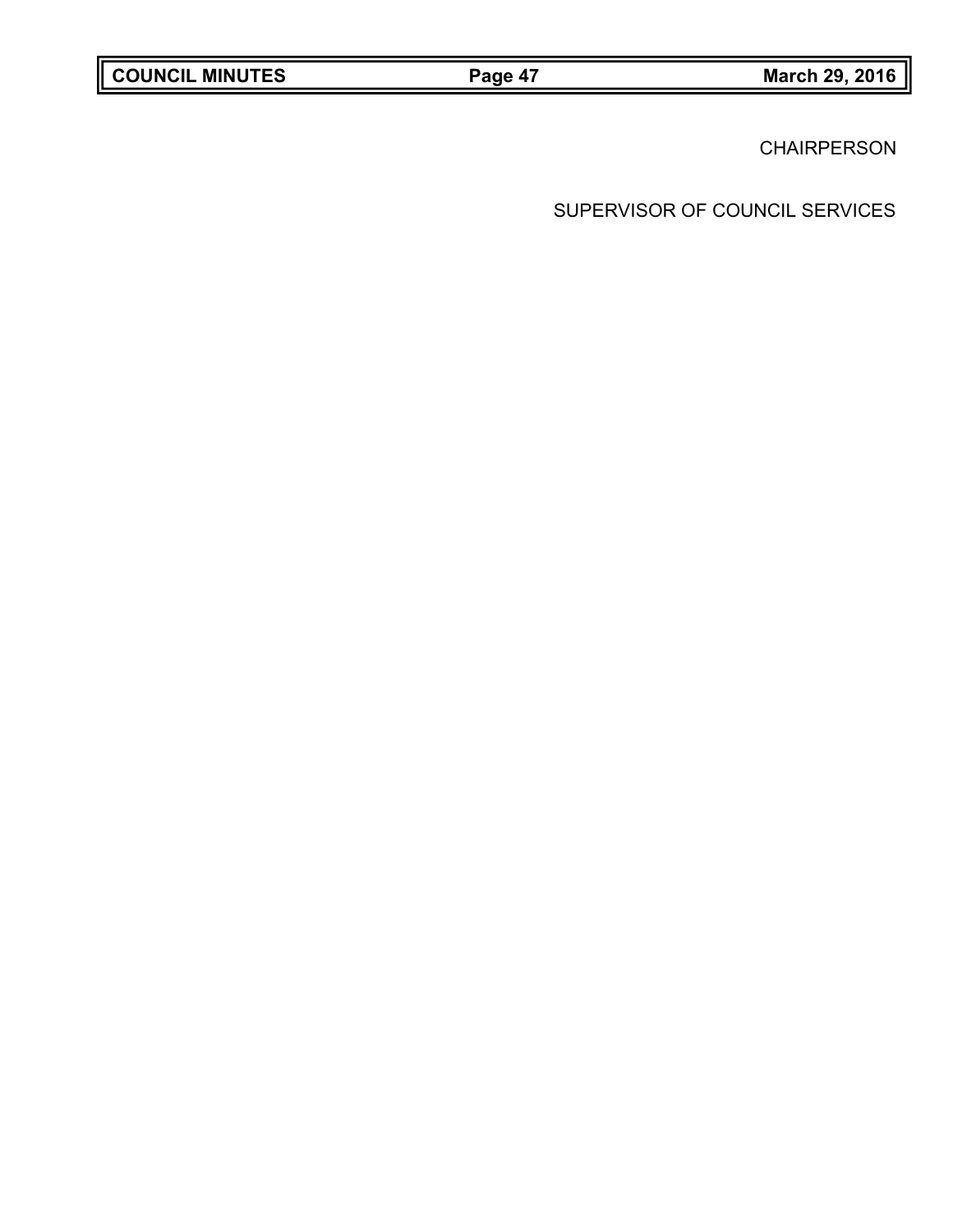CHAIRPERSON

SUPERVISOR OF COUNCIL SERVICES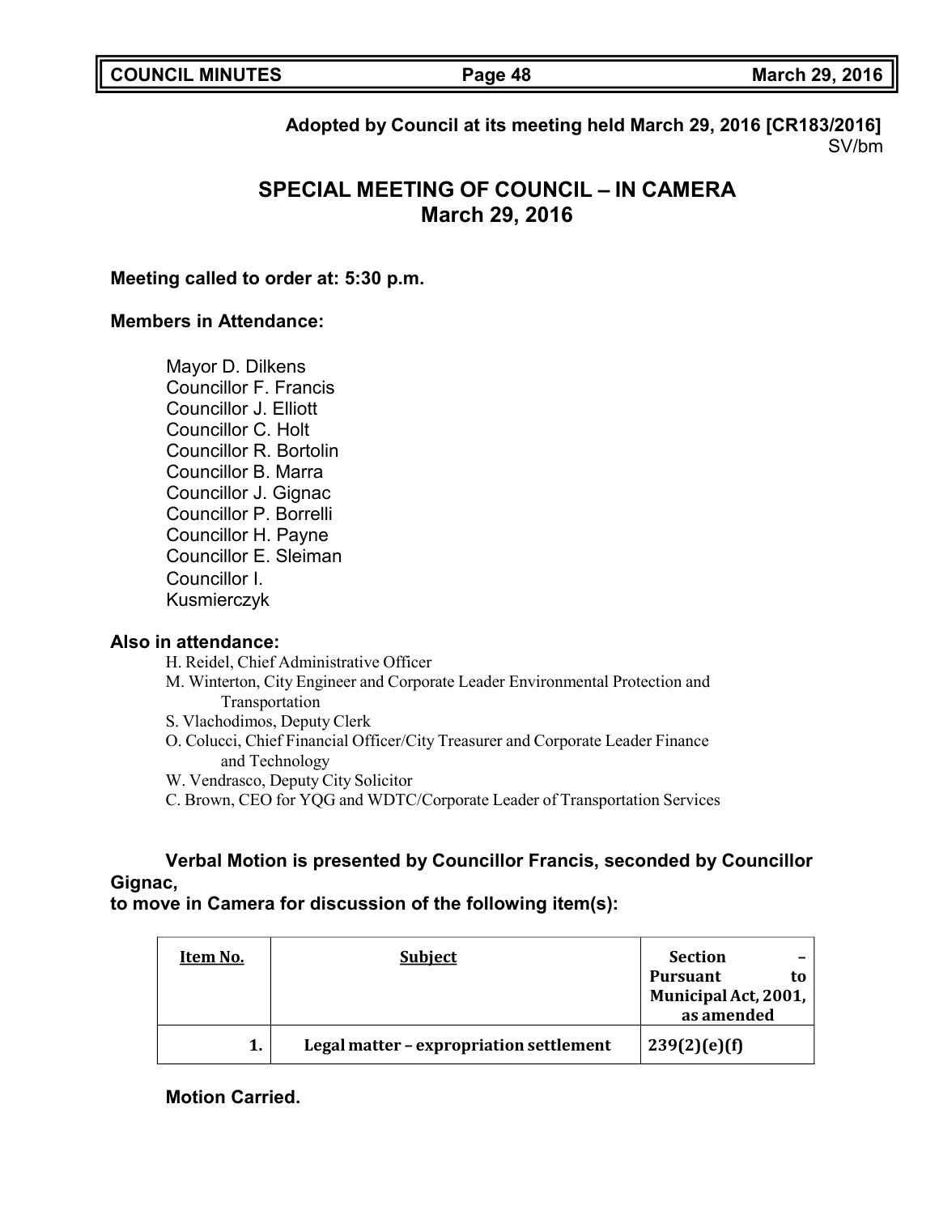**Adopted by Council at its meeting held March 29, 2016 [CR183/2016]**
SV/bm

# SPECIAL MEETING OF COUNCIL – IN CAMERA
## March 29, 2016

**Meeting called to order at: 5:30 p.m.**

**Members in Attendance:**

Mayor D. Dilkens
Councillor F. Francis
Councillor J. Elliott
Councillor C. Holt
Councillor R. Bortolin
Councillor B. Marra
Councillor J. Gignac
Councillor P. Borrelli
Councillor H. Payne
Councillor E. Sleiman
Councillor I. Kusmierczyk

**Also in attendance:**

H. Reidel, Chief Administrative Officer
M. Winterton, City Engineer and Corporate Leader Environmental Protection and Transportation
S. Vlachodimos, Deputy Clerk
O. Colucci, Chief Financial Officer/City Treasurer and Corporate Leader Finance and Technology
W. Vendrasco, Deputy City Solicitor
C. Brown, CEO for YQG and WDTC/Corporate Leader of Transportation Services

**Verbal Motion is presented by Councillor Francis, seconded by Councillor Gignac, to move in Camera for discussion of the following item(s):**

| Item No. | Subject | Section – Pursuant to Municipal Act, 2001, as amended |
|---|---|---|
| 1. | Legal matter – expropriation settlement | 239(2)(e)(f) |

**Motion Carried.**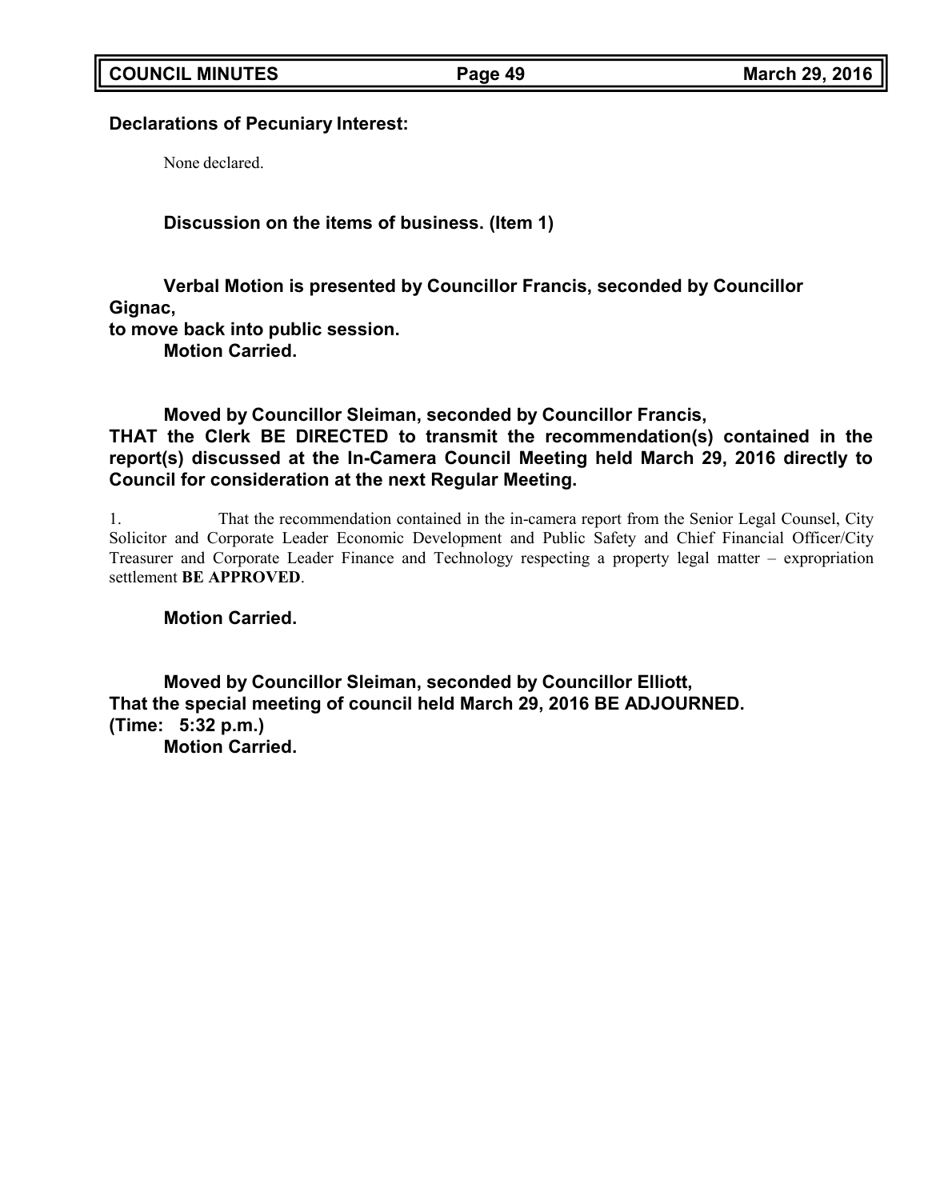**Declarations of Pecuniary Interest:**

None declared.

**Discussion on the items of business. (Item 1)**

**Verbal Motion is presented by Councillor Francis, seconded by Councillor Gignac,**
**to move back into public session.**
**Motion Carried.**

**Moved by Councillor Sleiman, seconded by Councillor Francis,**
**THAT the Clerk BE DIRECTED to transmit the recommendation(s) contained in the report(s) discussed at the In-Camera Council Meeting held March 29, 2016 directly to Council for consideration at the next Regular Meeting.**

1. That the recommendation contained in the in-camera report from the Senior Legal Counsel, City Solicitor and Corporate Leader Economic Development and Public Safety and Chief Financial Officer/City Treasurer and Corporate Leader Finance and Technology respecting a property legal matter – expropriation settlement **BE APPROVED**.

**Motion Carried.**

**Moved by Councillor Sleiman, seconded by Councillor Elliott,**
**That the special meeting of council held March 29, 2016 BE ADJOURNED.**
**(Time: 5:32 p.m.)**
**Motion Carried.**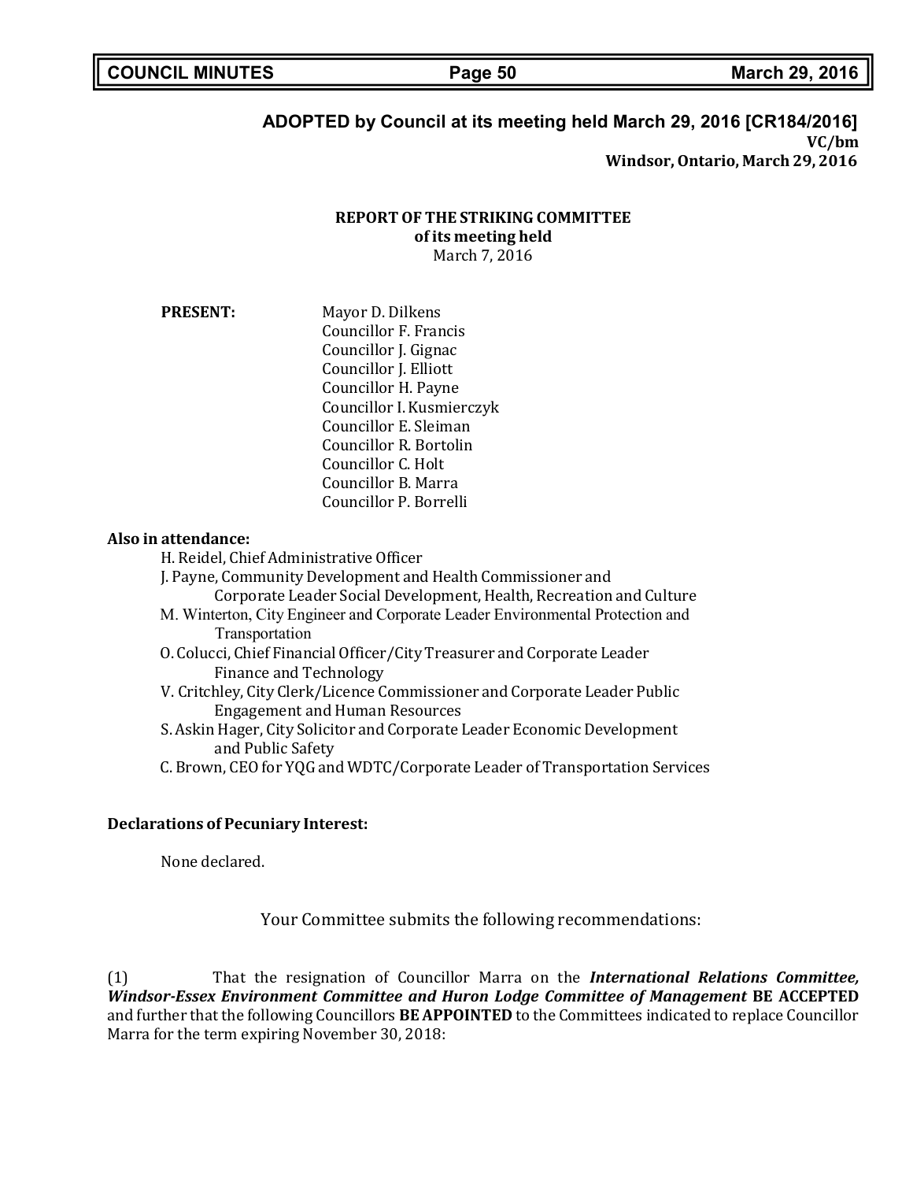**ADOPTED by Council at its meeting held March 29, 2016 [CR184/2016]**
**VC/bm**
**Windsor, Ontario, March 29, 2016**

**REPORT OF THE STRIKING COMMITTEE**
**of its meeting held**
March 7, 2016

**PRESENT:**

Mayor D. Dilkens
Councillor F. Francis
Councillor J. Gignac
Councillor J. Elliott
Councillor H. Payne
Councillor I. Kusmierczyk
Councillor E. Sleiman
Councillor R. Bortolin
Councillor C. Holt
Councillor B. Marra
Councillor P. Borrelli

**Also in attendance:**

H. Reidel, Chief Administrative Officer
J. Payne, Community Development and Health Commissioner and Corporate Leader Social Development, Health, Recreation and Culture
M. Winterton, City Engineer and Corporate Leader Environmental Protection and Transportation
O. Colucci, Chief Financial Officer/City Treasurer and Corporate Leader Finance and Technology
V. Critchley, City Clerk/Licence Commissioner and Corporate Leader Public Engagement and Human Resources
S. Askin Hager, City Solicitor and Corporate Leader Economic Development and Public Safety
C. Brown, CEO for YQG and WDTC/Corporate Leader of Transportation Services

**Declarations of Pecuniary Interest:**

None declared.

Your Committee submits the following recommendations:

(1) That the resignation of Councillor Marra on the ***International Relations Committee, Windsor-Essex Environment Committee and Huron Lodge Committee of Management*** **BE ACCEPTED** and further that the following Councillors **BE APPOINTED** to the Committees indicated to replace Councillor Marra for the term expiring November 30, 2018: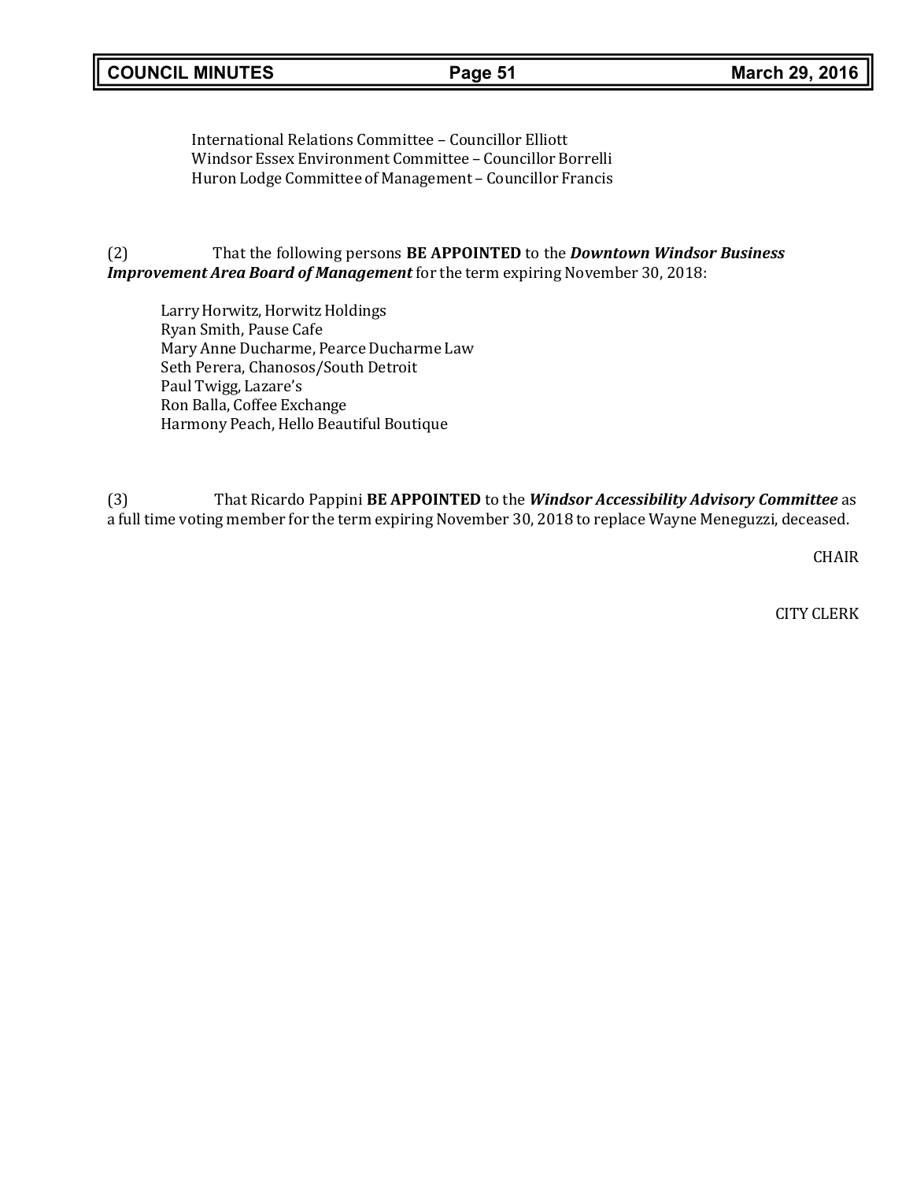International Relations Committee – Councillor Elliott
Windsor Essex Environment Committee – Councillor Borrelli
Huron Lodge Committee of Management – Councillor Francis

(2) That the following persons **BE APPOINTED** to the ***Downtown Windsor Business Improvement Area Board of Management*** for the term expiring November 30, 2018:

Larry Horwitz, Horwitz Holdings
Ryan Smith, Pause Cafe
Mary Anne Ducharme, Pearce Ducharme Law
Seth Perera, Chanosos/South Detroit
Paul Twigg, Lazare's
Ron Balla, Coffee Exchange
Harmony Peach, Hello Beautiful Boutique

(3) That Ricardo Pappini **BE APPOINTED** to the ***Windsor Accessibility Advisory Committee*** as a full time voting member for the term expiring November 30, 2018 to replace Wayne Meneguzzi, deceased.

CHAIR

CITY CLERK